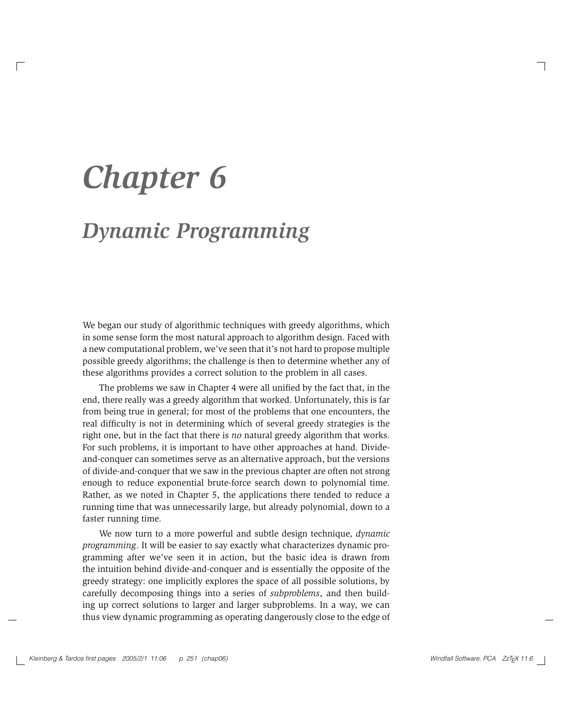# *Chapter 6*

## *Dynamic Programming*

We began our study of algorithmic techniques with greedy algorithms, which in some sense form the most natural approach to algorithm design. Faced with a new computational problem, we've seen that it's not hard to propose multiple possible greedy algorithms; the challenge is then to determine whether any of these algorithms provides a correct solution to the problem in all cases.

The problems we saw in Chapter 4 were all unified by the fact that, in the end, there really was a greedy algorithm that worked. Unfortunately, this is far from being true in general; for most of the problems that one encounters, the real difficulty is not in determining which of several greedy strategies is the right one, but in the fact that there is *no* natural greedy algorithm that works. For such problems, it is important to have other approaches at hand. Divide-and-conquer can sometimes serve as an alternative approach, but the versions of divide-and-conquer that we saw in the previous chapter are often not strong enough to reduce exponential brute-force search down to polynomial time. Rather, as we noted in Chapter 5, the applications there tended to reduce a running time that was unnecessarily large, but already polynomial, down to a faster running time.

We now turn to a more powerful and subtle design technique, *dynamic programming*. It will be easier to say exactly what characterizes dynamic programming after we've seen it in action, but the basic idea is drawn from the intuition behind divide-and-conquer and is essentially the opposite of the greedy strategy: one implicitly explores the space of all possible solutions, by carefully decomposing things into a series of *subproblems*, and then building up correct solutions to larger and larger subproblems. In a way, we can thus view dynamic programming as operating dangerously close to the edge of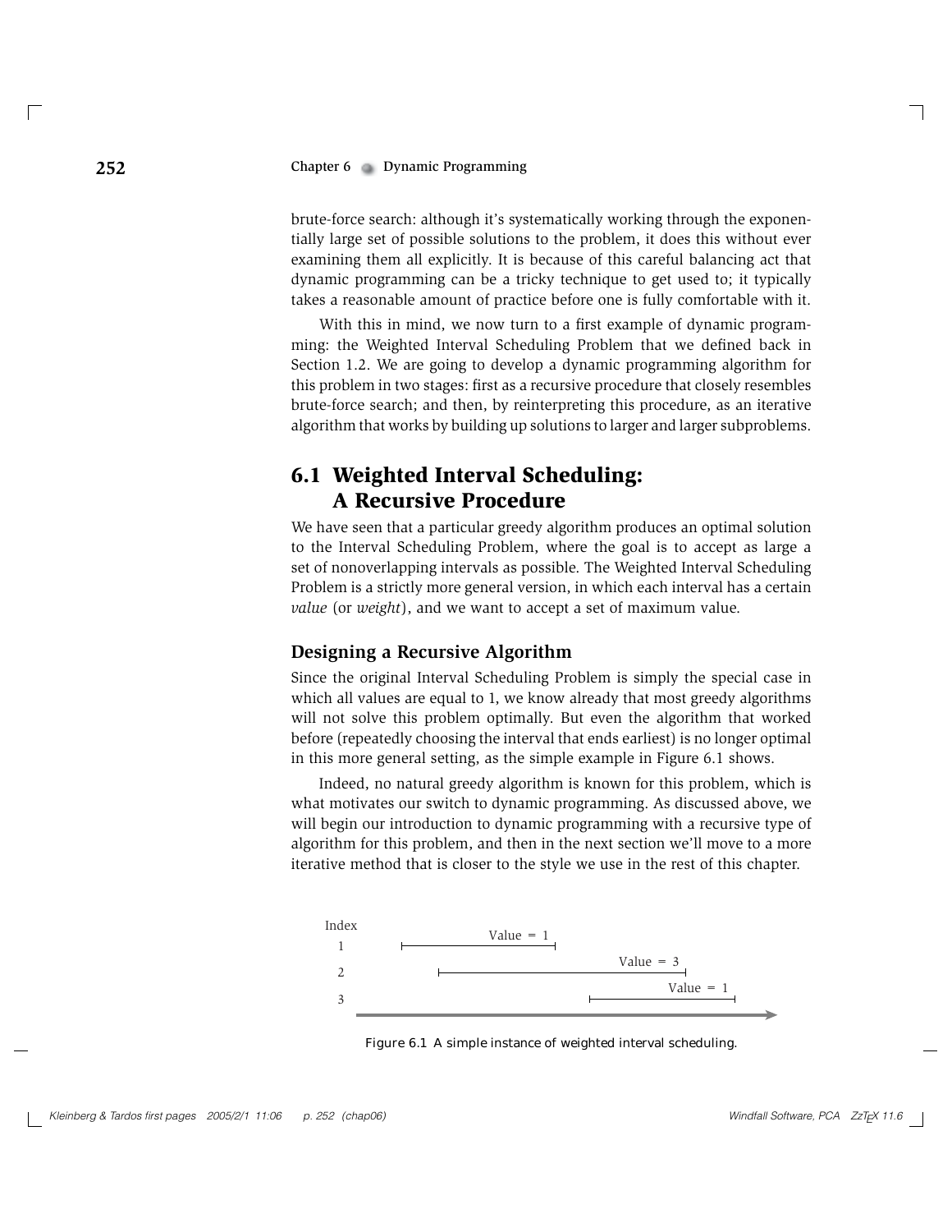brute-force search: although it's systematically working through the exponentially large set of possible solutions to the problem, it does this without ever examining them all explicitly. It is because of this careful balancing act that dynamic programming can be a tricky technique to get used to; it typically takes a reasonable amount of practice before one is fully comfortable with it.

With this in mind, we now turn to a first example of dynamic programming: the Weighted Interval Scheduling Problem that we defined back in Section 1.2. We are going to develop a dynamic programming algorithm for this problem in two stages: first as a recursive procedure that closely resembles brute-force search; and then, by reinterpreting this procedure, as an iterative algorithm that works by building up solutions to larger and larger subproblems.

## 6.1 Weighted Interval Scheduling: A Recursive Procedure

We have seen that a particular greedy algorithm produces an optimal solution to the Interval Scheduling Problem, where the goal is to accept as large a set of nonoverlapping intervals as possible. The Weighted Interval Scheduling Problem is a strictly more general version, in which each interval has a certain *value* (or *weight*), and we want to accept a set of maximum value.

### Designing a Recursive Algorithm

Since the original Interval Scheduling Problem is simply the special case in which all values are equal to 1, we know already that most greedy algorithms will not solve this problem optimally. But even the algorithm that worked before (repeatedly choosing the interval that ends earliest) is no longer optimal in this more general setting, as the simple example in Figure 6.1 shows.

Indeed, no natural greedy algorithm is known for this problem, which is what motivates our switch to dynamic programming. As discussed above, we will begin our introduction to dynamic programming with a recursive type of algorithm for this problem, and then in the next section we'll move to a more iterative method that is closer to the style we use in the rest of this chapter.

| Index | |
|---|---|
| 1 | Value = 1 |
| 2 | Value = 3 |
| 3 | Value = 1 |

Figure 6.1 A simple instance of weighted interval scheduling.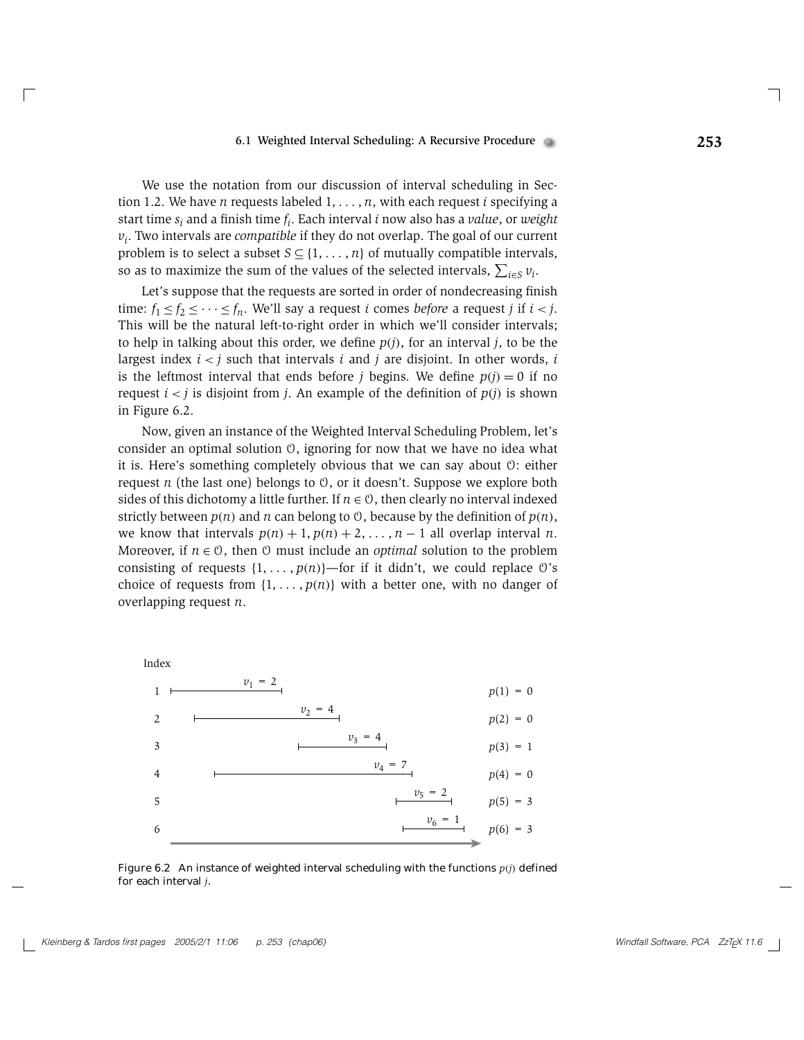We use the notation from our discussion of interval scheduling in Section 1.2. We have $n$ requests labeled $1, \ldots, n$, with each request $i$ specifying a start time $s_i$ and a finish time $f_i$. Each interval $i$ now also has a *value*, or *weight* $v_i$. Two intervals are *compatible* if they do not overlap. The goal of our current problem is to select a subset $S \subseteq \{1, \ldots, n\}$ of mutually compatible intervals, so as to maximize the sum of the values of the selected intervals, $\sum_{i \in S} v_i$.

Let's suppose that the requests are sorted in order of nondecreasing finish time: $f_1 \leq f_2 \leq \cdots \leq f_n$. We'll say a request $i$ comes *before* a request $j$ if $i < j$. This will be the natural left-to-right order in which we'll consider intervals; to help in talking about this order, we define $p(j)$, for an interval $j$, to be the largest index $i < j$ such that intervals $i$ and $j$ are disjoint. In other words, $i$ is the leftmost interval that ends before $j$ begins. We define $p(j) = 0$ if no request $i < j$ is disjoint from $j$. An example of the definition of $p(j)$ is shown in Figure 6.2.

Now, given an instance of the Weighted Interval Scheduling Problem, let's consider an optimal solution $\mathcal{O}$, ignoring for now that we have no idea what it is. Here's something completely obvious that we can say about $\mathcal{O}$: either request $n$ (the last one) belongs to $\mathcal{O}$, or it doesn't. Suppose we explore both sides of this dichotomy a little further. If $n \in \mathcal{O}$, then clearly no interval indexed strictly between $p(n)$ and $n$ can belong to $\mathcal{O}$, because by the definition of $p(n)$, we know that intervals $p(n) + 1, p(n) + 2, \ldots, n - 1$ all overlap interval $n$. Moreover, if $n \in \mathcal{O}$, then $\mathcal{O}$ must include an *optimal* solution to the problem consisting of requests $\{1, \ldots, p(n)\}$—for if it didn't, we could replace $\mathcal{O}$'s choice of requests from $\{1, \ldots, p(n)\}$ with a better one, with no danger of overlapping request $n$.

| Index | Value | $p(j)$ |
|---|---|---|
| 1 | $v_1 = 2$ | $p(1) = 0$ |
| 2 | $v_2 = 4$ | $p(2) = 0$ |
| 3 | $v_3 = 4$ | $p(3) = 1$ |
| 4 | $v_4 = 7$ | $p(4) = 0$ |
| 5 | $v_5 = 2$ | $p(5) = 3$ |
| 6 | $v_6 = 1$ | $p(6) = 3$ |

Figure 6.2 An instance of weighted interval scheduling with the functions $p(j)$ defined for each interval $j$.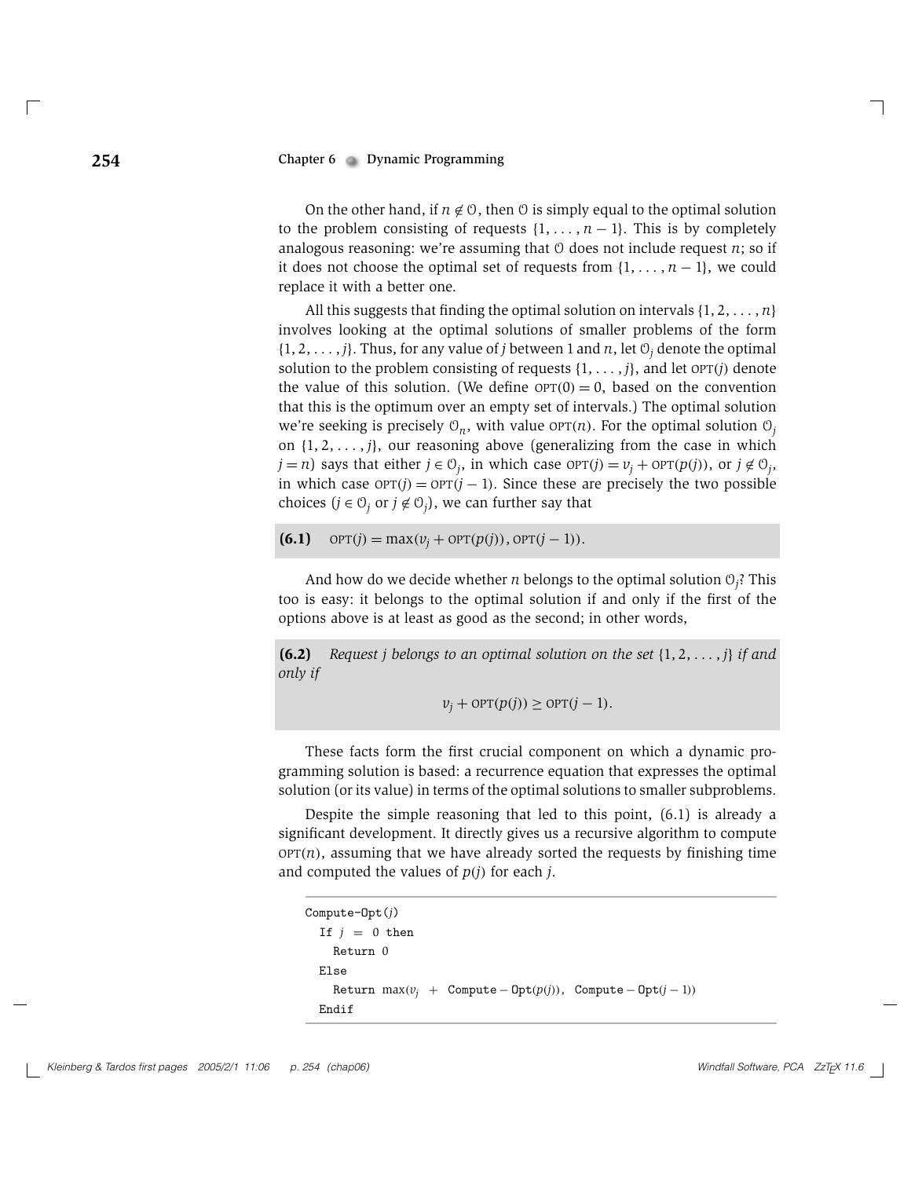On the other hand, if $n \notin \mathcal{O}$, then $\mathcal{O}$ is simply equal to the optimal solution to the problem consisting of requests $\{1, \ldots, n-1\}$. This is by completely analogous reasoning: we're assuming that $\mathcal{O}$ does not include request $n$; so if it does not choose the optimal set of requests from $\{1, \ldots, n-1\}$, we could replace it with a better one.

All this suggests that finding the optimal solution on intervals $\{1, 2, \ldots, n\}$ involves looking at the optimal solutions of smaller problems of the form $\{1, 2, \ldots, j\}$. Thus, for any value of $j$ between 1 and $n$, let $\mathcal{O}_j$ denote the optimal solution to the problem consisting of requests $\{1, \ldots, j\}$, and let $\text{OPT}(j)$ denote the value of this solution. (We define $\text{OPT}(0) = 0$, based on the convention that this is the optimum over an empty set of intervals.) The optimal solution we're seeking is precisely $\mathcal{O}_n$, with value $\text{OPT}(n)$. For the optimal solution $\mathcal{O}_j$ on $\{1, 2, \ldots, j\}$, our reasoning above (generalizing from the case in which $j = n$) says that either $j \in \mathcal{O}_j$, in which case $\text{OPT}(j) = v_j + \text{OPT}(p(j))$, or $j \notin \mathcal{O}_j$, in which case $\text{OPT}(j) = \text{OPT}(j-1)$. Since these are precisely the two possible choices ($j \in \mathcal{O}_j$ or $j \notin \mathcal{O}_j$), we can further say that

**(6.1)** $\text{OPT}(j) = \max(v_j + \text{OPT}(p(j)), \text{OPT}(j-1))$.

And how do we decide whether $n$ belongs to the optimal solution $\mathcal{O}_j$? This too is easy: it belongs to the optimal solution if and only if the first of the options above is at least as good as the second; in other words,

**(6.2)** *Request $j$ belongs to an optimal solution on the set $\{1, 2, \ldots, j\}$ if and only if*

$$v_j + \text{OPT}(p(j)) \geq \text{OPT}(j-1).$$

These facts form the first crucial component on which a dynamic programming solution is based: a recurrence equation that expresses the optimal solution (or its value) in terms of the optimal solutions to smaller subproblems.

Despite the simple reasoning that led to this point, (6.1) is already a significant development. It directly gives us a recursive algorithm to compute $\text{OPT}(n)$, assuming that we have already sorted the requests by finishing time and computed the values of $p(j)$ for each $j$.

```
Compute-Opt(j)
  If j = 0 then
    Return 0
  Else
    Return max(v_j + Compute-Opt(p(j)), Compute-Opt(j-1))
  Endif
```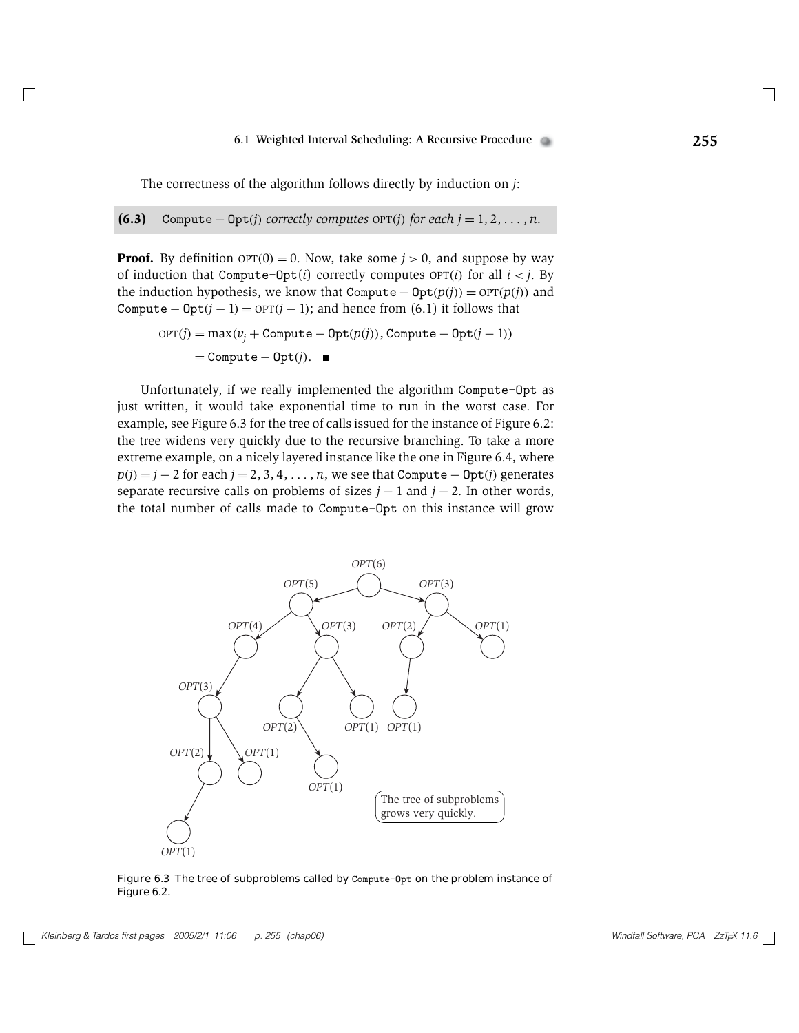The correctness of the algorithm follows directly by induction on $j$:

**(6.3)** *Compute* $-$ *Opt($j$) correctly computes* $\text{OPT}(j)$ *for each* $j = 1, 2, \ldots, n$.

**Proof.** By definition $\text{OPT}(0) = 0$. Now, take some $j > 0$, and suppose by way of induction that Compute-Opt($i$) correctly computes $\text{OPT}(i)$ for all $i < j$. By the induction hypothesis, we know that $\text{Compute} - \text{Opt}(p(j)) = \text{OPT}(p(j))$ and $\text{Compute} - \text{Opt}(j-1) = \text{OPT}(j-1)$; and hence from (6.1) it follows that

$$\begin{aligned}\text{OPT}(j) &= \max(v_j + \text{Compute} - \text{Opt}(p(j)), \text{Compute} - \text{Opt}(j-1)) \\ &= \text{Compute} - \text{Opt}(j). \quad \blacksquare\end{aligned}$$

Unfortunately, if we really implemented the algorithm Compute-Opt as just written, it would take exponential time to run in the worst case. For example, see Figure 6.3 for the tree of calls issued for the instance of Figure 6.2: the tree widens very quickly due to the recursive branching. To take a more extreme example, on a nicely layered instance like the one in Figure 6.4, where $p(j) = j - 2$ for each $j = 2, 3, 4, \ldots, n$, we see that $\text{Compute} - \text{Opt}(j)$ generates separate recursive calls on problems of sizes $j - 1$ and $j - 2$. In other words, the total number of calls made to Compute-Opt on this instance will grow

Figure 6.3 The tree of subproblems called by Compute-Opt on the problem instance of Figure 6.2.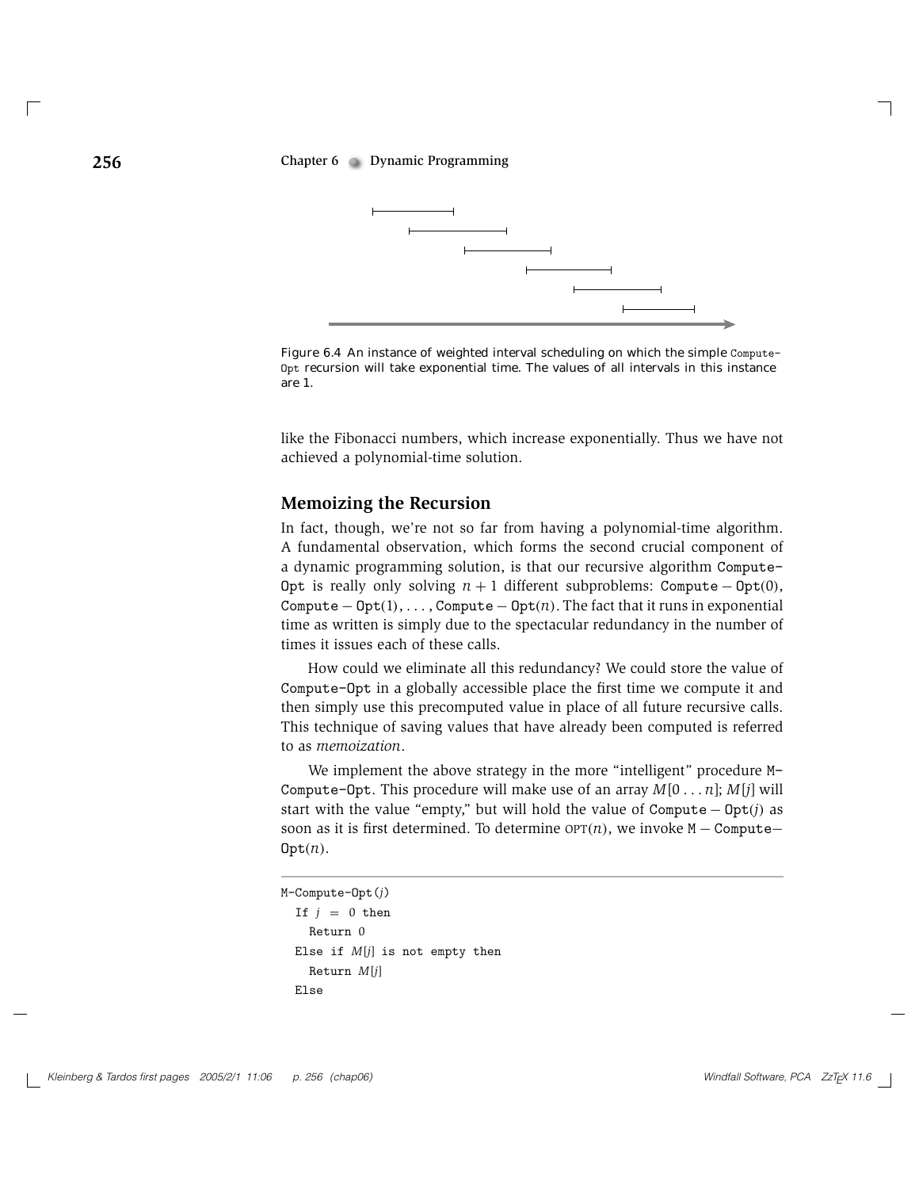Figure 6.4 An instance of weighted interval scheduling on which the simple Compute-Opt recursion will take exponential time. The values of all intervals in this instance are 1.

like the Fibonacci numbers, which increase exponentially. Thus we have not achieved a polynomial-time solution.

## Memoizing the Recursion

In fact, though, we're not so far from having a polynomial-time algorithm. A fundamental observation, which forms the second crucial component of a dynamic programming solution, is that our recursive algorithm Compute-Opt is really only solving $n+1$ different subproblems: Compute − Opt(0), Compute − Opt(1), . . . , Compute − Opt($n$). The fact that it runs in exponential time as written is simply due to the spectacular redundancy in the number of times it issues each of these calls.

How could we eliminate all this redundancy? We could store the value of Compute-Opt in a globally accessible place the first time we compute it and then simply use this precomputed value in place of all future recursive calls. This technique of saving values that have already been computed is referred to as *memoization*.

We implement the above strategy in the more "intelligent" procedure M-Compute-Opt. This procedure will make use of an array $M[0 \ldots n]$; $M[j]$ will start with the value "empty," but will hold the value of Compute − Opt($j$) as soon as it is first determined. To determine OPT($n$), we invoke M − Compute− Opt($n$).

```
M-Compute-Opt(j)
  If j = 0 then
    Return 0
  Else if M[j] is not empty then
    Return M[j]
  Else
```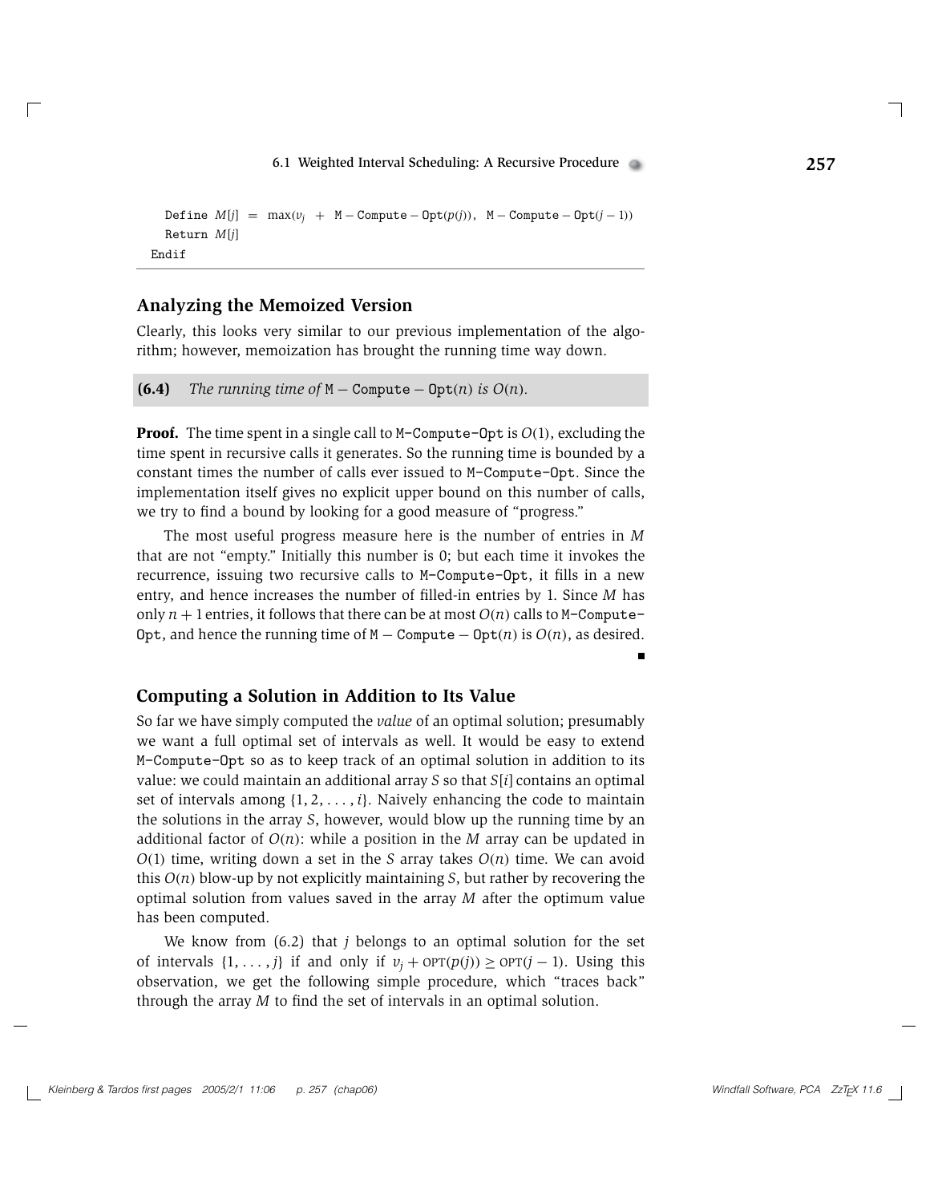```
    Define M[j] = max(v_j + M-Compute-Opt(p(j)), M-Compute-Opt(j-1))
    Return M[j]
  Endif
```

## Analyzing the Memoized Version

Clearly, this looks very similar to our previous implementation of the algorithm; however, memoization has brought the running time way down.

**(6.4)** *The running time of* M − Compute − Opt($n$) *is* $O(n)$.

**Proof.** The time spent in a single call to M-Compute-Opt is $O(1)$, excluding the time spent in recursive calls it generates. So the running time is bounded by a constant times the number of calls ever issued to M-Compute-Opt. Since the implementation itself gives no explicit upper bound on this number of calls, we try to find a bound by looking for a good measure of "progress."

The most useful progress measure here is the number of entries in $M$ that are not "empty." Initially this number is 0; but each time it invokes the recurrence, issuing two recursive calls to M-Compute-Opt, it fills in a new entry, and hence increases the number of filled-in entries by 1. Since $M$ has only $n+1$ entries, it follows that there can be at most $O(n)$ calls to M-Compute-Opt, and hence the running time of M − Compute − Opt($n$) is $O(n)$, as desired. ∎

## Computing a Solution in Addition to Its Value

So far we have simply computed the *value* of an optimal solution; presumably we want a full optimal set of intervals as well. It would be easy to extend M-Compute-Opt so as to keep track of an optimal solution in addition to its value: we could maintain an additional array $S$ so that $S[i]$ contains an optimal set of intervals among $\{1, 2, \ldots, i\}$. Naively enhancing the code to maintain the solutions in the array $S$, however, would blow up the running time by an additional factor of $O(n)$: while a position in the $M$ array can be updated in $O(1)$ time, writing down a set in the $S$ array takes $O(n)$ time. We can avoid this $O(n)$ blow-up by not explicitly maintaining $S$, but rather by recovering the optimal solution from values saved in the array $M$ after the optimum value has been computed.

We know from (6.2) that $j$ belongs to an optimal solution for the set of intervals $\{1, \ldots, j\}$ if and only if $v_j + \text{OPT}(p(j)) \geq \text{OPT}(j-1)$. Using this observation, we get the following simple procedure, which "traces back" through the array $M$ to find the set of intervals in an optimal solution.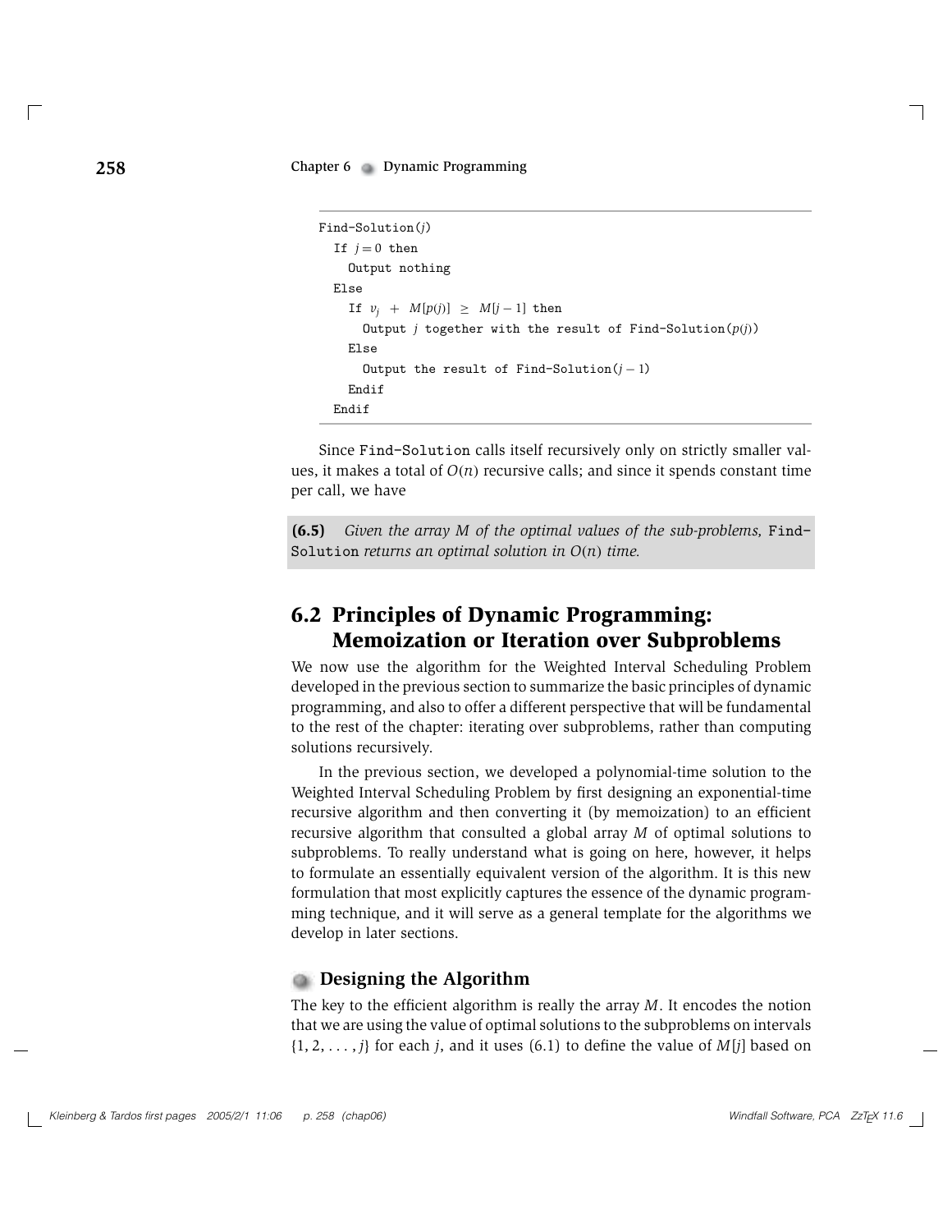```
Find-Solution(j)
  If j = 0 then
    Output nothing
  Else
    If v_j + M[p(j)] ≥ M[j − 1] then
      Output j together with the result of Find-Solution(p(j))
    Else
      Output the result of Find-Solution(j − 1)
    Endif
  Endif
```

Since Find-Solution calls itself recursively only on strictly smaller values, it makes a total of $O(n)$ recursive calls; and since it spends constant time per call, we have

**(6.5)** *Given the array $M$ of the optimal values of the sub-problems,* Find-Solution *returns an optimal solution in $O(n)$ time.*

## 6.2 Principles of Dynamic Programming: Memoization or Iteration over Subproblems

We now use the algorithm for the Weighted Interval Scheduling Problem developed in the previous section to summarize the basic principles of dynamic programming, and also to offer a different perspective that will be fundamental to the rest of the chapter: iterating over subproblems, rather than computing solutions recursively.

In the previous section, we developed a polynomial-time solution to the Weighted Interval Scheduling Problem by first designing an exponential-time recursive algorithm and then converting it (by memoization) to an efficient recursive algorithm that consulted a global array $M$ of optimal solutions to subproblems. To really understand what is going on here, however, it helps to formulate an essentially equivalent version of the algorithm. It is this new formulation that most explicitly captures the essence of the dynamic programming technique, and it will serve as a general template for the algorithms we develop in later sections.

### Designing the Algorithm

The key to the efficient algorithm is really the array $M$. It encodes the notion that we are using the value of optimal solutions to the subproblems on intervals $\{1, 2, \ldots, j\}$ for each $j$, and it uses (6.1) to define the value of $M[j]$ based on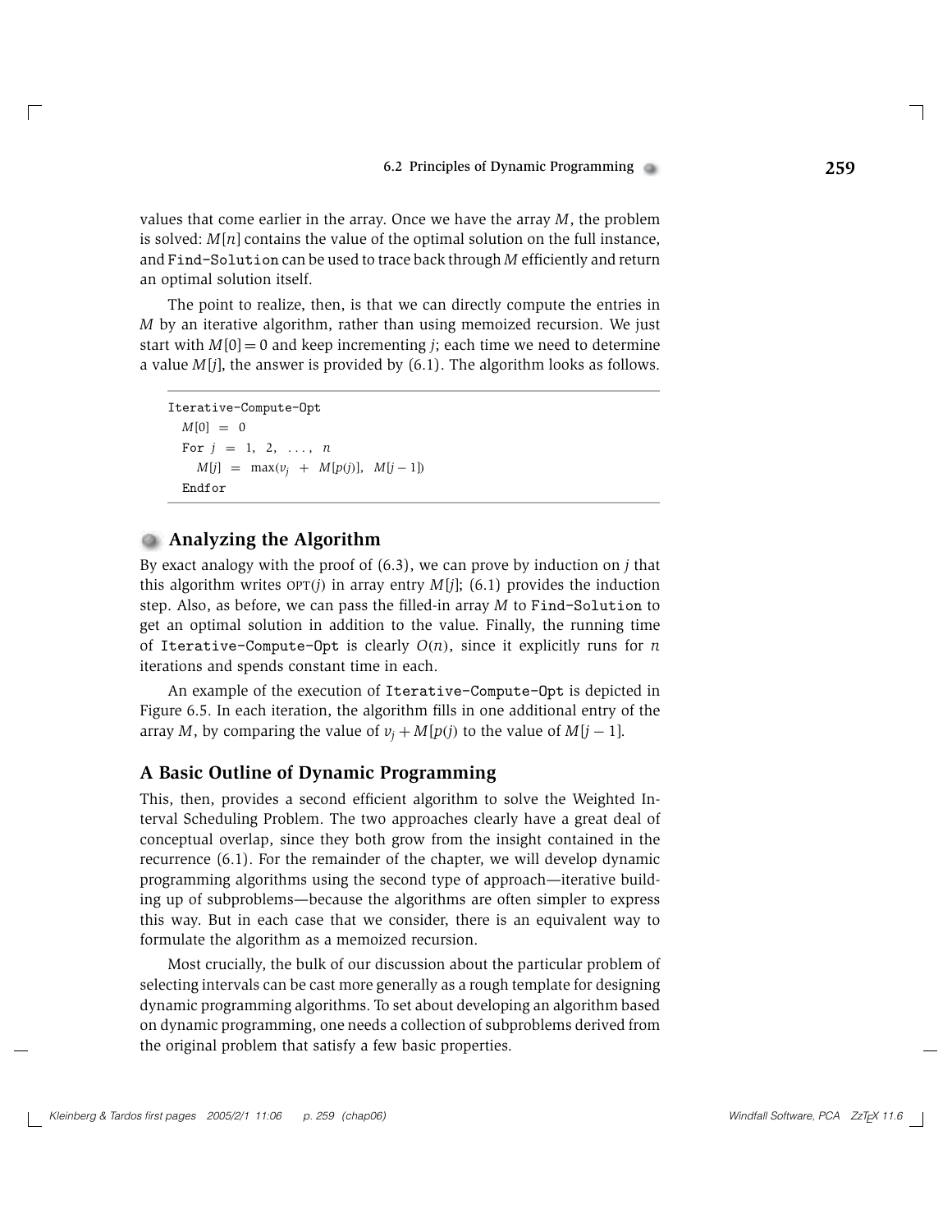values that come earlier in the array. Once we have the array $M$, the problem is solved: $M[n]$ contains the value of the optimal solution on the full instance, and `Find-Solution` can be used to trace back through $M$ efficiently and return an optimal solution itself.

The point to realize, then, is that we can directly compute the entries in $M$ by an iterative algorithm, rather than using memoized recursion. We just start with $M[0] = 0$ and keep incrementing $j$; each time we need to determine a value $M[j]$, the answer is provided by (6.1). The algorithm looks as follows.

```
Iterative-Compute-Opt
  M[0] = 0
  For j = 1, 2, ..., n
    M[j] = max(v_j + M[p(j)], M[j − 1])
  Endfor
```

## Analyzing the Algorithm

By exact analogy with the proof of (6.3), we can prove by induction on $j$ that this algorithm writes $\text{OPT}(j)$ in array entry $M[j]$; (6.1) provides the induction step. Also, as before, we can pass the filled-in array $M$ to `Find-Solution` to get an optimal solution in addition to the value. Finally, the running time of `Iterative-Compute-Opt` is clearly $O(n)$, since it explicitly runs for $n$ iterations and spends constant time in each.

An example of the execution of `Iterative-Compute-Opt` is depicted in Figure 6.5. In each iteration, the algorithm fills in one additional entry of the array $M$, by comparing the value of $v_j + M[p(j)$ to the value of $M[j-1]$.

## A Basic Outline of Dynamic Programming

This, then, provides a second efficient algorithm to solve the Weighted Interval Scheduling Problem. The two approaches clearly have a great deal of conceptual overlap, since they both grow from the insight contained in the recurrence (6.1). For the remainder of the chapter, we will develop dynamic programming algorithms using the second type of approach—iterative building up of subproblems—because the algorithms are often simpler to express this way. But in each case that we consider, there is an equivalent way to formulate the algorithm as a memoized recursion.

Most crucially, the bulk of our discussion about the particular problem of selecting intervals can be cast more generally as a rough template for designing dynamic programming algorithms. To set about developing an algorithm based on dynamic programming, one needs a collection of subproblems derived from the original problem that satisfy a few basic properties.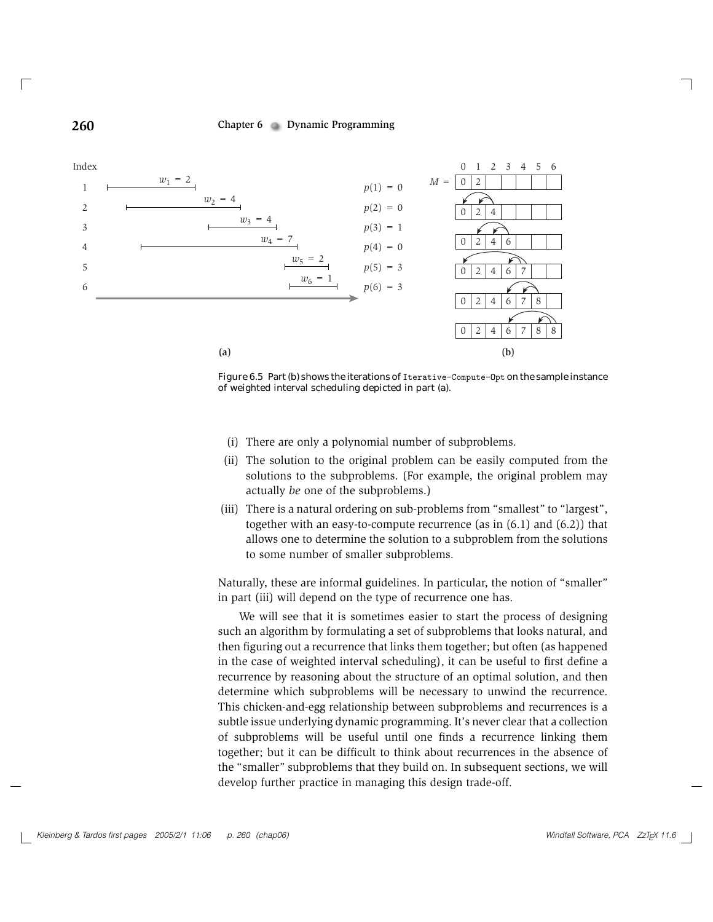Figure 6.5 Part (b) shows the iterations of `Iterative-Compute-Opt` on the sample instance of weighted interval scheduling depicted in part (a).

(i) There are only a polynomial number of subproblems.

(ii) The solution to the original problem can be easily computed from the solutions to the subproblems. (For example, the original problem may actually *be* one of the subproblems.)

(iii) There is a natural ordering on sub-problems from "smallest" to "largest", together with an easy-to-compute recurrence (as in (6.1) and (6.2)) that allows one to determine the solution to a subproblem from the solutions to some number of smaller subproblems.

Naturally, these are informal guidelines. In particular, the notion of "smaller" in part (iii) will depend on the type of recurrence one has.

We will see that it is sometimes easier to start the process of designing such an algorithm by formulating a set of subproblems that looks natural, and then figuring out a recurrence that links them together; but often (as happened in the case of weighted interval scheduling), it can be useful to first define a recurrence by reasoning about the structure of an optimal solution, and then determine which subproblems will be necessary to unwind the recurrence. This chicken-and-egg relationship between subproblems and recurrences is a subtle issue underlying dynamic programming. It's never clear that a collection of subproblems will be useful until one finds a recurrence linking them together; but it can be difficult to think about recurrences in the absence of the "smaller" subproblems that they build on. In subsequent sections, we will develop further practice in managing this design trade-off.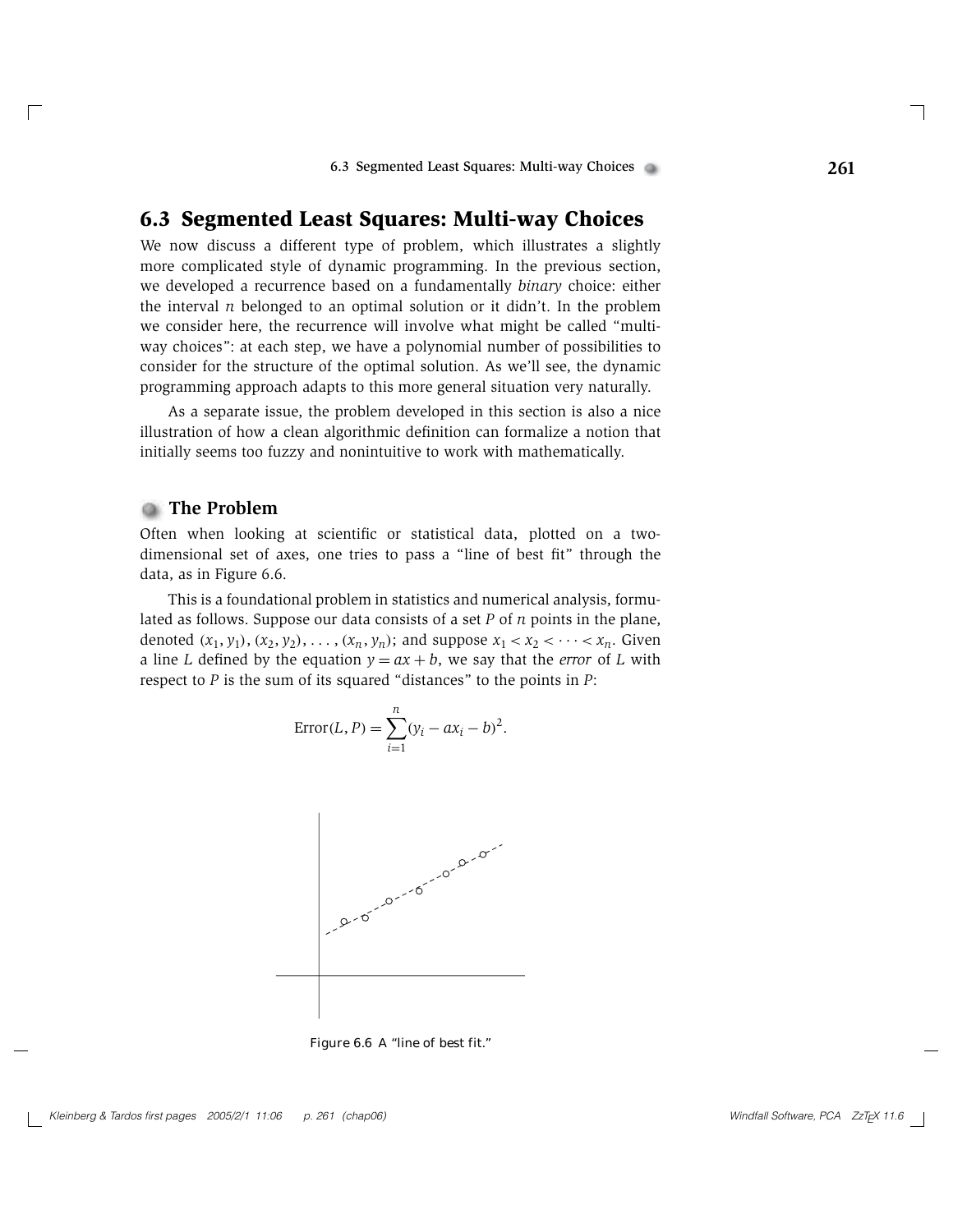## 6.3 Segmented Least Squares: Multi-way Choices

We now discuss a different type of problem, which illustrates a slightly more complicated style of dynamic programming. In the previous section, we developed a recurrence based on a fundamentally *binary* choice: either the interval $n$ belonged to an optimal solution or it didn't. In the problem we consider here, the recurrence will involve what might be called "multi-way choices": at each step, we have a polynomial number of possibilities to consider for the structure of the optimal solution. As we'll see, the dynamic programming approach adapts to this more general situation very naturally.

As a separate issue, the problem developed in this section is also a nice illustration of how a clean algorithmic definition can formalize a notion that initially seems too fuzzy and nonintuitive to work with mathematically.

### The Problem

Often when looking at scientific or statistical data, plotted on a two-dimensional set of axes, one tries to pass a "line of best fit" through the data, as in Figure 6.6.

This is a foundational problem in statistics and numerical analysis, formulated as follows. Suppose our data consists of a set $P$ of $n$ points in the plane, denoted $(x_1, y_1), (x_2, y_2), \ldots, (x_n, y_n)$; and suppose $x_1 < x_2 < \cdots < x_n$. Given a line $L$ defined by the equation $y = ax + b$, we say that the *error* of $L$ with respect to $P$ is the sum of its squared "distances" to the points in $P$:

$$\text{Error}(L, P) = \sum_{i=1}^{n} (y_i - ax_i - b)^2.$$

Figure 6.6 A "line of best fit."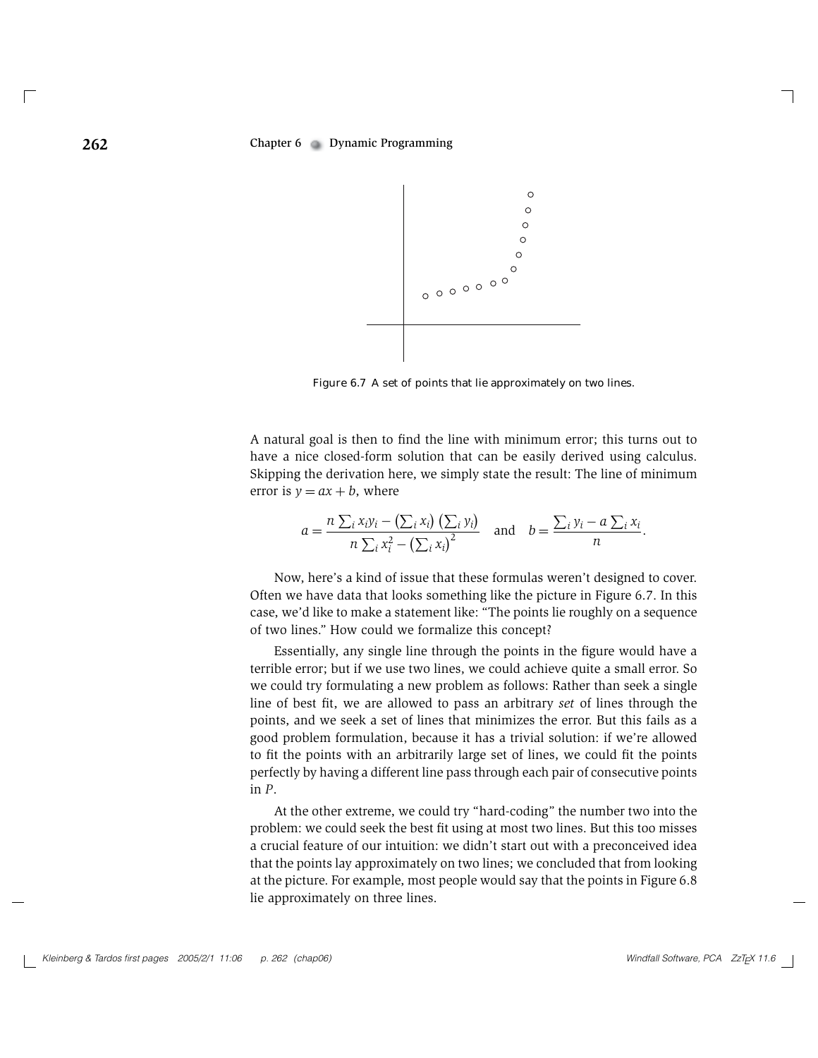Figure 6.7 A set of points that lie approximately on two lines.

A natural goal is then to find the line with minimum error; this turns out to have a nice closed-form solution that can be easily derived using calculus. Skipping the derivation here, we simply state the result: The line of minimum error is $y = ax + b$, where

$$a = \frac{n \sum_i x_i y_i - \left(\sum_i x_i\right)\left(\sum_i y_i\right)}{n \sum_i x_i^2 - \left(\sum_i x_i\right)^2} \quad \text{and} \quad b = \frac{\sum_i y_i - a \sum_i x_i}{n}.$$

Now, here's a kind of issue that these formulas weren't designed to cover. Often we have data that looks something like the picture in Figure 6.7. In this case, we'd like to make a statement like: "The points lie roughly on a sequence of two lines." How could we formalize this concept?

Essentially, any single line through the points in the figure would have a terrible error; but if we use two lines, we could achieve quite a small error. So we could try formulating a new problem as follows: Rather than seek a single line of best fit, we are allowed to pass an arbitrary *set* of lines through the points, and we seek a set of lines that minimizes the error. But this fails as a good problem formulation, because it has a trivial solution: if we're allowed to fit the points with an arbitrarily large set of lines, we could fit the points perfectly by having a different line pass through each pair of consecutive points in $P$.

At the other extreme, we could try "hard-coding" the number two into the problem: we could seek the best fit using at most two lines. But this too misses a crucial feature of our intuition: we didn't start out with a preconceived idea that the points lay approximately on two lines; we concluded that from looking at the picture. For example, most people would say that the points in Figure 6.8 lie approximately on three lines.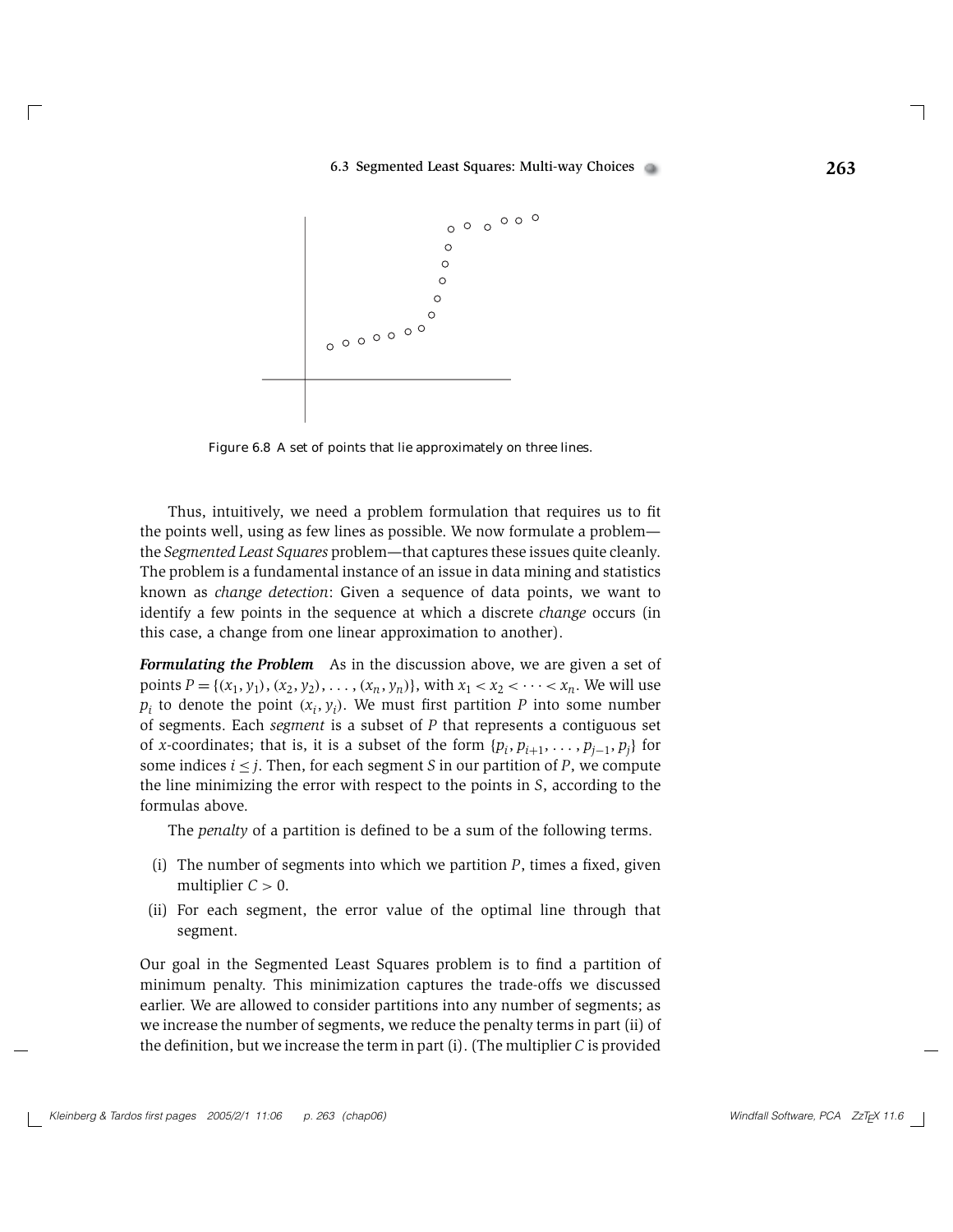Figure 6.8 A set of points that lie approximately on three lines.

Thus, intuitively, we need a problem formulation that requires us to fit the points well, using as few lines as possible. We now formulate a problem—the *Segmented Least Squares* problem—that captures these issues quite cleanly. The problem is a fundamental instance of an issue in data mining and statistics known as *change detection*: Given a sequence of data points, we want to identify a few points in the sequence at which a discrete *change* occurs (in this case, a change from one linear approximation to another).

***Formulating the Problem*** As in the discussion above, we are given a set of points $P = \{(x_1, y_1), (x_2, y_2), \ldots, (x_n, y_n)\}$, with $x_1 < x_2 < \cdots < x_n$. We will use $p_i$ to denote the point $(x_i, y_i)$. We must first partition $P$ into some number of segments. Each *segment* is a subset of $P$ that represents a contiguous set of $x$-coordinates; that is, it is a subset of the form $\{p_i, p_{i+1}, \ldots, p_{j-1}, p_j\}$ for some indices $i \leq j$. Then, for each segment $S$ in our partition of $P$, we compute the line minimizing the error with respect to the points in $S$, according to the formulas above.

The *penalty* of a partition is defined to be a sum of the following terms.

(i) The number of segments into which we partition $P$, times a fixed, given multiplier $C > 0$.

(ii) For each segment, the error value of the optimal line through that segment.

Our goal in the Segmented Least Squares problem is to find a partition of minimum penalty. This minimization captures the trade-offs we discussed earlier. We are allowed to consider partitions into any number of segments; as we increase the number of segments, we reduce the penalty terms in part (ii) of the definition, but we increase the term in part (i). (The multiplier $C$ is provided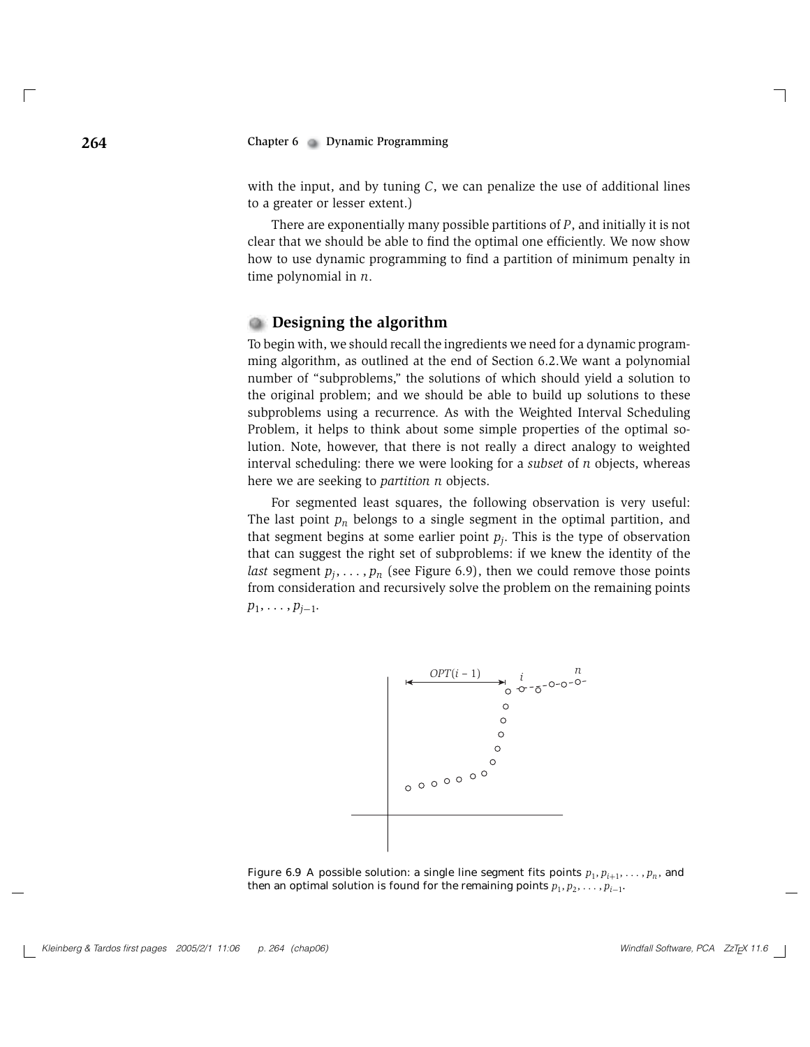with the input, and by tuning $C$, we can penalize the use of additional lines to a greater or lesser extent.)

There are exponentially many possible partitions of $P$, and initially it is not clear that we should be able to find the optimal one efficiently. We now show how to use dynamic programming to find a partition of minimum penalty in time polynomial in $n$.

## Designing the algorithm

To begin with, we should recall the ingredients we need for a dynamic programming algorithm, as outlined at the end of Section 6.2.We want a polynomial number of "subproblems," the solutions of which should yield a solution to the original problem; and we should be able to build up solutions to these subproblems using a recurrence. As with the Weighted Interval Scheduling Problem, it helps to think about some simple properties of the optimal solution. Note, however, that there is not really a direct analogy to weighted interval scheduling: there we were looking for a *subset* of $n$ objects, whereas here we are seeking to *partition* $n$ objects.

For segmented least squares, the following observation is very useful: The last point $p_n$ belongs to a single segment in the optimal partition, and that segment begins at some earlier point $p_j$. This is the type of observation that can suggest the right set of subproblems: if we knew the identity of the *last* segment $p_j, \ldots, p_n$ (see Figure 6.9), then we could remove those points from consideration and recursively solve the problem on the remaining points $p_1, \ldots, p_{j-1}$.

Figure 6.9 A possible solution: a single line segment fits points $p_1, p_{i+1}, \ldots, p_n$, and then an optimal solution is found for the remaining points $p_1, p_2, \ldots, p_{i-1}$.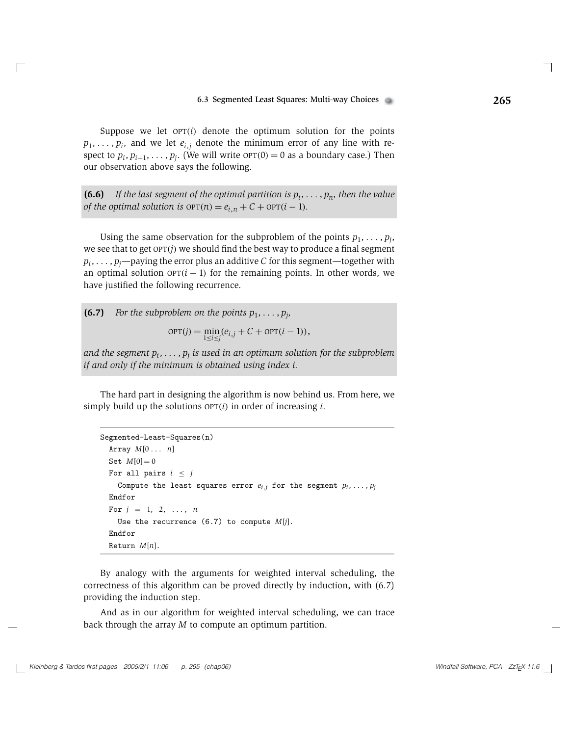Suppose we let $\text{OPT}(i)$ denote the optimum solution for the points $p_1, \ldots, p_i$, and we let $e_{i,j}$ denote the minimum error of any line with respect to $p_i, p_{i+1}, \ldots, p_j$. (We will write $\text{OPT}(0) = 0$ as a boundary case.) Then our observation above says the following.

**(6.6)** *If the last segment of the optimal partition is $p_i, \ldots, p_n$, then the value of the optimal solution is $\text{OPT}(n) = e_{i,n} + C + \text{OPT}(i-1)$.*

Using the same observation for the subproblem of the points $p_1, \ldots, p_j$, we see that to get $\text{OPT}(j)$ we should find the best way to produce a final segment $p_i, \ldots, p_j$—paying the error plus an additive $C$ for this segment—together with an optimal solution $\text{OPT}(i-1)$ for the remaining points. In other words, we have justified the following recurrence.

**(6.7)** *For the subproblem on the points $p_1, \ldots, p_j$,*

$$\text{OPT}(j) = \min_{1 \le i \le j} (e_{i,j} + C + \text{OPT}(i-1)),$$

*and the segment $p_i, \ldots, p_j$ is used in an optimum solution for the subproblem if and only if the minimum is obtained using index $i$.*

The hard part in designing the algorithm is now behind us. From here, we simply build up the solutions $\text{OPT}(i)$ in order of increasing $i$.

```
Segmented-Least-Squares(n)
  Array M[0 ... n]
  Set M[0] = 0
  For all pairs i ≤ j
    Compute the least squares error e_{i,j} for the segment p_i, ..., p_j
  Endfor
  For j = 1, 2, ..., n
    Use the recurrence (6.7) to compute M[j].
  Endfor
  Return M[n].
```

By analogy with the arguments for weighted interval scheduling, the correctness of this algorithm can be proved directly by induction, with (6.7) providing the induction step.

And as in our algorithm for weighted interval scheduling, we can trace back through the array $M$ to compute an optimum partition.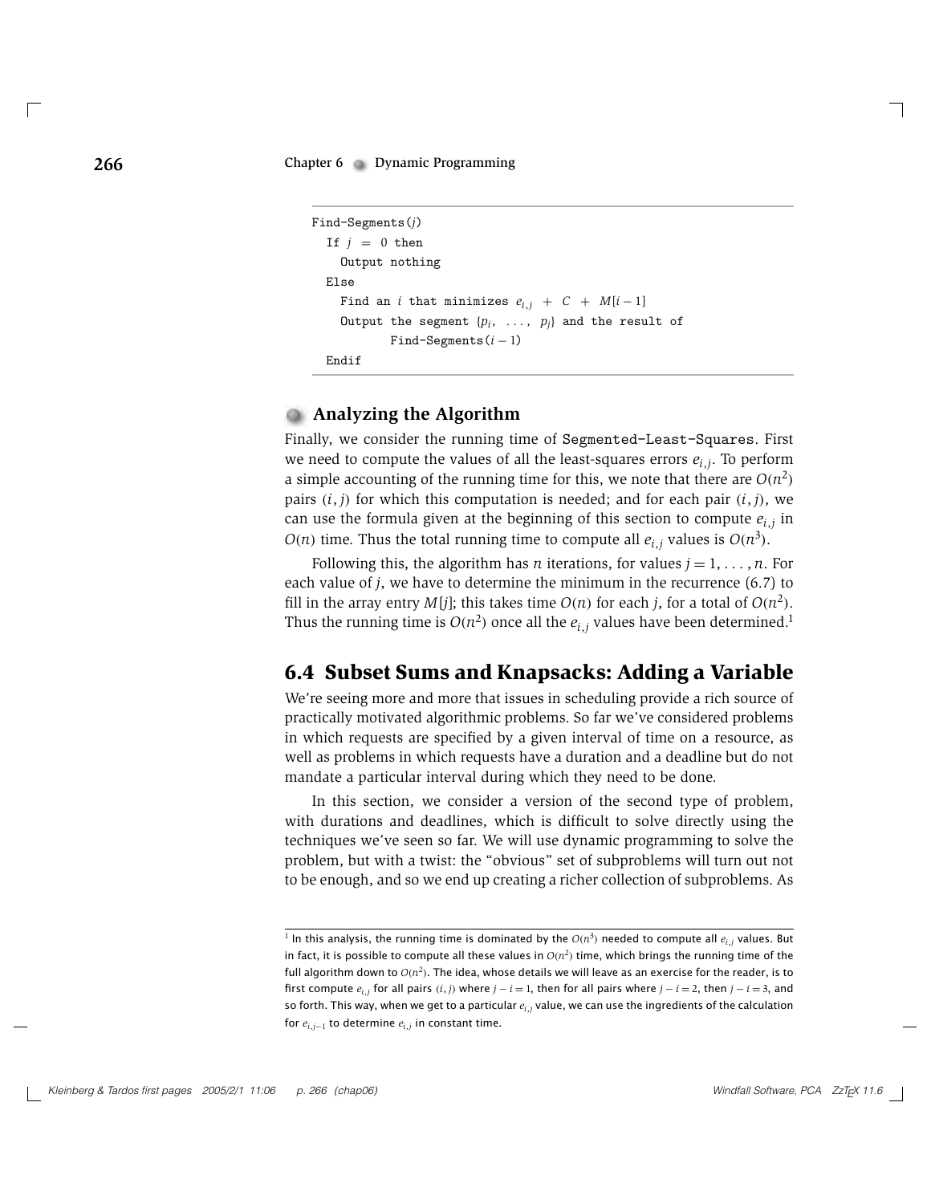```
Find-Segments(j)
  If j = 0 then
    Output nothing
  Else
    Find an i that minimizes e_{i,j} + C + M[i-1]
    Output the segment {p_i, ..., p_j} and the result of
           Find-Segments(i-1)
  Endif
```

### Analyzing the Algorithm

Finally, we consider the running time of Segmented-Least-Squares. First we need to compute the values of all the least-squares errors $e_{i,j}$. To perform a simple accounting of the running time for this, we note that there are $O(n^2)$ pairs $(i, j)$ for which this computation is needed; and for each pair $(i, j)$, we can use the formula given at the beginning of this section to compute $e_{i,j}$ in $O(n)$ time. Thus the total running time to compute all $e_{i,j}$ values is $O(n^3)$.

Following this, the algorithm has $n$ iterations, for values $j = 1, \ldots, n$. For each value of $j$, we have to determine the minimum in the recurrence (6.7) to fill in the array entry $M[j]$; this takes time $O(n)$ for each $j$, for a total of $O(n^2)$. Thus the running time is $O(n^2)$ once all the $e_{i,j}$ values have been determined.[1]

## 6.4 Subset Sums and Knapsacks: Adding a Variable

We're seeing more and more that issues in scheduling provide a rich source of practically motivated algorithmic problems. So far we've considered problems in which requests are specified by a given interval of time on a resource, as well as problems in which requests have a duration and a deadline but do not mandate a particular interval during which they need to be done.

In this section, we consider a version of the second type of problem, with durations and deadlines, which is difficult to solve directly using the techniques we've seen so far. We will use dynamic programming to solve the problem, but with a twist: the "obvious" set of subproblems will turn out not to be enough, and so we end up creating a richer collection of subproblems. As

---

[1] In this analysis, the running time is dominated by the $O(n^3)$ needed to compute all $e_{i,j}$ values. But in fact, it is possible to compute all these values in $O(n^2)$ time, which brings the running time of the full algorithm down to $O(n^2)$. The idea, whose details we will leave as an exercise for the reader, is to first compute $e_{i,j}$ for all pairs $(i, j)$ where $j - i = 1$, then for all pairs where $j - i = 2$, then $j - i = 3$, and so forth. This way, when we get to a particular $e_{i,j}$ value, we can use the ingredients of the calculation for $e_{i,j-1}$ to determine $e_{i,j}$ in constant time.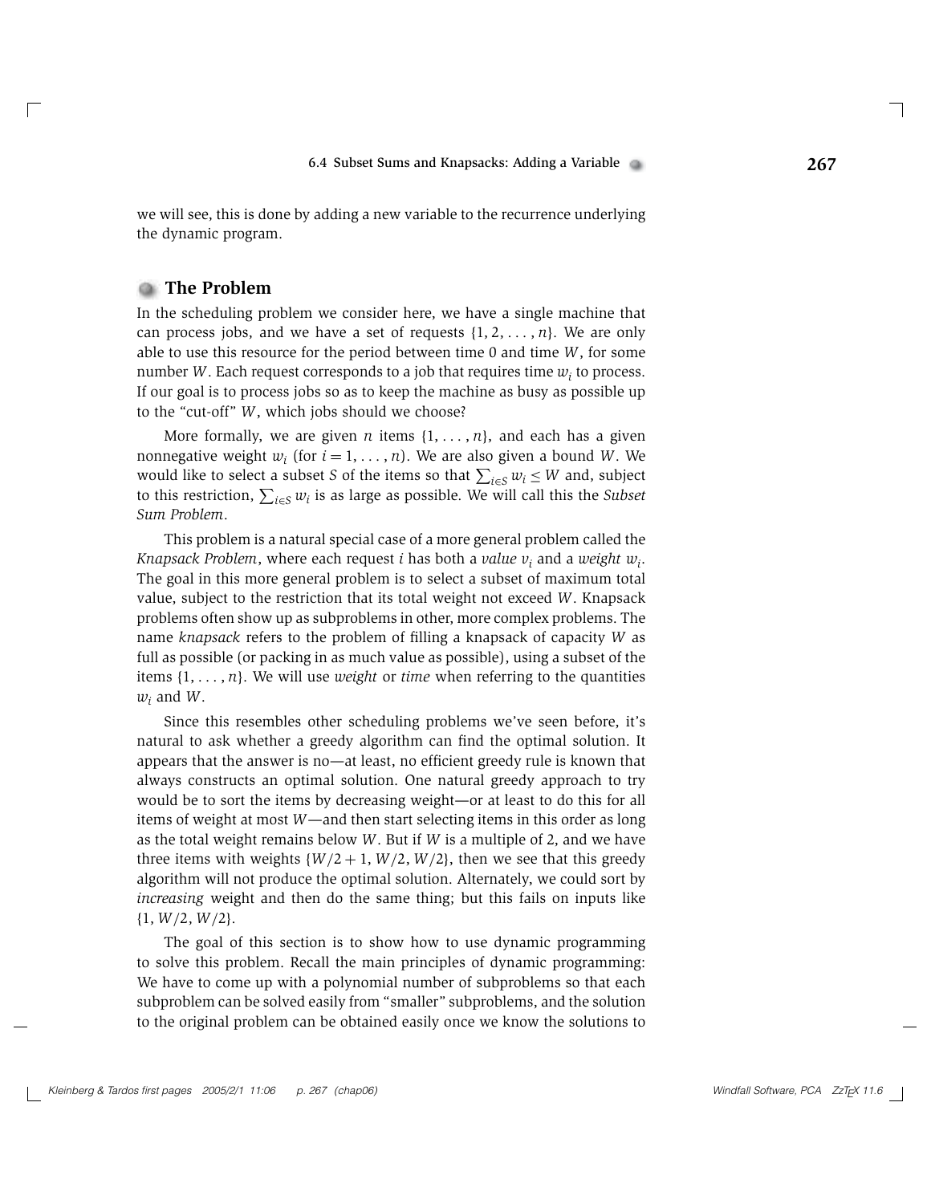we will see, this is done by adding a new variable to the recurrence underlying the dynamic program.

## The Problem

In the scheduling problem we consider here, we have a single machine that can process jobs, and we have a set of requests $\{1, 2, \ldots, n\}$. We are only able to use this resource for the period between time 0 and time $W$, for some number $W$. Each request corresponds to a job that requires time $w_i$ to process. If our goal is to process jobs so as to keep the machine as busy as possible up to the "cut-off" $W$, which jobs should we choose?

More formally, we are given $n$ items $\{1, \ldots, n\}$, and each has a given nonnegative weight $w_i$ (for $i = 1, \ldots, n$). We are also given a bound $W$. We would like to select a subset $S$ of the items so that $\sum_{i \in S} w_i \leq W$ and, subject to this restriction, $\sum_{i \in S} w_i$ is as large as possible. We will call this the *Subset Sum Problem*.

This problem is a natural special case of a more general problem called the *Knapsack Problem*, where each request $i$ has both a *value* $v_i$ and a *weight* $w_i$. The goal in this more general problem is to select a subset of maximum total value, subject to the restriction that its total weight not exceed $W$. Knapsack problems often show up as subproblems in other, more complex problems. The name *knapsack* refers to the problem of filling a knapsack of capacity $W$ as full as possible (or packing in as much value as possible), using a subset of the items $\{1, \ldots, n\}$. We will use *weight* or *time* when referring to the quantities $w_i$ and $W$.

Since this resembles other scheduling problems we've seen before, it's natural to ask whether a greedy algorithm can find the optimal solution. It appears that the answer is no—at least, no efficient greedy rule is known that always constructs an optimal solution. One natural greedy approach to try would be to sort the items by decreasing weight—or at least to do this for all items of weight at most $W$—and then start selecting items in this order as long as the total weight remains below $W$. But if $W$ is a multiple of 2, and we have three items with weights $\{W/2 + 1, W/2, W/2\}$, then we see that this greedy algorithm will not produce the optimal solution. Alternately, we could sort by *increasing* weight and then do the same thing; but this fails on inputs like $\{1, W/2, W/2\}$.

The goal of this section is to show how to use dynamic programming to solve this problem. Recall the main principles of dynamic programming: We have to come up with a polynomial number of subproblems so that each subproblem can be solved easily from "smaller" subproblems, and the solution to the original problem can be obtained easily once we know the solutions to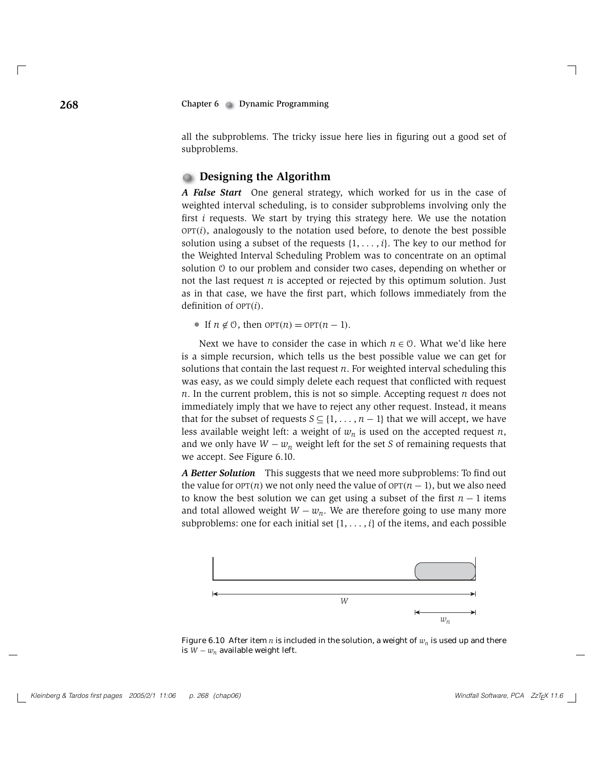all the subproblems. The tricky issue here lies in figuring out a good set of subproblems.

## Designing the Algorithm

***A False Start*** One general strategy, which worked for us in the case of weighted interval scheduling, is to consider subproblems involving only the first $i$ requests. We start by trying this strategy here. We use the notation $\text{OPT}(i)$, analogously to the notation used before, to denote the best possible solution using a subset of the requests $\{1, \ldots, i\}$. The key to our method for the Weighted Interval Scheduling Problem was to concentrate on an optimal solution $\mathcal{O}$ to our problem and consider two cases, depending on whether or not the last request $n$ is accepted or rejected by this optimum solution. Just as in that case, we have the first part, which follows immediately from the definition of $\text{OPT}(i)$.

- If $n \notin \mathcal{O}$, then $\text{OPT}(n) = \text{OPT}(n-1)$.

Next we have to consider the case in which $n \in \mathcal{O}$. What we'd like here is a simple recursion, which tells us the best possible value we can get for solutions that contain the last request $n$. For weighted interval scheduling this was easy, as we could simply delete each request that conflicted with request $n$. In the current problem, this is not so simple. Accepting request $n$ does not immediately imply that we have to reject any other request. Instead, it means that for the subset of requests $S \subseteq \{1, \ldots, n-1\}$ that we will accept, we have less available weight left: a weight of $w_n$ is used on the accepted request $n$, and we only have $W - w_n$ weight left for the set $S$ of remaining requests that we accept. See Figure 6.10.

***A Better Solution*** This suggests that we need more subproblems: To find out the value for $\text{OPT}(n)$ we not only need the value of $\text{OPT}(n-1)$, but we also need to know the best solution we can get using a subset of the first $n-1$ items and total allowed weight $W - w_n$. We are therefore going to use many more subproblems: one for each initial set $\{1, \ldots, i\}$ of the items, and each possible

Figure 6.10 After item $n$ is included in the solution, a weight of $w_n$ is used up and there is $W - w_n$ available weight left.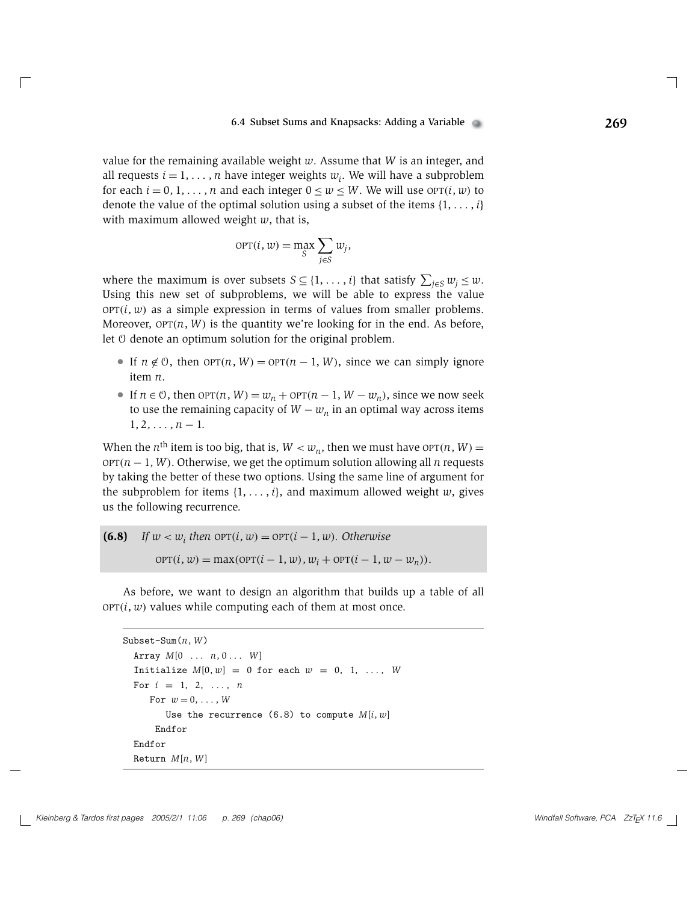value for the remaining available weight $w$. Assume that $W$ is an integer, and all requests $i = 1, \ldots, n$ have integer weights $w_i$. We will have a subproblem for each $i = 0, 1, \ldots, n$ and each integer $0 \le w \le W$. We will use $\text{OPT}(i, w)$ to denote the value of the optimal solution using a subset of the items $\{1, \ldots, i\}$ with maximum allowed weight $w$, that is,

$$\text{OPT}(i, w) = \max_{S} \sum_{j \in S} w_j,$$

where the maximum is over subsets $S \subseteq \{1, \ldots, i\}$ that satisfy $\sum_{j \in S} w_j \le w$. Using this new set of subproblems, we will be able to express the value $\text{OPT}(i, w)$ as a simple expression in terms of values from smaller problems. Moreover, $\text{OPT}(n, W)$ is the quantity we're looking for in the end. As before, let $\mathcal{O}$ denote an optimum solution for the original problem.

- If $n \notin \mathcal{O}$, then $\text{OPT}(n, W) = \text{OPT}(n-1, W)$, since we can simply ignore item $n$.
- If $n \in \mathcal{O}$, then $\text{OPT}(n, W) = w_n + \text{OPT}(n-1, W - w_n)$, since we now seek to use the remaining capacity of $W - w_n$ in an optimal way across items $1, 2, \ldots, n-1$.

When the $n^{\text{th}}$ item is too big, that is, $W < w_n$, then we must have $\text{OPT}(n, W) = \text{OPT}(n-1, W)$. Otherwise, we get the optimum solution allowing all $n$ requests by taking the better of these two options. Using the same line of argument for the subproblem for items $\{1, \ldots, i\}$, and maximum allowed weight $w$, gives us the following recurrence.

**(6.8)** *If $w < w_i$ then $\text{OPT}(i, w) = \text{OPT}(i-1, w)$. Otherwise*

$$\text{OPT}(i, w) = \max(\text{OPT}(i-1, w), w_i + \text{OPT}(i-1, w - w_n)).$$

As before, we want to design an algorithm that builds up a table of all $\text{OPT}(i, w)$ values while computing each of them at most once.

```
Subset-Sum(n, W)
  Array M[0 ... n, 0 ... W]
  Initialize M[0, w] = 0 for each w = 0, 1, ..., W
  For i = 1, 2, ..., n
     For w = 0, ..., W
        Use the recurrence (6.8) to compute M[i, w]
     Endfor
  Endfor
  Return M[n, W]
```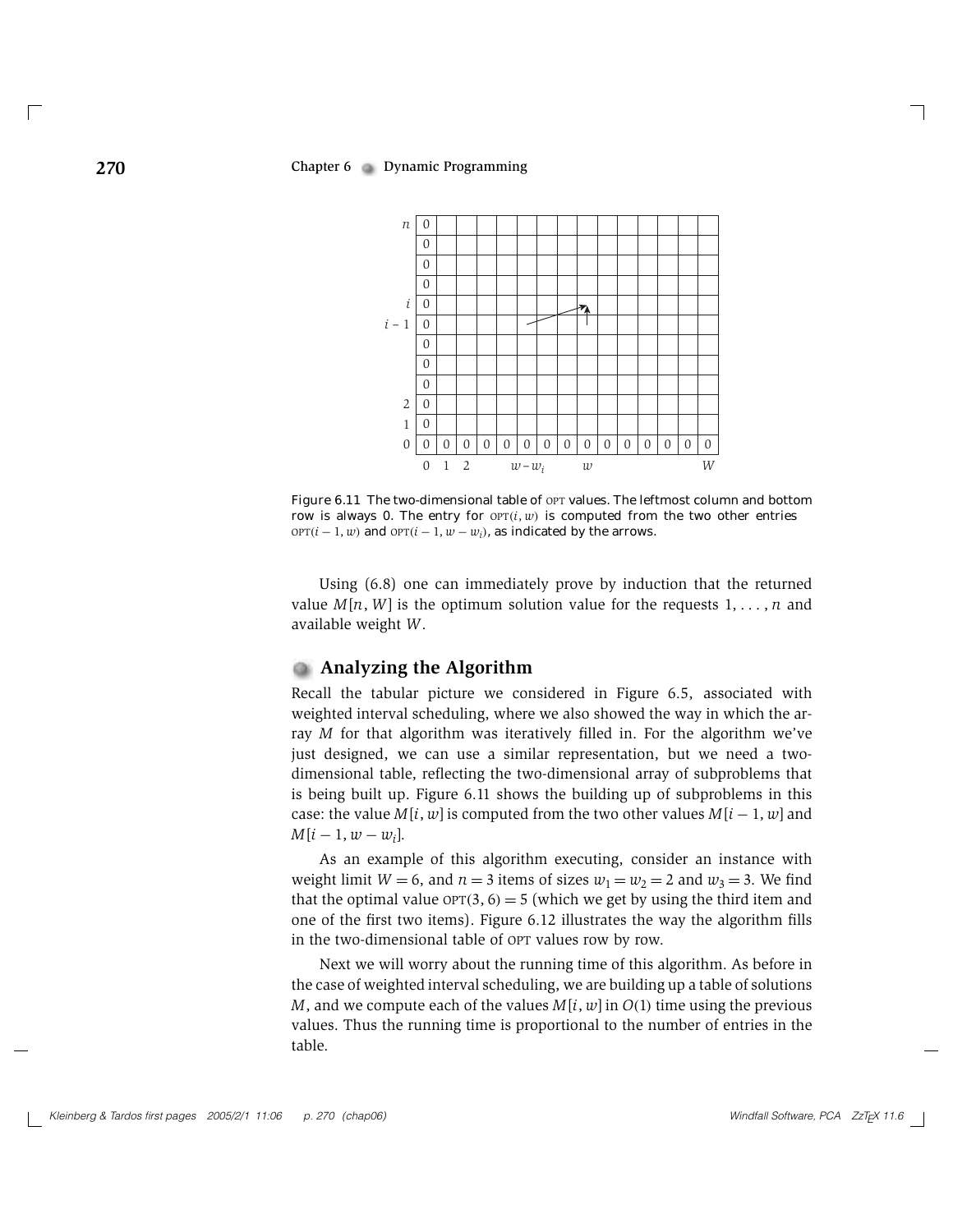Figure 6.11 The two-dimensional table of OPT values. The leftmost column and bottom row is always 0. The entry for $\text{OPT}(i, w)$ is computed from the two other entries $\text{OPT}(i-1, w)$ and $\text{OPT}(i-1, w-w_i)$, as indicated by the arrows.

Using (6.8) one can immediately prove by induction that the returned value $M[n, W]$ is the optimum solution value for the requests $1, \ldots, n$ and available weight $W$.

## Analyzing the Algorithm

Recall the tabular picture we considered in Figure 6.5, associated with weighted interval scheduling, where we also showed the way in which the array $M$ for that algorithm was iteratively filled in. For the algorithm we've just designed, we can use a similar representation, but we need a two-dimensional table, reflecting the two-dimensional array of subproblems that is being built up. Figure 6.11 shows the building up of subproblems in this case: the value $M[i, w]$ is computed from the two other values $M[i-1, w]$ and $M[i-1, w-w_i]$.

As an example of this algorithm executing, consider an instance with weight limit $W = 6$, and $n = 3$ items of sizes $w_1 = w_2 = 2$ and $w_3 = 3$. We find that the optimal value $\text{OPT}(3, 6) = 5$ (which we get by using the third item and one of the first two items). Figure 6.12 illustrates the way the algorithm fills in the two-dimensional table of OPT values row by row.

Next we will worry about the running time of this algorithm. As before in the case of weighted interval scheduling, we are building up a table of solutions $M$, and we compute each of the values $M[i, w]$ in $O(1)$ time using the previous values. Thus the running time is proportional to the number of entries in the table.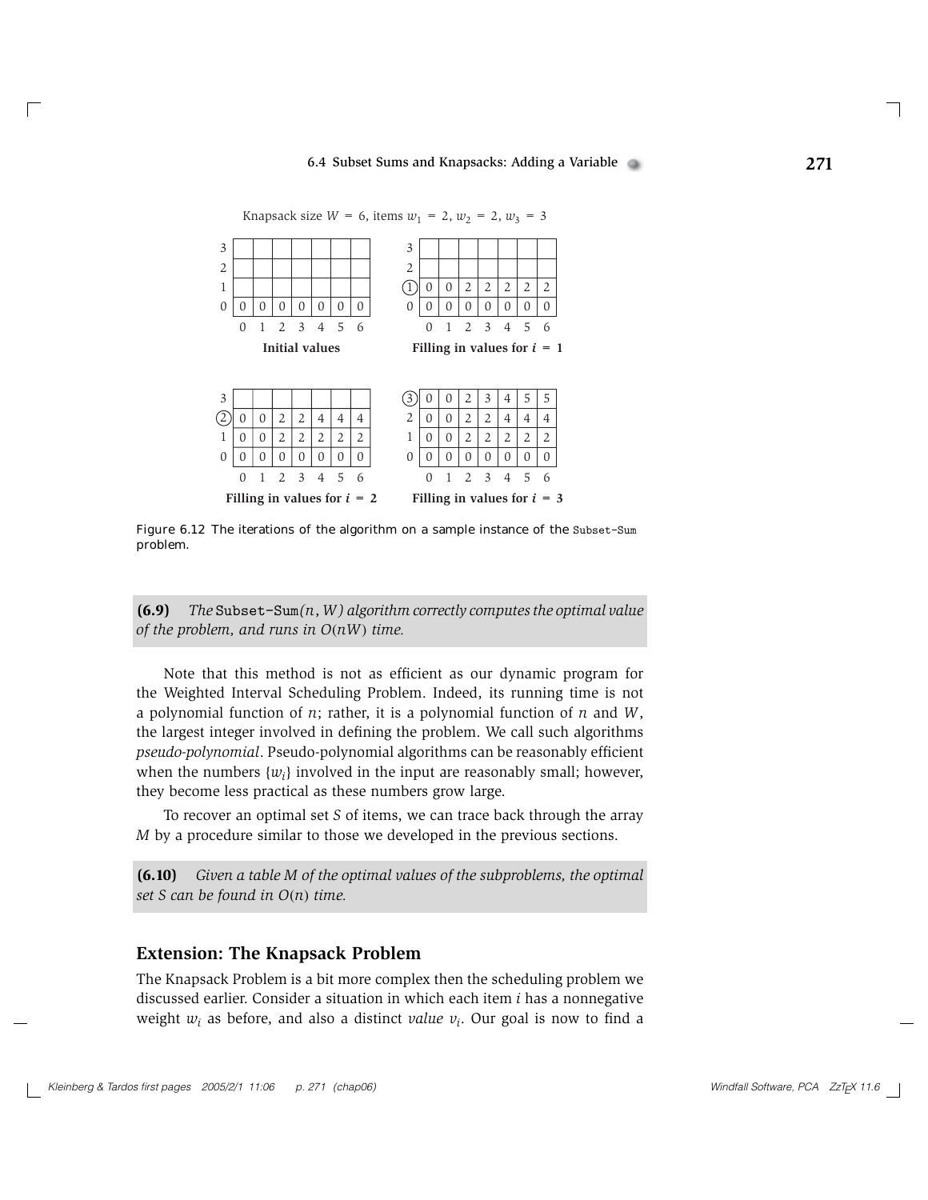Knapsack size $W = 6$, items $w_1 = 2$, $w_2 = 2$, $w_3 = 3$

**Initial values**

| | | | | | | | |
|---|---|---|---|---|---|---|---|
| 3 | | | | | | | |
| 2 | | | | | | | |
| 1 | | | | | | | |
| 0 | 0 | 0 | 0 | 0 | 0 | 0 | 0 |
| | 0 | 1 | 2 | 3 | 4 | 5 | 6 |

**Filling in values for $i = 1$**

| | | | | | | | |
|---|---|---|---|---|---|---|---|
| 3 | | | | | | | |
| 2 | | | | | | | |
| (1) | 0 | 0 | 2 | 2 | 2 | 2 | 2 |
| 0 | 0 | 0 | 0 | 0 | 0 | 0 | 0 |
| | 0 | 1 | 2 | 3 | 4 | 5 | 6 |

**Filling in values for $i = 2$**

| | | | | | | | |
|---|---|---|---|---|---|---|---|
| 3 | | | | | | | |
| (2) | 0 | 0 | 2 | 2 | 4 | 4 | 4 |
| 1 | 0 | 0 | 2 | 2 | 2 | 2 | 2 |
| 0 | 0 | 0 | 0 | 0 | 0 | 0 | 0 |
| | 0 | 1 | 2 | 3 | 4 | 5 | 6 |

**Filling in values for $i = 3$**

| | | | | | | | |
|---|---|---|---|---|---|---|---|
| (3) | 0 | 0 | 2 | 3 | 4 | 5 | 5 |
| 2 | 0 | 0 | 2 | 2 | 4 | 4 | 4 |
| 1 | 0 | 0 | 2 | 2 | 2 | 2 | 2 |
| 0 | 0 | 0 | 0 | 0 | 0 | 0 | 0 |
| | 0 | 1 | 2 | 3 | 4 | 5 | 6 |

Figure 6.12 The iterations of the algorithm on a sample instance of the Subset-Sum problem.

**(6.9)** *The* Subset-Sum*$(n, W)$ algorithm correctly computes the optimal value of the problem, and runs in $O(nW)$ time.*

Note that this method is not as efficient as our dynamic program for the Weighted Interval Scheduling Problem. Indeed, its running time is not a polynomial function of $n$; rather, it is a polynomial function of $n$ and $W$, the largest integer involved in defining the problem. We call such algorithms *pseudo-polynomial*. Pseudo-polynomial algorithms can be reasonably efficient when the numbers $\{w_i\}$ involved in the input are reasonably small; however, they become less practical as these numbers grow large.

To recover an optimal set $S$ of items, we can trace back through the array $M$ by a procedure similar to those we developed in the previous sections.

**(6.10)** *Given a table $M$ of the optimal values of the subproblems, the optimal set $S$ can be found in $O(n)$ time.*

## Extension: The Knapsack Problem

The Knapsack Problem is a bit more complex then the scheduling problem we discussed earlier. Consider a situation in which each item $i$ has a nonnegative weight $w_i$ as before, and also a distinct *value* $v_i$. Our goal is now to find a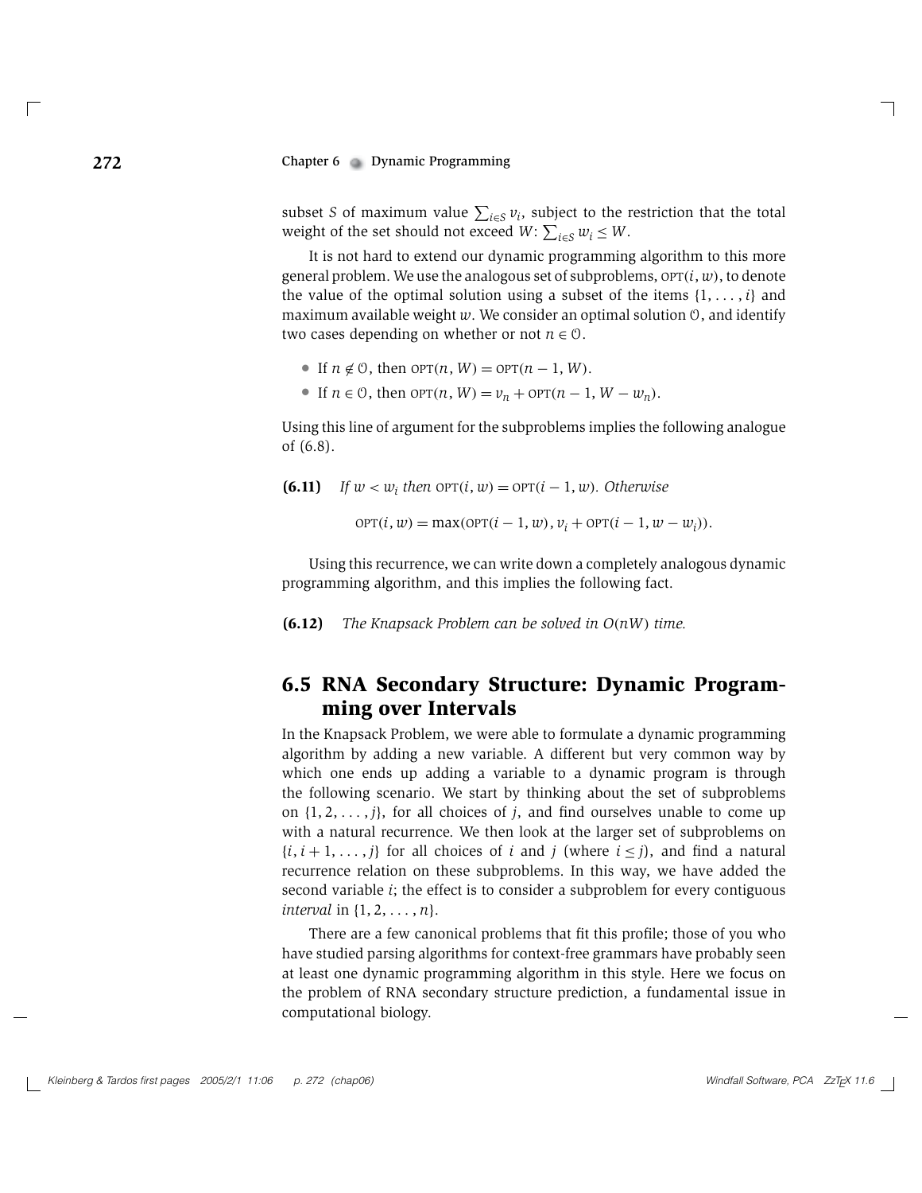subset $S$ of maximum value $\sum_{i \in S} v_i$, subject to the restriction that the total weight of the set should not exceed $W$: $\sum_{i \in S} w_i \leq W$.

It is not hard to extend our dynamic programming algorithm to this more general problem. We use the analogous set of subproblems, $\text{OPT}(i, w)$, to denote the value of the optimal solution using a subset of the items $\{1, \ldots, i\}$ and maximum available weight $w$. We consider an optimal solution $\mathcal{O}$, and identify two cases depending on whether or not $n \in \mathcal{O}$.

- If $n \notin \mathcal{O}$, then $\text{OPT}(n, W) = \text{OPT}(n-1, W)$.
- If $n \in \mathcal{O}$, then $\text{OPT}(n, W) = v_n + \text{OPT}(n-1, W - w_n)$.

Using this line of argument for the subproblems implies the following analogue of (6.8).

**(6.11)** *If $w < w_i$ then $\text{OPT}(i, w) = \text{OPT}(i-1, w)$. Otherwise*

$$\text{OPT}(i, w) = \max(\text{OPT}(i-1, w), v_i + \text{OPT}(i-1, w - w_i)).$$

Using this recurrence, we can write down a completely analogous dynamic programming algorithm, and this implies the following fact.

**(6.12)** *The Knapsack Problem can be solved in $O(nW)$ time.*

## 6.5 RNA Secondary Structure: Dynamic Programming over Intervals

In the Knapsack Problem, we were able to formulate a dynamic programming algorithm by adding a new variable. A different but very common way by which one ends up adding a variable to a dynamic program is through the following scenario. We start by thinking about the set of subproblems on $\{1, 2, \ldots, j\}$, for all choices of $j$, and find ourselves unable to come up with a natural recurrence. We then look at the larger set of subproblems on $\{i, i+1, \ldots, j\}$ for all choices of $i$ and $j$ (where $i \leq j$), and find a natural recurrence relation on these subproblems. In this way, we have added the second variable $i$; the effect is to consider a subproblem for every contiguous *interval* in $\{1, 2, \ldots, n\}$.

There are a few canonical problems that fit this profile; those of you who have studied parsing algorithms for context-free grammars have probably seen at least one dynamic programming algorithm in this style. Here we focus on the problem of RNA secondary structure prediction, a fundamental issue in computational biology.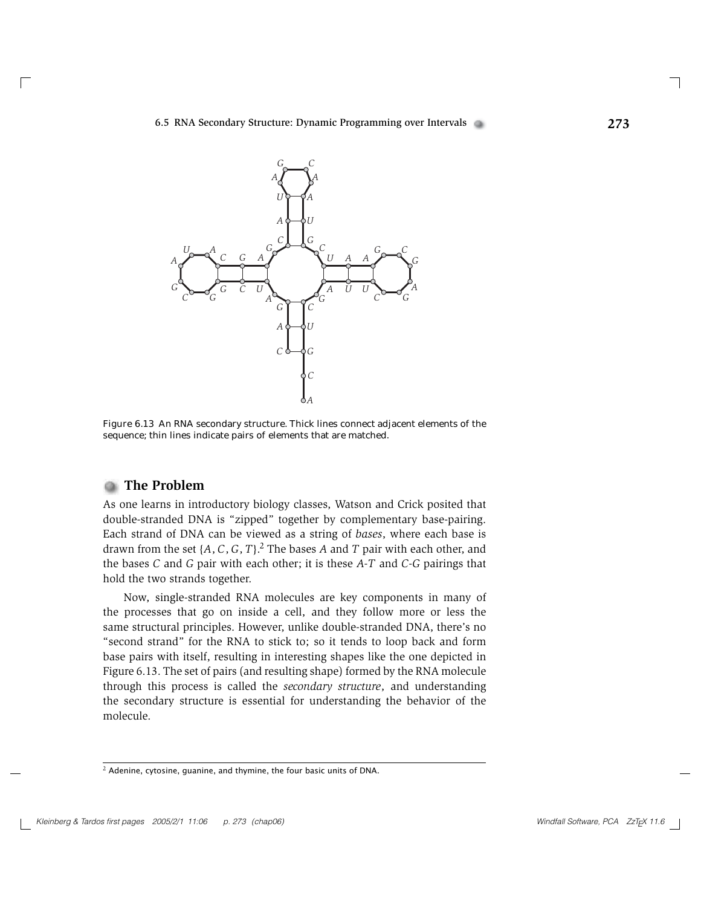Figure 6.13 An RNA secondary structure. Thick lines connect adjacent elements of the sequence; thin lines indicate pairs of elements that are matched.

## The Problem

As one learns in introductory biology classes, Watson and Crick posited that double-stranded DNA is "zipped" together by complementary base-pairing. Each strand of DNA can be viewed as a string of *bases*, where each base is drawn from the set $\{A, C, G, T\}$.[2] The bases $A$ and $T$ pair with each other, and the bases $C$ and $G$ pair with each other; it is these $A$-$T$ and $C$-$G$ pairings that hold the two strands together.

Now, single-stranded RNA molecules are key components in many of the processes that go on inside a cell, and they follow more or less the same structural principles. However, unlike double-stranded DNA, there's no "second strand" for the RNA to stick to; so it tends to loop back and form base pairs with itself, resulting in interesting shapes like the one depicted in Figure 6.13. The set of pairs (and resulting shape) formed by the RNA molecule through this process is called the *secondary structure*, and understanding the secondary structure is essential for understanding the behavior of the molecule.

[2] Adenine, cytosine, guanine, and thymine, the four basic units of DNA.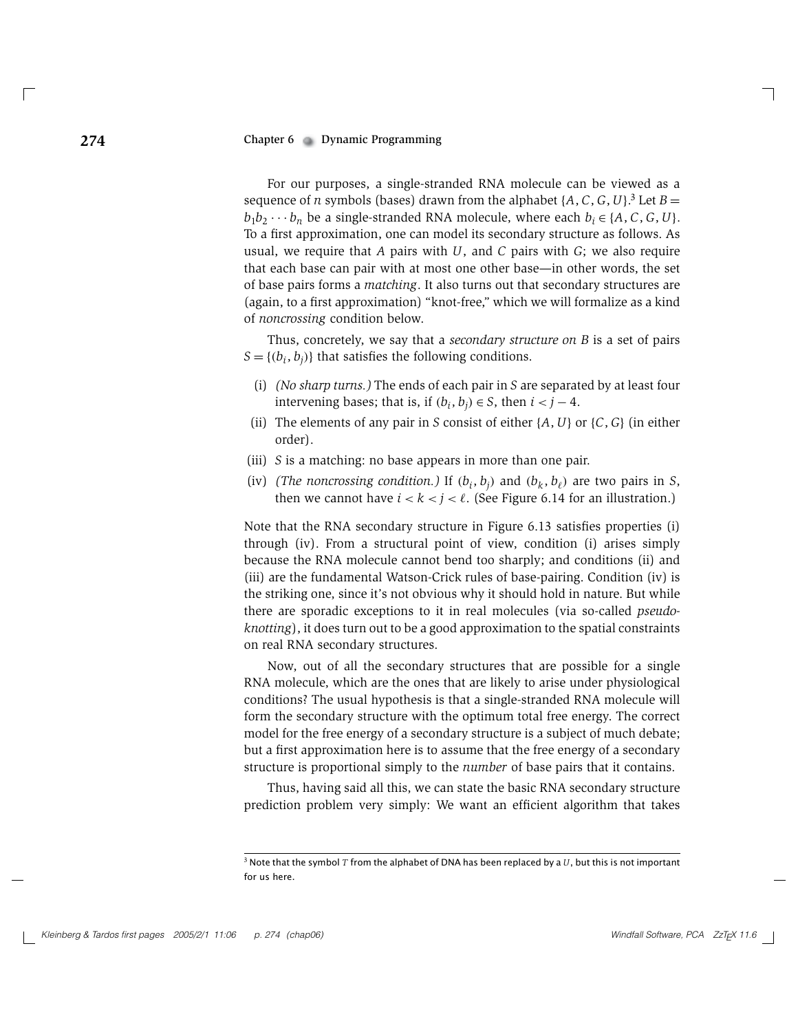For our purposes, a single-stranded RNA molecule can be viewed as a sequence of $n$ symbols (bases) drawn from the alphabet $\{A, C, G, U\}$.[3] Let $B = b_1 b_2 \cdots b_n$ be a single-stranded RNA molecule, where each $b_i \in \{A, C, G, U\}$. To a first approximation, one can model its secondary structure as follows. As usual, we require that $A$ pairs with $U$, and $C$ pairs with $G$; we also require that each base can pair with at most one other base—in other words, the set of base pairs forms a *matching*. It also turns out that secondary structures are (again, to a first approximation) "knot-free," which we will formalize as a kind of *noncrossing* condition below.

Thus, concretely, we say that a *secondary structure on B* is a set of pairs $S = \{(b_i, b_j)\}$ that satisfies the following conditions.

(i) *(No sharp turns.)* The ends of each pair in $S$ are separated by at least four intervening bases; that is, if $(b_i, b_j) \in S$, then $i < j - 4$.

(ii) The elements of any pair in $S$ consist of either $\{A, U\}$ or $\{C, G\}$ (in either order).

(iii) $S$ is a matching: no base appears in more than one pair.

(iv) *(The noncrossing condition.)* If $(b_i, b_j)$ and $(b_k, b_\ell)$ are two pairs in $S$, then we cannot have $i < k < j < \ell$. (See Figure 6.14 for an illustration.)

Note that the RNA secondary structure in Figure 6.13 satisfies properties (i) through (iv). From a structural point of view, condition (i) arises simply because the RNA molecule cannot bend too sharply; and conditions (ii) and (iii) are the fundamental Watson-Crick rules of base-pairing. Condition (iv) is the striking one, since it's not obvious why it should hold in nature. But while there are sporadic exceptions to it in real molecules (via so-called *pseudo-knotting*), it does turn out to be a good approximation to the spatial constraints on real RNA secondary structures.

Now, out of all the secondary structures that are possible for a single RNA molecule, which are the ones that are likely to arise under physiological conditions? The usual hypothesis is that a single-stranded RNA molecule will form the secondary structure with the optimum total free energy. The correct model for the free energy of a secondary structure is a subject of much debate; but a first approximation here is to assume that the free energy of a secondary structure is proportional simply to the *number* of base pairs that it contains.

Thus, having said all this, we can state the basic RNA secondary structure prediction problem very simply: We want an efficient algorithm that takes

[3] Note that the symbol $T$ from the alphabet of DNA has been replaced by a $U$, but this is not important for us here.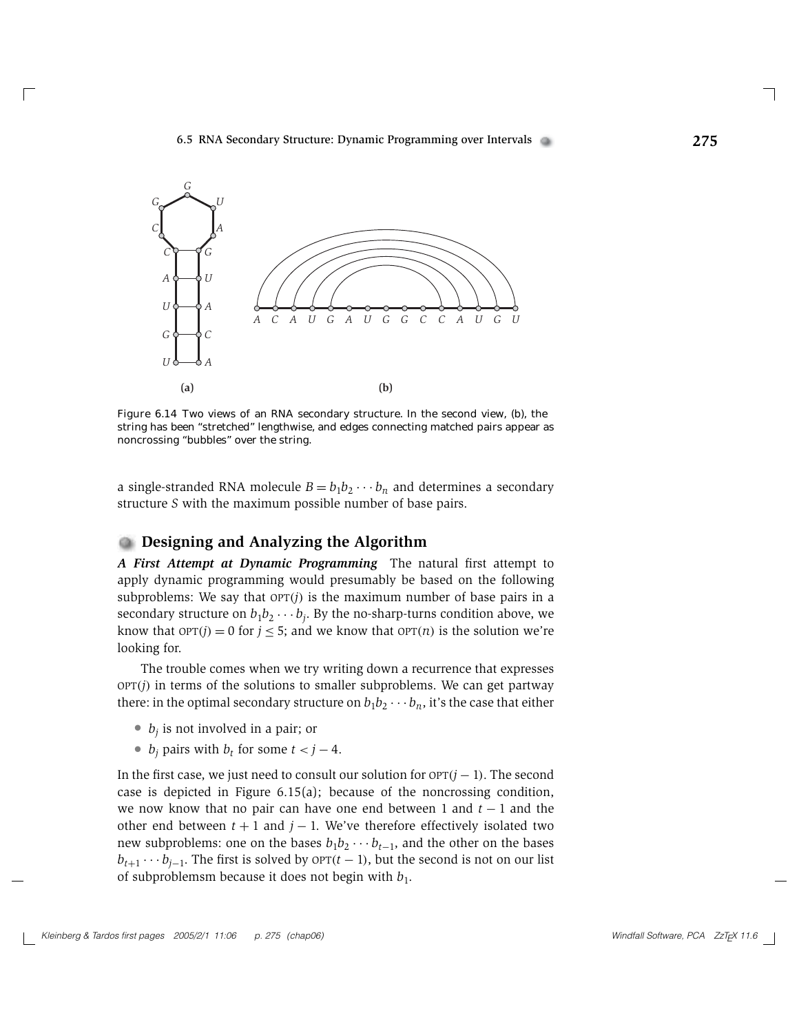Figure 6.14 Two views of an RNA secondary structure. In the second view, (b), the string has been "stretched" lengthwise, and edges connecting matched pairs appear as noncrossing "bubbles" over the string.

a single-stranded RNA molecule $B = b_1 b_2 \cdots b_n$ and determines a secondary structure $S$ with the maximum possible number of base pairs.

## Designing and Analyzing the Algorithm

***A First Attempt at Dynamic Programming*** The natural first attempt to apply dynamic programming would presumably be based on the following subproblems: We say that $\text{OPT}(j)$ is the maximum number of base pairs in a secondary structure on $b_1 b_2 \cdots b_j$. By the no-sharp-turns condition above, we know that $\text{OPT}(j) = 0$ for $j \leq 5$; and we know that $\text{OPT}(n)$ is the solution we're looking for.

The trouble comes when we try writing down a recurrence that expresses $\text{OPT}(j)$ in terms of the solutions to smaller subproblems. We can get partway there: in the optimal secondary structure on $b_1 b_2 \cdots b_n$, it's the case that either

- $b_j$ is not involved in a pair; or
- $b_j$ pairs with $b_t$ for some $t < j - 4$.

In the first case, we just need to consult our solution for $\text{OPT}(j-1)$. The second case is depicted in Figure 6.15(a); because of the noncrossing condition, we now know that no pair can have one end between 1 and $t-1$ and the other end between $t+1$ and $j-1$. We've therefore effectively isolated two new subproblems: one on the bases $b_1 b_2 \cdots b_{t-1}$, and the other on the bases $b_{t+1} \cdots b_{j-1}$. The first is solved by $\text{OPT}(t-1)$, but the second is not on our list of subproblemsm because it does not begin with $b_1$.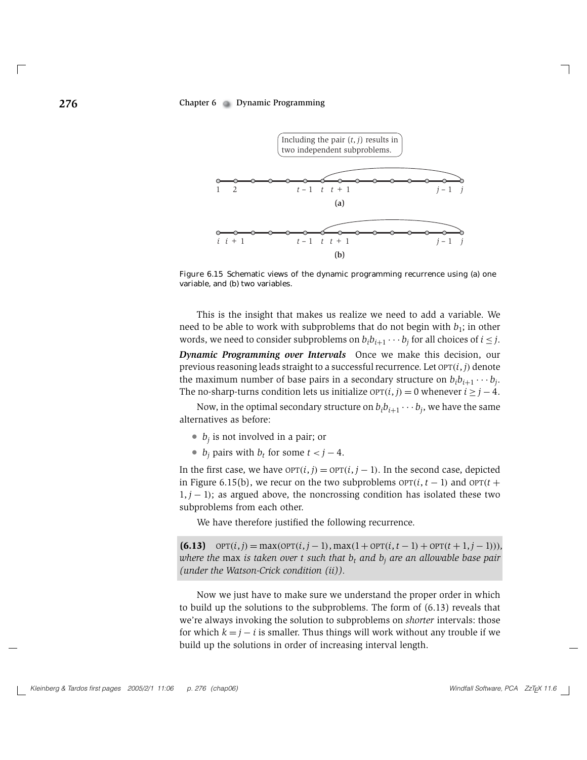Including the pair $(t, j)$ results in two independent subproblems.

(a)

(b)

Figure 6.15 Schematic views of the dynamic programming recurrence using (a) one variable, and (b) two variables.

This is the insight that makes us realize we need to add a variable. We need to be able to work with subproblems that do not begin with $b_1$; in other words, we need to consider subproblems on $b_i b_{i+1} \cdots b_j$ for all choices of $i \le j$.

***Dynamic Programming over Intervals*** Once we make this decision, our previous reasoning leads straight to a successful recurrence. Let $\text{OPT}(i, j)$ denote the maximum number of base pairs in a secondary structure on $b_i b_{i+1} \cdots b_j$. The no-sharp-turns condition lets us initialize $\text{OPT}(i, j) = 0$ whenever $i \ge j - 4$.

Now, in the optimal secondary structure on $b_i b_{i+1} \cdots b_j$, we have the same alternatives as before:

- $b_j$ is not involved in a pair; or
- $b_j$ pairs with $b_t$ for some $t < j - 4$.

In the first case, we have $\text{OPT}(i, j) = \text{OPT}(i, j - 1)$. In the second case, depicted in Figure 6.15(b), we recur on the two subproblems $\text{OPT}(i, t - 1)$ and $\text{OPT}(t + 1, j - 1)$; as argued above, the noncrossing condition has isolated these two subproblems from each other.

We have therefore justified the following recurrence.

**(6.13)** $\text{OPT}(i, j) = \max(\text{OPT}(i, j - 1), \max(1 + \text{OPT}(i, t - 1) + \text{OPT}(t + 1, j - 1)))$, *where the* max *is taken over* $t$ *such that* $b_t$ *and* $b_j$ *are an allowable base pair (under the Watson-Crick condition (ii)).*

Now we just have to make sure we understand the proper order in which to build up the solutions to the subproblems. The form of (6.13) reveals that we're always invoking the solution to subproblems on *shorter* intervals: those for which $k = j - i$ is smaller. Thus things will work without any trouble if we build up the solutions in order of increasing interval length.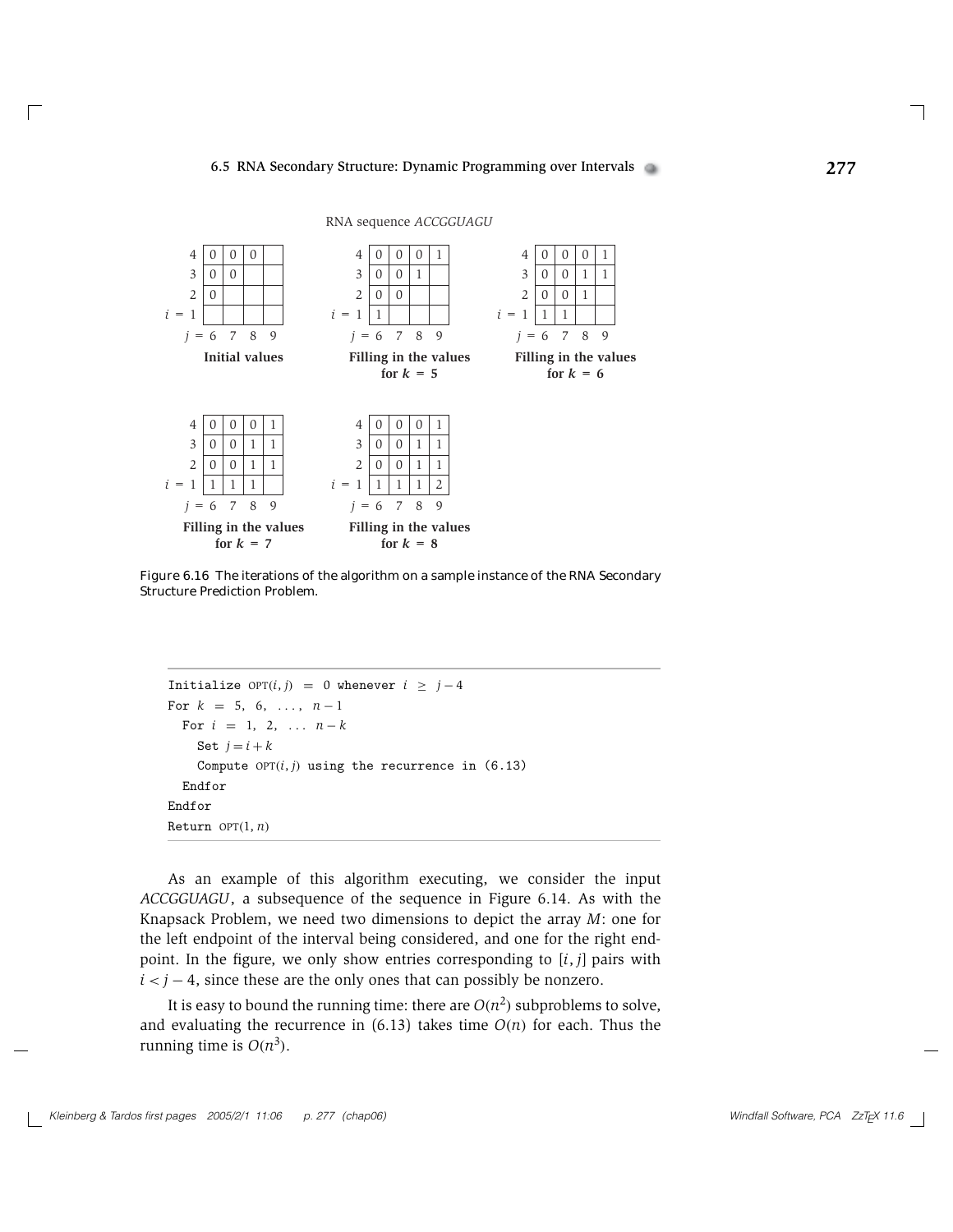RNA sequence *ACCGGUAGU*

**Initial values**

| i \ j | 6 | 7 | 8 | 9 |
|---|---|---|---|---|
| 4 | 0 | 0 | 0 | |
| 3 | 0 | 0 | | |
| 2 | 0 | | | |
| i = 1 | | | | |

**Filling in the values for $k = 5$**

| i \ j | 6 | 7 | 8 | 9 |
|---|---|---|---|---|
| 4 | 0 | 0 | 0 | 1 |
| 3 | 0 | 0 | 1 | |
| 2 | 0 | 0 | | |
| i = 1 | 1 | | | |

**Filling in the values for $k = 6$**

| i \ j | 6 | 7 | 8 | 9 |
|---|---|---|---|---|
| 4 | 0 | 0 | 0 | 1 |
| 3 | 0 | 0 | 1 | 1 |
| 2 | 0 | 0 | 1 | |
| i = 1 | 1 | 1 | | |

**Filling in the values for $k = 7$**

| i \ j | 6 | 7 | 8 | 9 |
|---|---|---|---|---|
| 4 | 0 | 0 | 0 | 1 |
| 3 | 0 | 0 | 1 | 1 |
| 2 | 0 | 0 | 1 | 1 |
| i = 1 | 1 | 1 | 1 | |

**Filling in the values for $k = 8$**

| i \ j | 6 | 7 | 8 | 9 |
|---|---|---|---|---|
| 4 | 0 | 0 | 0 | 1 |
| 3 | 0 | 0 | 1 | 1 |
| 2 | 0 | 0 | 1 | 1 |
| i = 1 | 1 | 1 | 1 | 2 |

Figure 6.16 The iterations of the algorithm on a sample instance of the RNA Secondary Structure Prediction Problem.

```
Initialize OPT(i, j) = 0 whenever i ≥ j − 4
For k = 5, 6, . . . , n − 1
  For i = 1, 2, . . . n − k
    Set j = i + k
    Compute OPT(i, j) using the recurrence in (6.13)
  Endfor
Endfor
Return OPT(1, n)
```

As an example of this algorithm executing, we consider the input *ACCGGUAGU*, a subsequence of the sequence in Figure 6.14. As with the Knapsack Problem, we need two dimensions to depict the array $M$: one for the left endpoint of the interval being considered, and one for the right endpoint. In the figure, we only show entries corresponding to $[i, j]$ pairs with $i < j - 4$, since these are the only ones that can possibly be nonzero.

It is easy to bound the running time: there are $O(n^2)$ subproblems to solve, and evaluating the recurrence in (6.13) takes time $O(n)$ for each. Thus the running time is $O(n^3)$.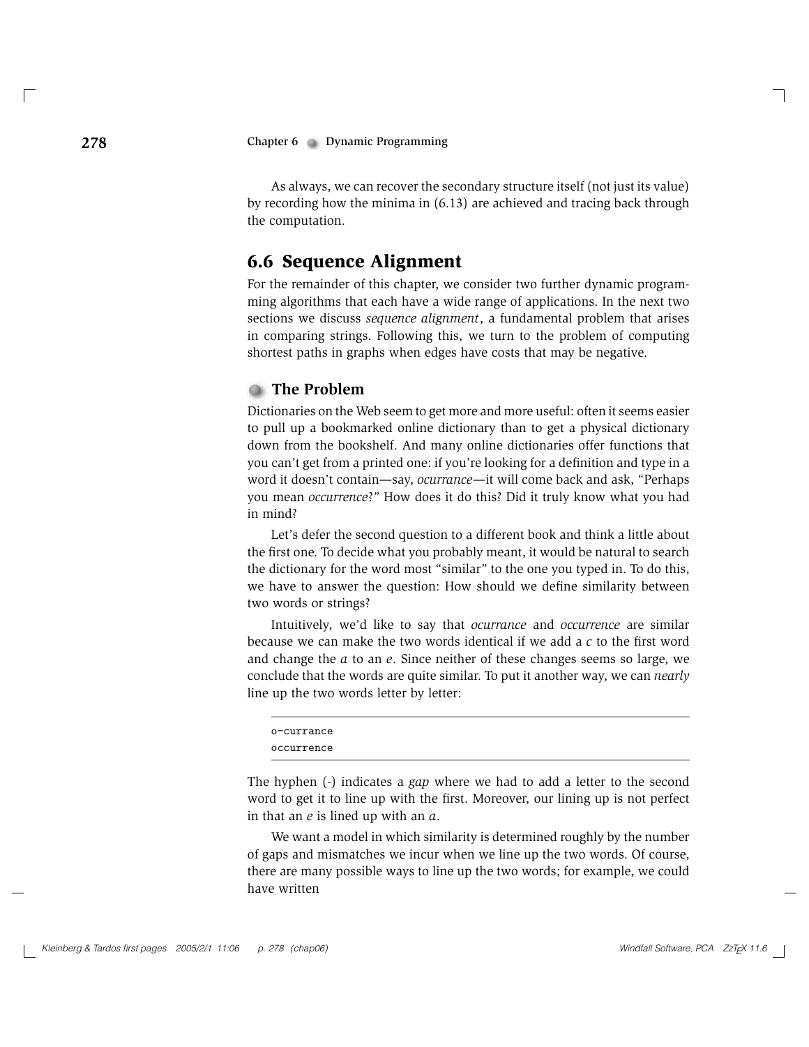As always, we can recover the secondary structure itself (not just its value) by recording how the minima in (6.13) are achieved and tracing back through the computation.

## 6.6 Sequence Alignment

For the remainder of this chapter, we consider two further dynamic programming algorithms that each have a wide range of applications. In the next two sections we discuss *sequence alignment*, a fundamental problem that arises in comparing strings. Following this, we turn to the problem of computing shortest paths in graphs when edges have costs that may be negative.

### The Problem

Dictionaries on the Web seem to get more and more useful: often it seems easier to pull up a bookmarked online dictionary than to get a physical dictionary down from the bookshelf. And many online dictionaries offer functions that you can't get from a printed one: if you're looking for a definition and type in a word it doesn't contain—say, *ocurrance*—it will come back and ask, "Perhaps you mean *occurrence*?" How does it do this? Did it truly know what you had in mind?

Let's defer the second question to a different book and think a little about the first one. To decide what you probably meant, it would be natural to search the dictionary for the word most "similar" to the one you typed in. To do this, we have to answer the question: How should we define similarity between two words or strings?

Intuitively, we'd like to say that *ocurrance* and *occurrence* are similar because we can make the two words identical if we add a *c* to the first word and change the *a* to an *e*. Since neither of these changes seems so large, we conclude that the words are quite similar. To put it another way, we can *nearly* line up the two words letter by letter:

```
o-currance
occurrence
```

The hyphen (-) indicates a *gap* where we had to add a letter to the second word to get it to line up with the first. Moreover, our lining up is not perfect in that an *e* is lined up with an *a*.

We want a model in which similarity is determined roughly by the number of gaps and mismatches we incur when we line up the two words. Of course, there are many possible ways to line up the two words; for example, we could have written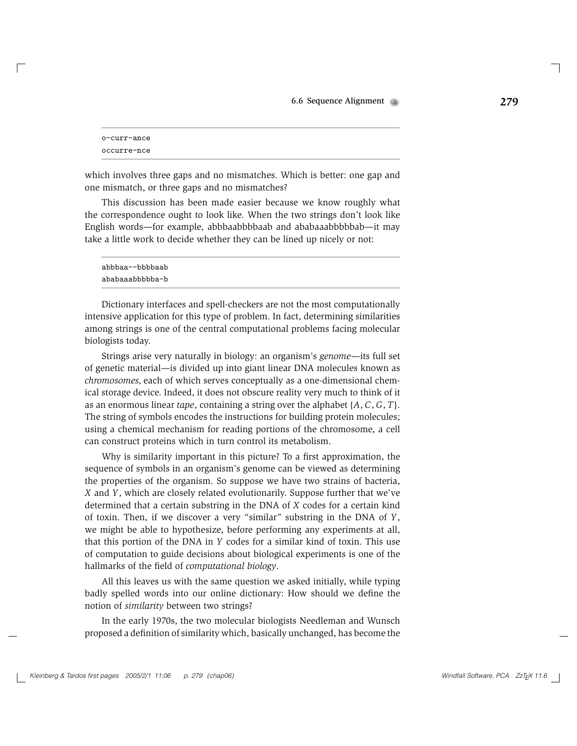```
o-curr-ance
occurre-nce
```

which involves three gaps and no mismatches. Which is better: one gap and one mismatch, or three gaps and no mismatches?

This discussion has been made easier because we know roughly what the correspondence ought to look like. When the two strings don't look like English words—for example, abbbaabbbbaab and ababaaabbbbbab—it may take a little work to decide whether they can be lined up nicely or not:

```
abbbaa--bbbbaab
ababaaabbbbba-b
```

Dictionary interfaces and spell-checkers are not the most computationally intensive application for this type of problem. In fact, determining similarities among strings is one of the central computational problems facing molecular biologists today.

Strings arise very naturally in biology: an organism's *genome*—its full set of genetic material—is divided up into giant linear DNA molecules known as *chromosomes*, each of which serves conceptually as a one-dimensional chemical storage device. Indeed, it does not obscure reality very much to think of it as an enormous linear *tape*, containing a string over the alphabet $\{A, C, G, T\}$. The string of symbols encodes the instructions for building protein molecules; using a chemical mechanism for reading portions of the chromosome, a cell can construct proteins which in turn control its metabolism.

Why is similarity important in this picture? To a first approximation, the sequence of symbols in an organism's genome can be viewed as determining the properties of the organism. So suppose we have two strains of bacteria, $X$ and $Y$, which are closely related evolutionarily. Suppose further that we've determined that a certain substring in the DNA of $X$ codes for a certain kind of toxin. Then, if we discover a very "similar" substring in the DNA of $Y$, we might be able to hypothesize, before performing any experiments at all, that this portion of the DNA in $Y$ codes for a similar kind of toxin. This use of computation to guide decisions about biological experiments is one of the hallmarks of the field of *computational biology*.

All this leaves us with the same question we asked initially, while typing badly spelled words into our online dictionary: How should we define the notion of *similarity* between two strings?

In the early 1970s, the two molecular biologists Needleman and Wunsch proposed a definition of similarity which, basically unchanged, has become the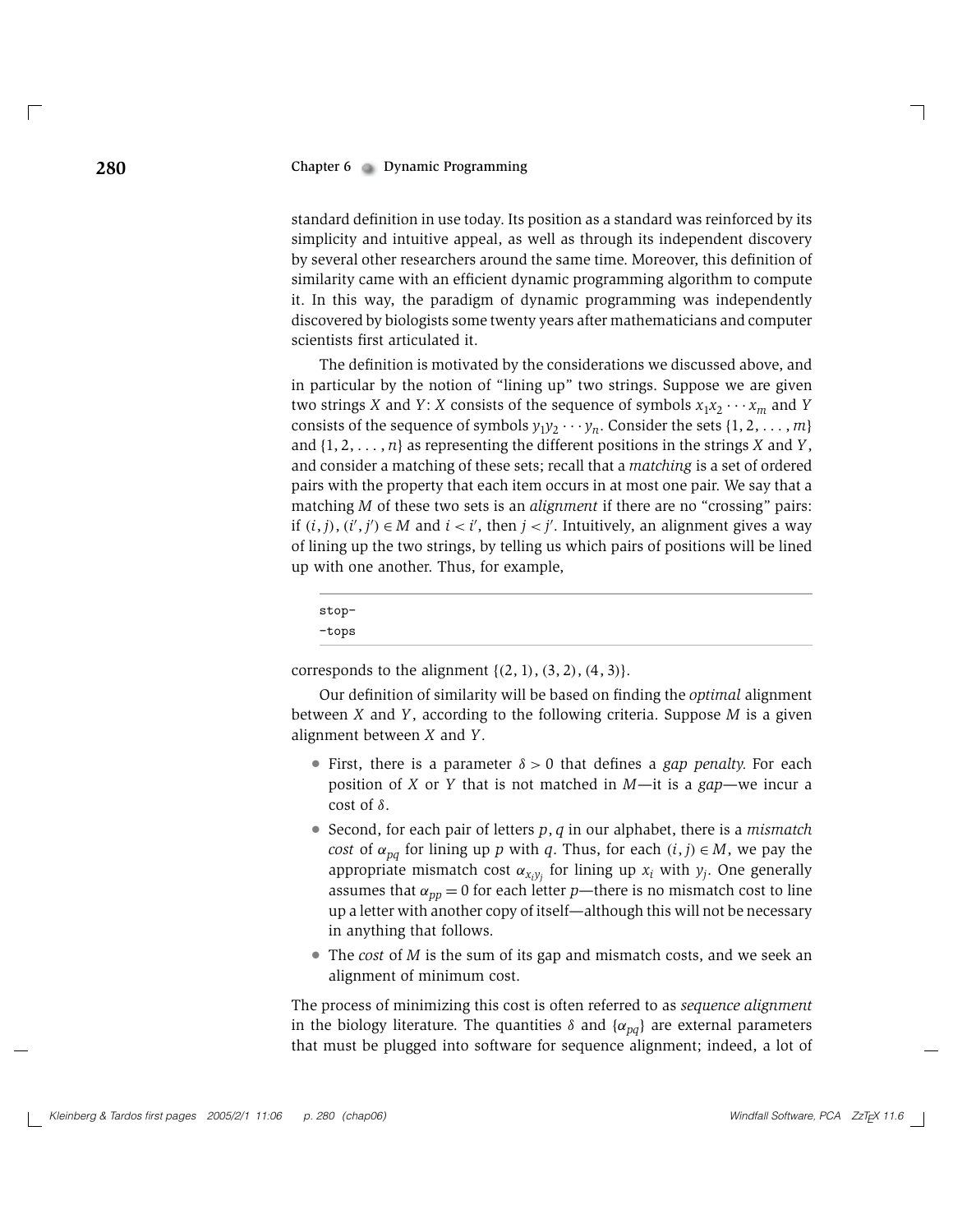standard definition in use today. Its position as a standard was reinforced by its simplicity and intuitive appeal, as well as through its independent discovery by several other researchers around the same time. Moreover, this definition of similarity came with an efficient dynamic programming algorithm to compute it. In this way, the paradigm of dynamic programming was independently discovered by biologists some twenty years after mathematicians and computer scientists first articulated it.

The definition is motivated by the considerations we discussed above, and in particular by the notion of "lining up" two strings. Suppose we are given two strings $X$ and $Y$: $X$ consists of the sequence of symbols $x_1x_2 \cdots x_m$ and $Y$ consists of the sequence of symbols $y_1y_2 \cdots y_n$. Consider the sets $\{1, 2, \ldots, m\}$ and $\{1, 2, \ldots, n\}$ as representing the different positions in the strings $X$ and $Y$, and consider a matching of these sets; recall that a *matching* is a set of ordered pairs with the property that each item occurs in at most one pair. We say that a matching $M$ of these two sets is an *alignment* if there are no "crossing" pairs: if $(i, j), (i', j') \in M$ and $i < i'$, then $j < j'$. Intuitively, an alignment gives a way of lining up the two strings, by telling us which pairs of positions will be lined up with one another. Thus, for example,

```
stop-
-tops
```

corresponds to the alignment $\{(2, 1), (3, 2), (4, 3)\}$.

Our definition of similarity will be based on finding the *optimal* alignment between $X$ and $Y$, according to the following criteria. Suppose $M$ is a given alignment between $X$ and $Y$.

- First, there is a parameter $\delta > 0$ that defines a *gap penalty*. For each position of $X$ or $Y$ that is not matched in $M$—it is a *gap*—we incur a cost of $\delta$.
- Second, for each pair of letters $p, q$ in our alphabet, there is a *mismatch cost* of $\alpha_{pq}$ for lining up $p$ with $q$. Thus, for each $(i, j) \in M$, we pay the appropriate mismatch cost $\alpha_{x_i y_j}$ for lining up $x_i$ with $y_j$. One generally assumes that $\alpha_{pp} = 0$ for each letter $p$—there is no mismatch cost to line up a letter with another copy of itself—although this will not be necessary in anything that follows.
- The *cost* of $M$ is the sum of its gap and mismatch costs, and we seek an alignment of minimum cost.

The process of minimizing this cost is often referred to as *sequence alignment* in the biology literature. The quantities $\delta$ and $\{\alpha_{pq}\}$ are external parameters that must be plugged into software for sequence alignment; indeed, a lot of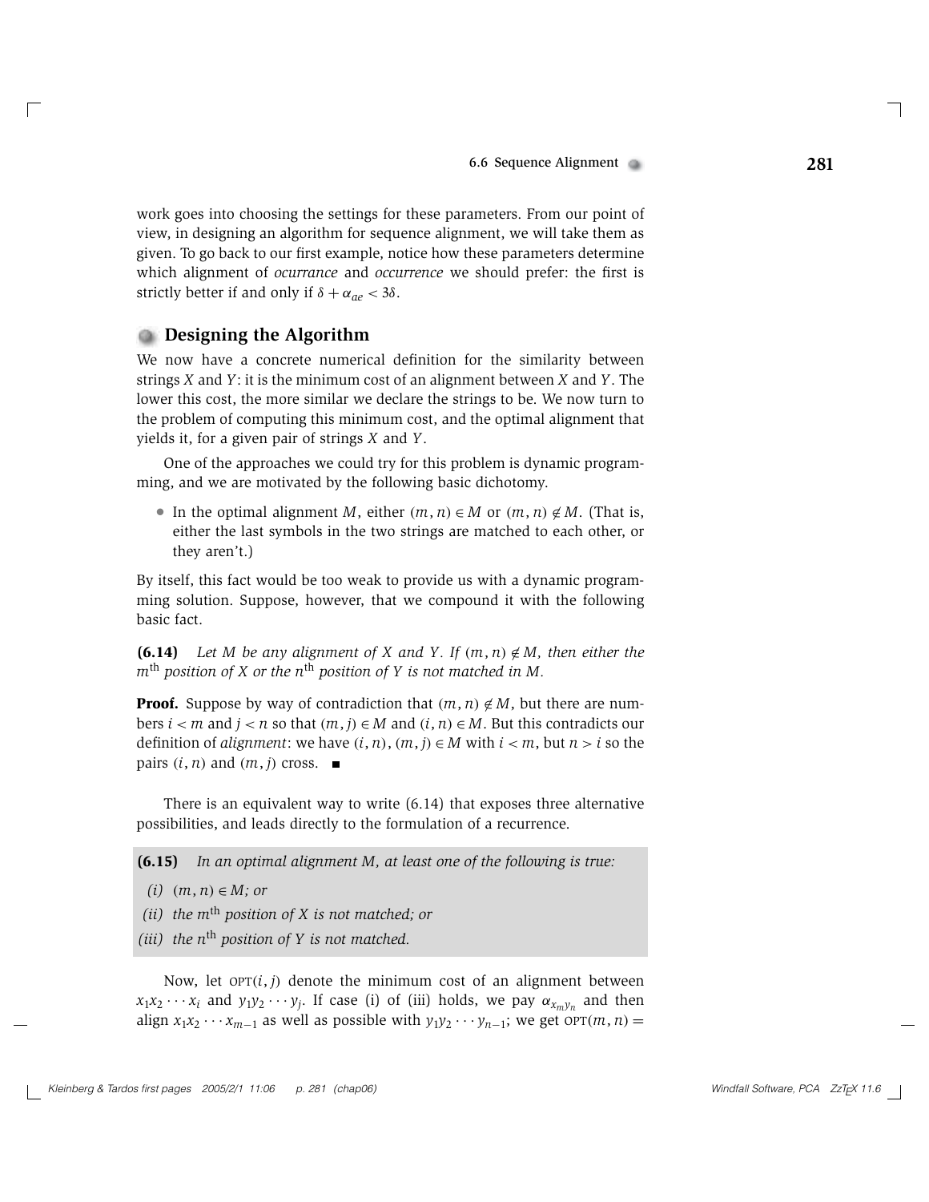work goes into choosing the settings for these parameters. From our point of view, in designing an algorithm for sequence alignment, we will take them as given. To go back to our first example, notice how these parameters determine which alignment of *ocurrance* and *occurrence* we should prefer: the first is strictly better if and only if $\delta + \alpha_{ae} < 3\delta$.

## Designing the Algorithm

We now have a concrete numerical definition for the similarity between strings $X$ and $Y$: it is the minimum cost of an alignment between $X$ and $Y$. The lower this cost, the more similar we declare the strings to be. We now turn to the problem of computing this minimum cost, and the optimal alignment that yields it, for a given pair of strings $X$ and $Y$.

One of the approaches we could try for this problem is dynamic programming, and we are motivated by the following basic dichotomy.

- In the optimal alignment $M$, either $(m, n) \in M$ or $(m, n) \notin M$. (That is, either the last symbols in the two strings are matched to each other, or they aren't.)

By itself, this fact would be too weak to provide us with a dynamic programming solution. Suppose, however, that we compound it with the following basic fact.

**(6.14)** *Let $M$ be any alignment of $X$ and $Y$. If $(m, n) \notin M$, then either the $m^{\text{th}}$ position of $X$ or the $n^{\text{th}}$ position of $Y$ is not matched in $M$.*

**Proof.** Suppose by way of contradiction that $(m, n) \notin M$, but there are numbers $i < m$ and $j < n$ so that $(m, j) \in M$ and $(i, n) \in M$. But this contradicts our definition of *alignment*: we have $(i, n), (m, j) \in M$ with $i < m$, but $n > i$ so the pairs $(i, n)$ and $(m, j)$ cross. ∎

There is an equivalent way to write (6.14) that exposes three alternative possibilities, and leads directly to the formulation of a recurrence.

**(6.15)** *In an optimal alignment $M$, at least one of the following is true:*

*(i)* $(m, n) \in M$; *or*

*(ii) the $m^{\text{th}}$ position of $X$ is not matched; or*

*(iii) the $n^{\text{th}}$ position of $Y$ is not matched.*

Now, let $\text{OPT}(i, j)$ denote the minimum cost of an alignment between $x_1 x_2 \cdots x_i$ and $y_1 y_2 \cdots y_j$. If case (i) of (iii) holds, we pay $\alpha_{x_m y_n}$ and then align $x_1 x_2 \cdots x_{m-1}$ as well as possible with $y_1 y_2 \cdots y_{n-1}$; we get $\text{OPT}(m, n) =$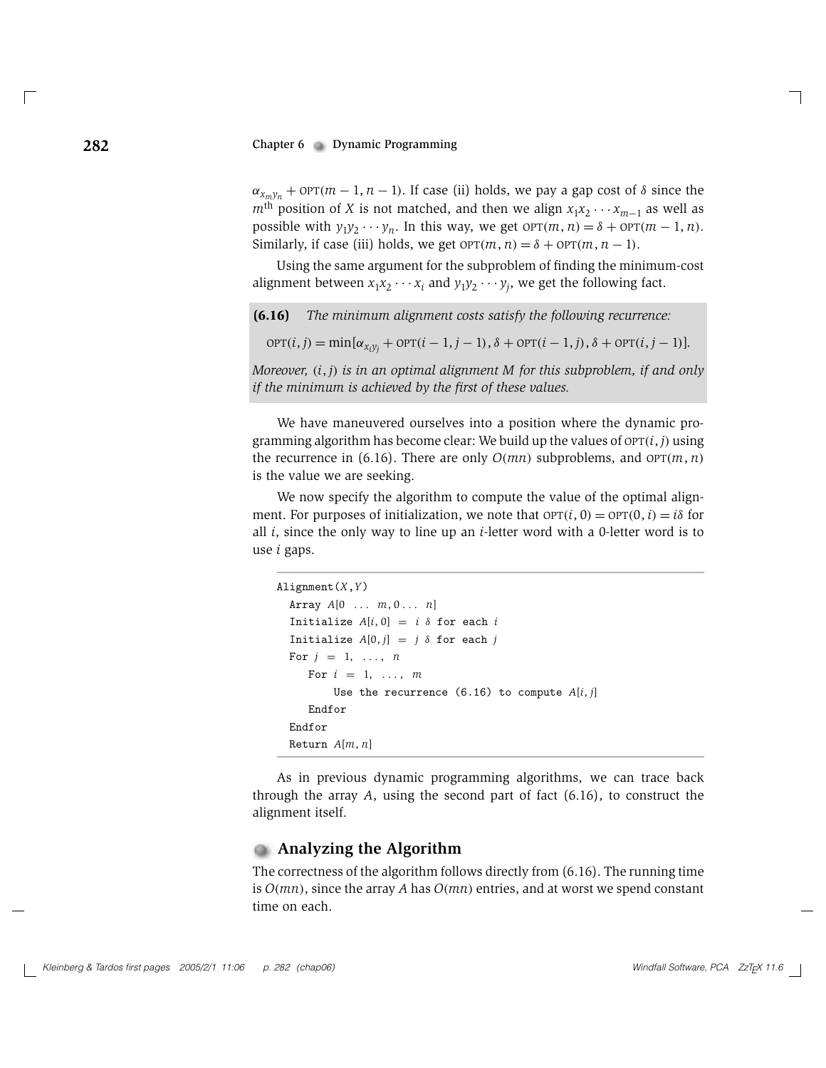$\alpha_{x_m y_n} + \text{OPT}(m-1, n-1)$. If case (ii) holds, we pay a gap cost of $\delta$ since the $m^{\text{th}}$ position of $X$ is not matched, and then we align $x_1 x_2 \cdots x_{m-1}$ as well as possible with $y_1 y_2 \cdots y_n$. In this way, we get $\text{OPT}(m, n) = \delta + \text{OPT}(m-1, n)$. Similarly, if case (iii) holds, we get $\text{OPT}(m, n) = \delta + \text{OPT}(m, n-1)$.

Using the same argument for the subproblem of finding the minimum-cost alignment between $x_1 x_2 \cdots x_i$ and $y_1 y_2 \cdots y_j$, we get the following fact.

**(6.16)** *The minimum alignment costs satisfy the following recurrence:*

$$\text{OPT}(i, j) = \min[\alpha_{x_i y_j} + \text{OPT}(i-1, j-1), \delta + \text{OPT}(i-1, j), \delta + \text{OPT}(i, j-1)].$$

*Moreover, $(i, j)$ is in an optimal alignment $M$ for this subproblem, if and only if the minimum is achieved by the first of these values.*

We have maneuvered ourselves into a position where the dynamic programming algorithm has become clear: We build up the values of $\text{OPT}(i, j)$ using the recurrence in (6.16). There are only $O(mn)$ subproblems, and $\text{OPT}(m, n)$ is the value we are seeking.

We now specify the algorithm to compute the value of the optimal alignment. For purposes of initialization, we note that $\text{OPT}(i, 0) = \text{OPT}(0, i) = i\delta$ for all $i$, since the only way to line up an $i$-letter word with a 0-letter word is to use $i$ gaps.

```
Alignment(X,Y)
  Array A[0 ... m,0 ... n]
  Initialize A[i,0] = i δ for each i
  Initialize A[0,j] = j δ for each j
  For j = 1, ..., n
     For i = 1, ..., m
         Use the recurrence (6.16) to compute A[i,j]
     Endfor
  Endfor
  Return A[m,n]
```

As in previous dynamic programming algorithms, we can trace back through the array $A$, using the second part of fact (6.16), to construct the alignment itself.

## Analyzing the Algorithm

The correctness of the algorithm follows directly from (6.16). The running time is $O(mn)$, since the array $A$ has $O(mn)$ entries, and at worst we spend constant time on each.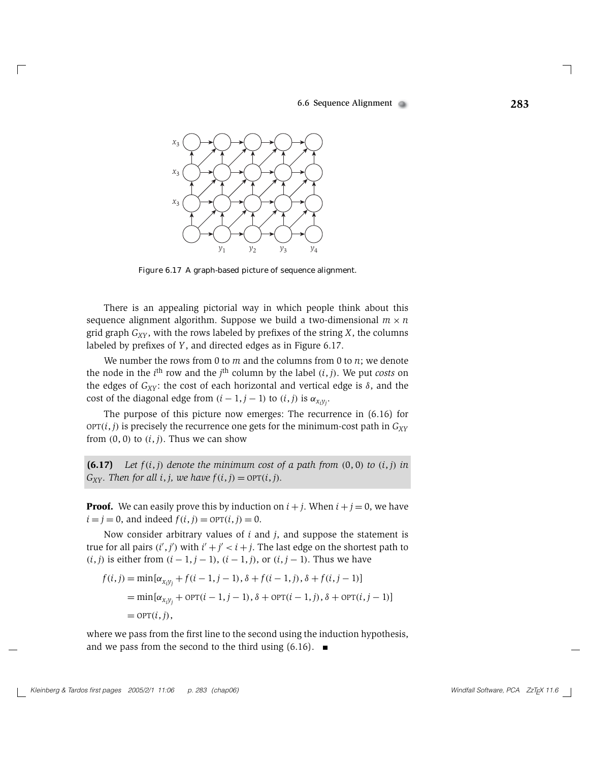Figure 6.17 A graph-based picture of sequence alignment.

There is an appealing pictorial way in which people think about this sequence alignment algorithm. Suppose we build a two-dimensional $m \times n$ grid graph $G_{XY}$, with the rows labeled by prefixes of the string $X$, the columns labeled by prefixes of $Y$, and directed edges as in Figure 6.17.

We number the rows from 0 to $m$ and the columns from 0 to $n$; we denote the node in the $i^{\text{th}}$ row and the $j^{\text{th}}$ column by the label $(i, j)$. We put *costs* on the edges of $G_{XY}$: the cost of each horizontal and vertical edge is $\delta$, and the cost of the diagonal edge from $(i-1, j-1)$ to $(i, j)$ is $\alpha_{x_i y_j}$.

The purpose of this picture now emerges: The recurrence in (6.16) for $\text{OPT}(i, j)$ is precisely the recurrence one gets for the minimum-cost path in $G_{XY}$ from $(0, 0)$ to $(i, j)$. Thus we can show

> **(6.17)** *Let $f(i, j)$ denote the minimum cost of a path from $(0, 0)$ to $(i, j)$ in $G_{XY}$. Then for all $i, j$, we have $f(i, j) = \text{OPT}(i, j)$.*

**Proof.** We can easily prove this by induction on $i + j$. When $i + j = 0$, we have $i = j = 0$, and indeed $f(i, j) = \text{OPT}(i, j) = 0$.

Now consider arbitrary values of $i$ and $j$, and suppose the statement is true for all pairs $(i', j')$ with $i' + j' < i + j$. The last edge on the shortest path to $(i, j)$ is either from $(i-1, j-1)$, $(i-1, j)$, or $(i, j-1)$. Thus we have

$$
\begin{aligned}
f(i, j) &= \min[\alpha_{x_i y_j} + f(i-1, j-1), \delta + f(i-1, j), \delta + f(i, j-1)] \\
&= \min[\alpha_{x_i y_j} + \text{OPT}(i-1, j-1), \delta + \text{OPT}(i-1, j), \delta + \text{OPT}(i, j-1)] \\
&= \text{OPT}(i, j),
\end{aligned}
$$

where we pass from the first line to the second using the induction hypothesis, and we pass from the second to the third using (6.16). ∎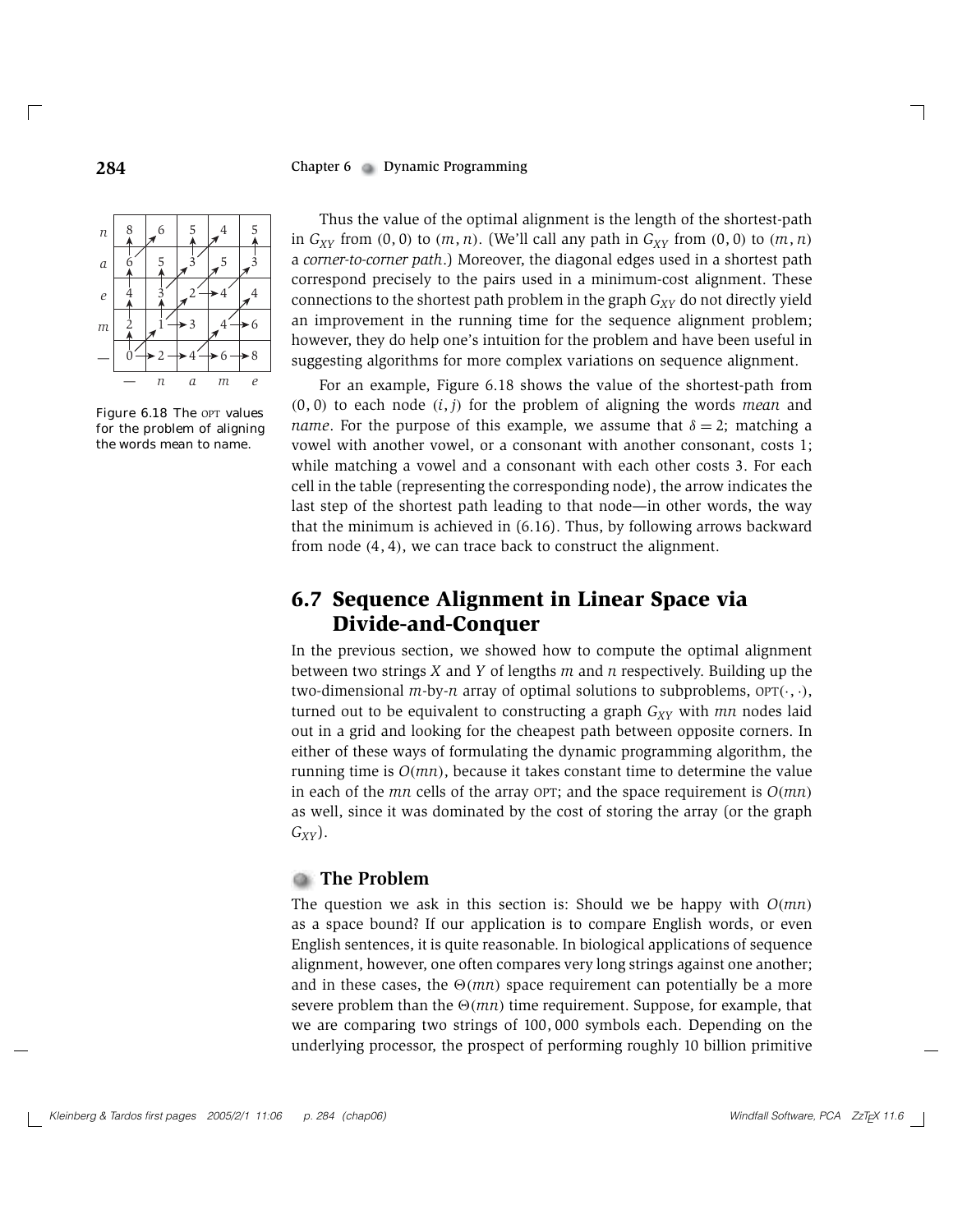| | | | | | |
|---|---|---|---|---|---|
| *n* | 8 | 6 | 5 | 4 | 5 |
| *a* | 6 | 5 | 3 | 5 | 3 |
| *e* | 4 | 3 | 2 | 4 | 4 |
| *m* | 2 | 1 | 3 | 4 | 6 |
| — | 0 | 2 | 4 | 6 | 8 |
| | — | *n* | *a* | *m* | *e* |

Figure 6.18 The OPT values for the problem of aligning the words mean to name.

Thus the value of the optimal alignment is the length of the shortest-path in $G_{XY}$ from $(0, 0)$ to $(m, n)$. (We'll call any path in $G_{XY}$ from $(0, 0)$ to $(m, n)$ a *corner-to-corner path*.) Moreover, the diagonal edges used in a shortest path correspond precisely to the pairs used in a minimum-cost alignment. These connections to the shortest path problem in the graph $G_{XY}$ do not directly yield an improvement in the running time for the sequence alignment problem; however, they do help one's intuition for the problem and have been useful in suggesting algorithms for more complex variations on sequence alignment.

For an example, Figure 6.18 shows the value of the shortest-path from $(0, 0)$ to each node $(i, j)$ for the problem of aligning the words *mean* and *name*. For the purpose of this example, we assume that $\delta = 2$; matching a vowel with another vowel, or a consonant with another consonant, costs 1; while matching a vowel and a consonant with each other costs 3. For each cell in the table (representing the corresponding node), the arrow indicates the last step of the shortest path leading to that node—in other words, the way that the minimum is achieved in (6.16). Thus, by following arrows backward from node $(4, 4)$, we can trace back to construct the alignment.

## 6.7 Sequence Alignment in Linear Space via Divide-and-Conquer

In the previous section, we showed how to compute the optimal alignment between two strings $X$ and $Y$ of lengths $m$ and $n$ respectively. Building up the two-dimensional $m$-by-$n$ array of optimal solutions to subproblems, $\text{OPT}(\cdot, \cdot)$, turned out to be equivalent to constructing a graph $G_{XY}$ with $mn$ nodes laid out in a grid and looking for the cheapest path between opposite corners. In either of these ways of formulating the dynamic programming algorithm, the running time is $O(mn)$, because it takes constant time to determine the value in each of the $mn$ cells of the array OPT; and the space requirement is $O(mn)$ as well, since it was dominated by the cost of storing the array (or the graph $G_{XY}$).

### The Problem

The question we ask in this section is: Should we be happy with $O(mn)$ as a space bound? If our application is to compare English words, or even English sentences, it is quite reasonable. In biological applications of sequence alignment, however, one often compares very long strings against one another; and in these cases, the $\Theta(mn)$ space requirement can potentially be a more severe problem than the $\Theta(mn)$ time requirement. Suppose, for example, that we are comparing two strings of 100,000 symbols each. Depending on the underlying processor, the prospect of performing roughly 10 billion primitive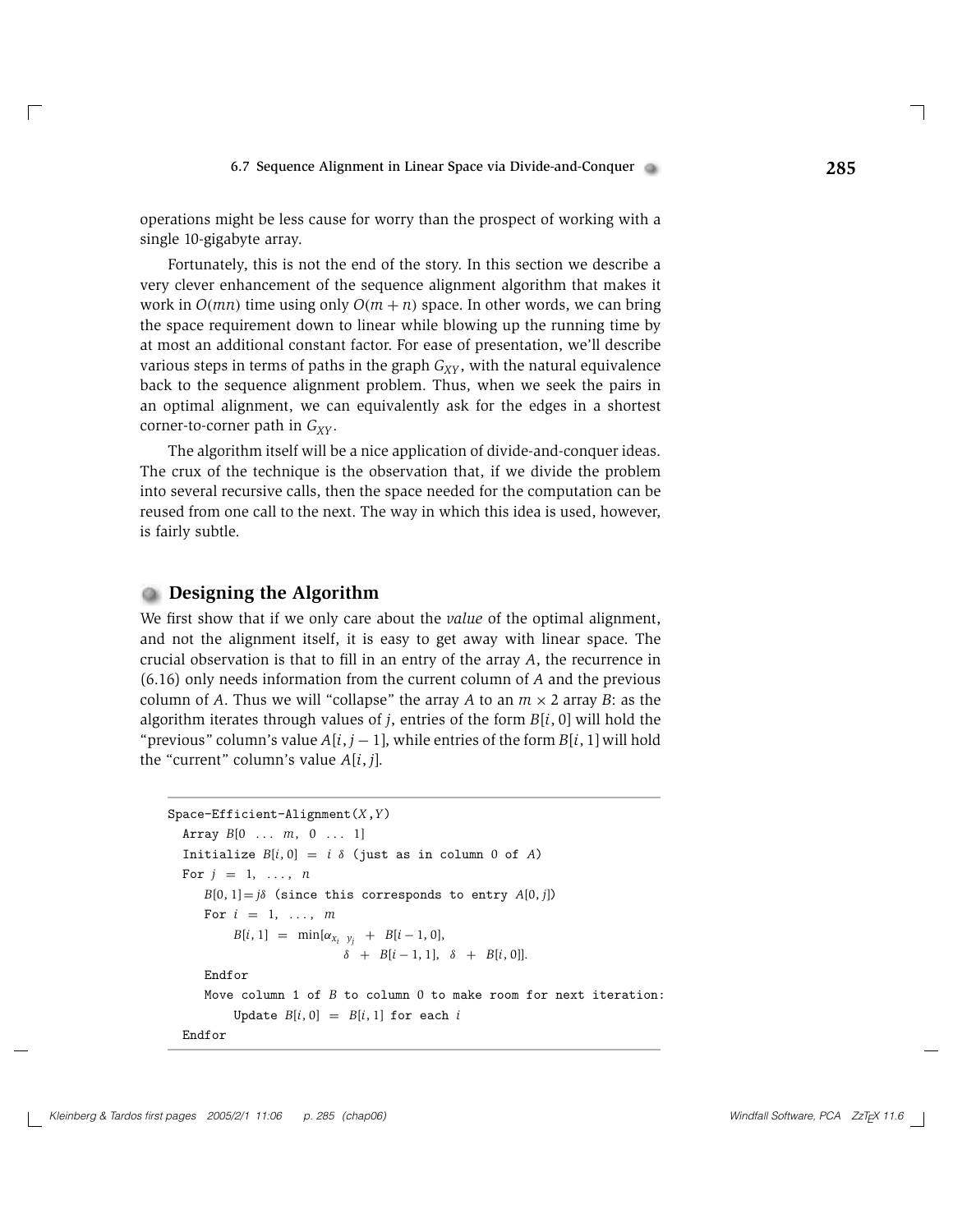operations might be less cause for worry than the prospect of working with a single 10-gigabyte array.

Fortunately, this is not the end of the story. In this section we describe a very clever enhancement of the sequence alignment algorithm that makes it work in $O(mn)$ time using only $O(m+n)$ space. In other words, we can bring the space requirement down to linear while blowing up the running time by at most an additional constant factor. For ease of presentation, we'll describe various steps in terms of paths in the graph $G_{XY}$, with the natural equivalence back to the sequence alignment problem. Thus, when we seek the pairs in an optimal alignment, we can equivalently ask for the edges in a shortest corner-to-corner path in $G_{XY}$.

The algorithm itself will be a nice application of divide-and-conquer ideas. The crux of the technique is the observation that, if we divide the problem into several recursive calls, then the space needed for the computation can be reused from one call to the next. The way in which this idea is used, however, is fairly subtle.

## Designing the Algorithm

We first show that if we only care about the *value* of the optimal alignment, and not the alignment itself, it is easy to get away with linear space. The crucial observation is that to fill in an entry of the array $A$, the recurrence in (6.16) only needs information from the current column of $A$ and the previous column of $A$. Thus we will "collapse" the array $A$ to an $m \times 2$ array $B$: as the algorithm iterates through values of $j$, entries of the form $B[i,0]$ will hold the "previous" column's value $A[i, j-1]$, while entries of the form $B[i,1]$ will hold the "current" column's value $A[i, j]$.

```
Space-Efficient-Alignment(X,Y)
  Array B[0 ... m, 0 ... 1]
  Initialize B[i,0] = iδ (just as in column 0 of A)
  For j = 1, ..., n
     B[0,1] = jδ (since this corresponds to entry A[0,j])
     For i = 1, ..., m
         B[i,1] = min[α_{x_i y_j} + B[i-1,0],
                      δ + B[i-1,1], δ + B[i,0]].
     Endfor
     Move column 1 of B to column 0 to make room for next iteration:
         Update B[i,0] = B[i,1] for each i
  Endfor
```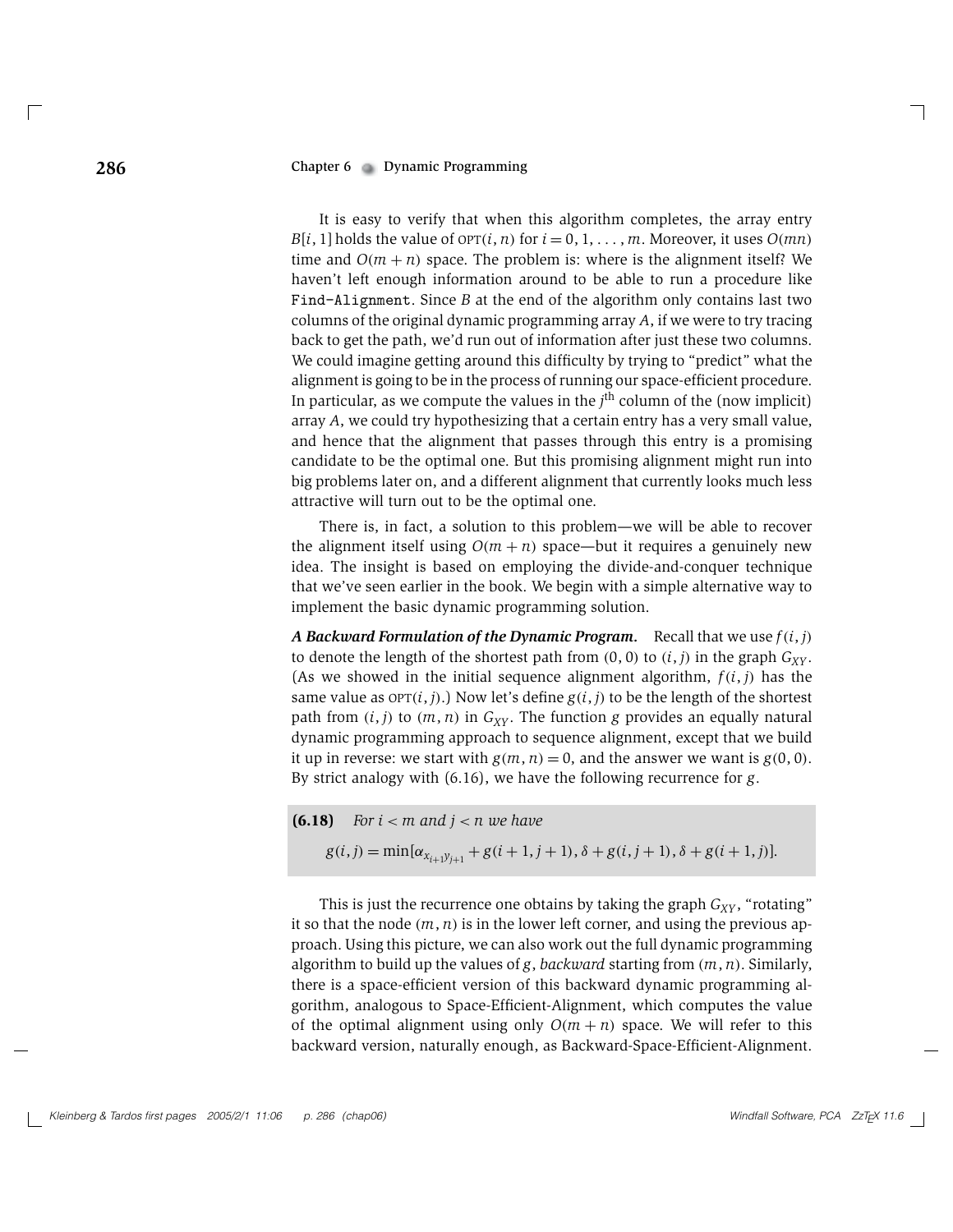It is easy to verify that when this algorithm completes, the array entry $B[i, 1]$ holds the value of $\text{OPT}(i, n)$ for $i = 0, 1, \ldots, m$. Moreover, it uses $O(mn)$ time and $O(m + n)$ space. The problem is: where is the alignment itself? We haven't left enough information around to be able to run a procedure like `Find-Alignment`. Since $B$ at the end of the algorithm only contains last two columns of the original dynamic programming array $A$, if we were to try tracing back to get the path, we'd run out of information after just these two columns. We could imagine getting around this difficulty by trying to "predict" what the alignment is going to be in the process of running our space-efficient procedure. In particular, as we compute the values in the $j^{\text{th}}$ column of the (now implicit) array $A$, we could try hypothesizing that a certain entry has a very small value, and hence that the alignment that passes through this entry is a promising candidate to be the optimal one. But this promising alignment might run into big problems later on, and a different alignment that currently looks much less attractive will turn out to be the optimal one.

There is, in fact, a solution to this problem—we will be able to recover the alignment itself using $O(m + n)$ space—but it requires a genuinely new idea. The insight is based on employing the divide-and-conquer technique that we've seen earlier in the book. We begin with a simple alternative way to implement the basic dynamic programming solution.

***A Backward Formulation of the Dynamic Program.*** Recall that we use $f(i, j)$ to denote the length of the shortest path from $(0, 0)$ to $(i, j)$ in the graph $G_{XY}$. (As we showed in the initial sequence alignment algorithm, $f(i, j)$ has the same value as $\text{OPT}(i, j)$.) Now let's define $g(i, j)$ to be the length of the shortest path from $(i, j)$ to $(m, n)$ in $G_{XY}$. The function $g$ provides an equally natural dynamic programming approach to sequence alignment, except that we build it up in reverse: we start with $g(m, n) = 0$, and the answer we want is $g(0, 0)$. By strict analogy with (6.16), we have the following recurrence for $g$.

**(6.18)** *For $i < m$ and $j < n$ we have*

$$g(i, j) = \min[\alpha_{x_{i+1}y_{j+1}} + g(i + 1, j + 1), \delta + g(i, j + 1), \delta + g(i + 1, j)].$$

This is just the recurrence one obtains by taking the graph $G_{XY}$, "rotating" it so that the node $(m, n)$ is in the lower left corner, and using the previous approach. Using this picture, we can also work out the full dynamic programming algorithm to build up the values of $g$, *backward* starting from $(m, n)$. Similarly, there is a space-efficient version of this backward dynamic programming algorithm, analogous to Space-Efficient-Alignment, which computes the value of the optimal alignment using only $O(m + n)$ space. We will refer to this backward version, naturally enough, as Backward-Space-Efficient-Alignment.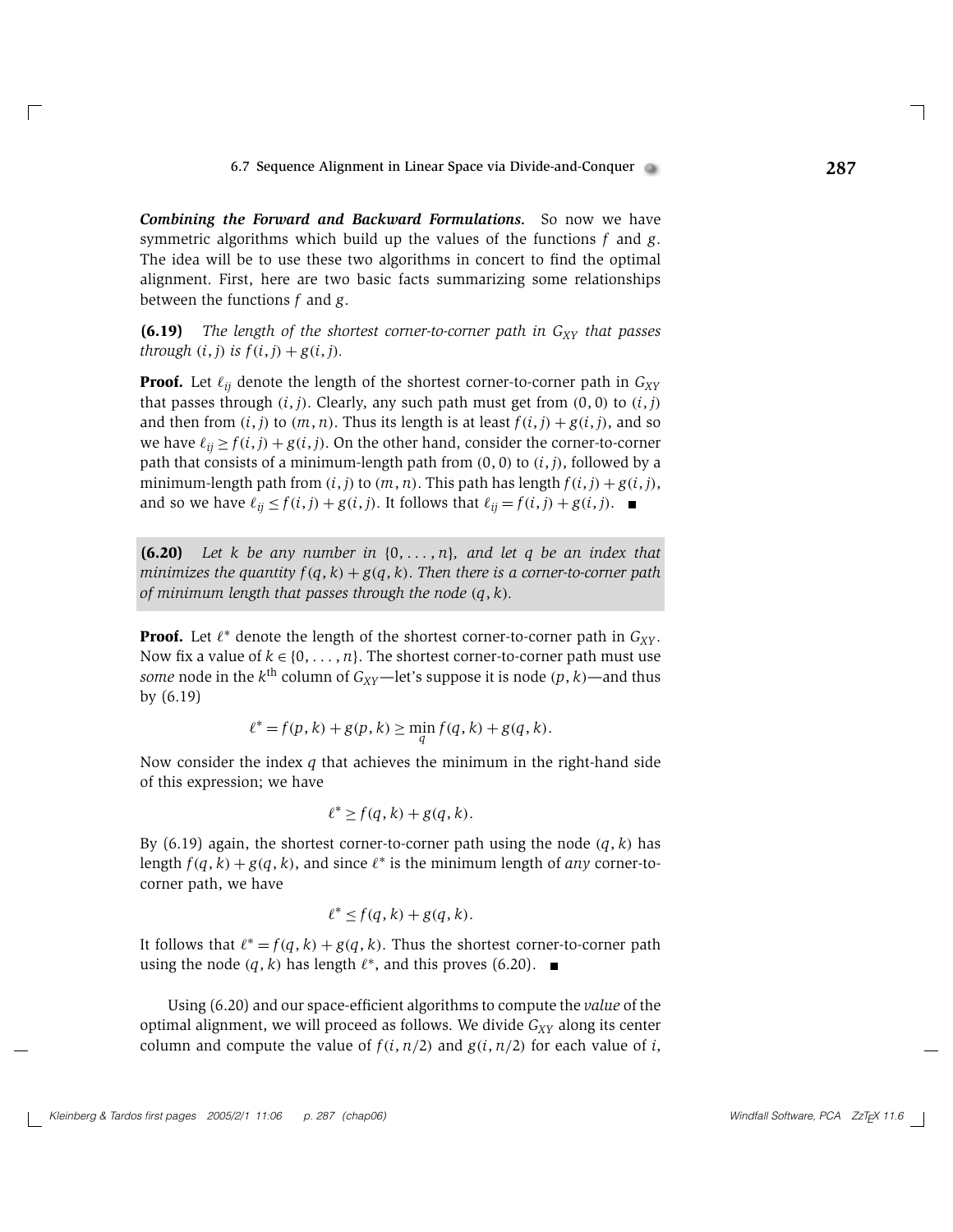***Combining the Forward and Backward Formulations.*** So now we have symmetric algorithms which build up the values of the functions $f$ and $g$. The idea will be to use these two algorithms in concert to find the optimal alignment. First, here are two basic facts summarizing some relationships between the functions $f$ and $g$.

**(6.19)** *The length of the shortest corner-to-corner path in $G_{XY}$ that passes through $(i, j)$ is $f(i, j) + g(i, j)$.*

**Proof.** Let $\ell_{ij}$ denote the length of the shortest corner-to-corner path in $G_{XY}$ that passes through $(i, j)$. Clearly, any such path must get from $(0, 0)$ to $(i, j)$ and then from $(i, j)$ to $(m, n)$. Thus its length is at least $f(i, j) + g(i, j)$, and so we have $\ell_{ij} \geq f(i, j) + g(i, j)$. On the other hand, consider the corner-to-corner path that consists of a minimum-length path from $(0, 0)$ to $(i, j)$, followed by a minimum-length path from $(i, j)$ to $(m, n)$. This path has length $f(i, j) + g(i, j)$, and so we have $\ell_{ij} \leq f(i, j) + g(i, j)$. It follows that $\ell_{ij} = f(i, j) + g(i, j)$. ∎

**(6.20)** *Let $k$ be any number in $\{0, \ldots, n\}$, and let $q$ be an index that minimizes the quantity $f(q, k) + g(q, k)$. Then there is a corner-to-corner path of minimum length that passes through the node $(q, k)$.*

**Proof.** Let $\ell^*$ denote the length of the shortest corner-to-corner path in $G_{XY}$. Now fix a value of $k \in \{0, \ldots, n\}$. The shortest corner-to-corner path must use *some* node in the $k^{\text{th}}$ column of $G_{XY}$—let's suppose it is node $(p, k)$—and thus by (6.19)

$$\ell^* = f(p, k) + g(p, k) \geq \min_q f(q, k) + g(q, k).$$

Now consider the index $q$ that achieves the minimum in the right-hand side of this expression; we have

$$\ell^* \geq f(q, k) + g(q, k).$$

By (6.19) again, the shortest corner-to-corner path using the node $(q, k)$ has length $f(q, k) + g(q, k)$, and since $\ell^*$ is the minimum length of *any* corner-to-corner path, we have

$$\ell^* \leq f(q, k) + g(q, k).$$

It follows that $\ell^* = f(q, k) + g(q, k)$. Thus the shortest corner-to-corner path using the node $(q, k)$ has length $\ell^*$, and this proves (6.20). ∎

Using (6.20) and our space-efficient algorithms to compute the *value* of the optimal alignment, we will proceed as follows. We divide $G_{XY}$ along its center column and compute the value of $f(i, n/2)$ and $g(i, n/2)$ for each value of $i$,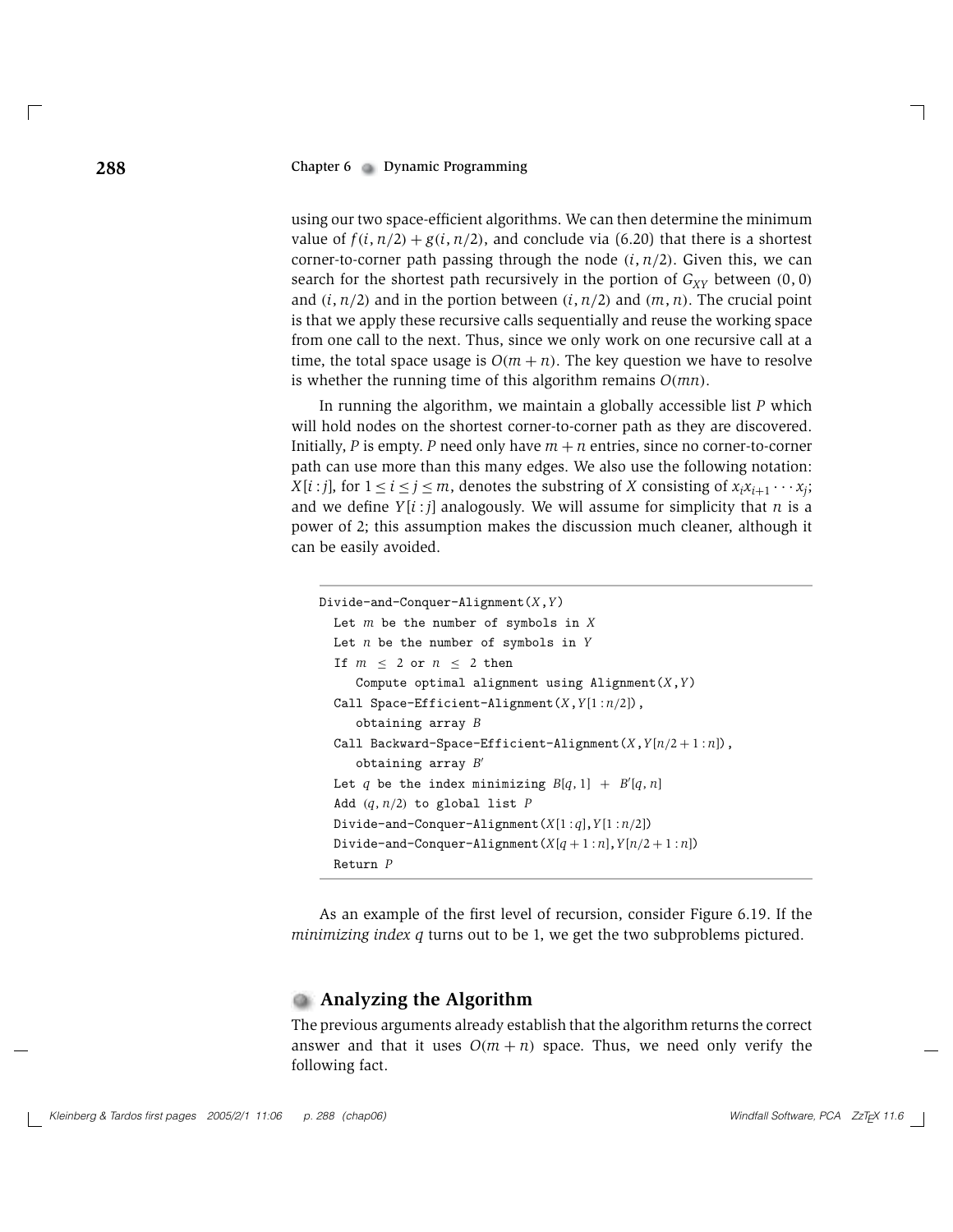using our two space-efficient algorithms. We can then determine the minimum value of $f(i, n/2) + g(i, n/2)$, and conclude via (6.20) that there is a shortest corner-to-corner path passing through the node $(i, n/2)$. Given this, we can search for the shortest path recursively in the portion of $G_{XY}$ between $(0, 0)$ and $(i, n/2)$ and in the portion between $(i, n/2)$ and $(m, n)$. The crucial point is that we apply these recursive calls sequentially and reuse the working space from one call to the next. Thus, since we only work on one recursive call at a time, the total space usage is $O(m + n)$. The key question we have to resolve is whether the running time of this algorithm remains $O(mn)$.

In running the algorithm, we maintain a globally accessible list $P$ which will hold nodes on the shortest corner-to-corner path as they are discovered. Initially, $P$ is empty. $P$ need only have $m + n$ entries, since no corner-to-corner path can use more than this many edges. We also use the following notation: $X[i : j]$, for $1 \leq i \leq j \leq m$, denotes the substring of $X$ consisting of $x_i x_{i+1} \cdots x_j$; and we define $Y[i : j]$ analogously. We will assume for simplicity that $n$ is a power of 2; this assumption makes the discussion much cleaner, although it can be easily avoided.

```
Divide-and-Conquer-Alignment(X,Y)
  Let m be the number of symbols in X
  Let n be the number of symbols in Y
  If m ≤ 2 or n ≤ 2 then
     Compute optimal alignment using Alignment(X,Y)
  Call Space-Efficient-Alignment(X,Y[1:n/2]),
     obtaining array B
  Call Backward-Space-Efficient-Alignment(X,Y[n/2+1:n]),
     obtaining array B'
  Let q be the index minimizing B[q,1] + B'[q,n]
  Add (q,n/2) to global list P
  Divide-and-Conquer-Alignment(X[1:q],Y[1:n/2])
  Divide-and-Conquer-Alignment(X[q+1:n],Y[n/2+1:n])
  Return P
```

As an example of the first level of recursion, consider Figure 6.19. If the *minimizing index q* turns out to be 1, we get the two subproblems pictured.

## Analyzing the Algorithm

The previous arguments already establish that the algorithm returns the correct answer and that it uses $O(m + n)$ space. Thus, we need only verify the following fact.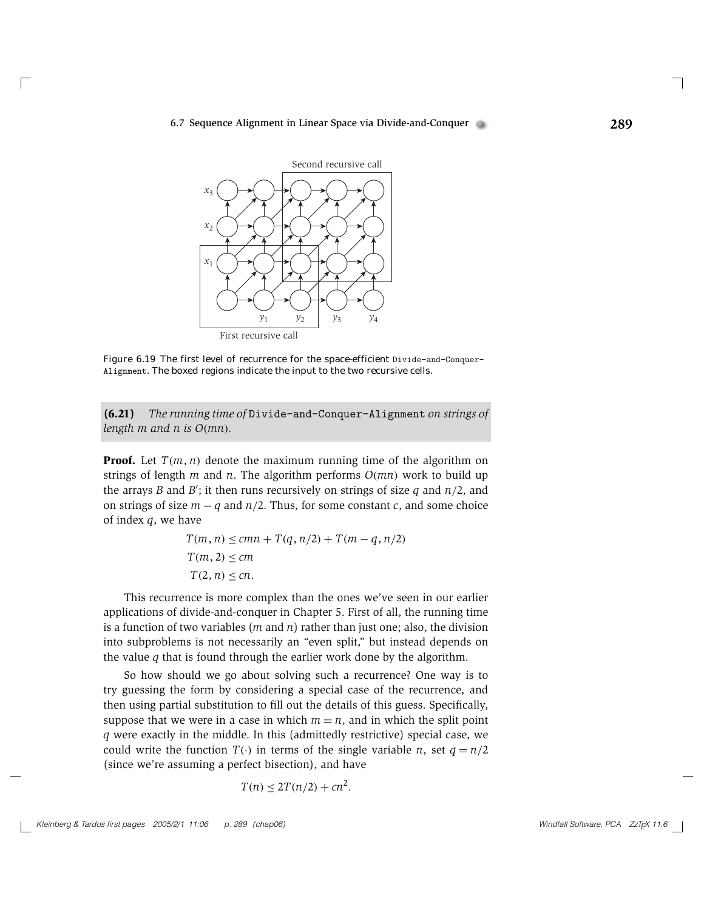Second recursive call

First recursive call

Figure 6.19 The first level of recurrence for the space-efficient `Divide-and-Conquer-Alignment`. The boxed regions indicate the input to the two recursive cells.

**(6.21)** *The running time of* `Divide-and-Conquer-Alignment` *on strings of length $m$ and $n$ is $O(mn)$.*

**Proof.** Let $T(m, n)$ denote the maximum running time of the algorithm on strings of length $m$ and $n$. The algorithm performs $O(mn)$ work to build up the arrays $B$ and $B'$; it then runs recursively on strings of size $q$ and $n/2$, and on strings of size $m - q$ and $n/2$. Thus, for some constant $c$, and some choice of index $q$, we have

$$T(m, n) \leq cmn + T(q, n/2) + T(m - q, n/2)$$
$$T(m, 2) \leq cm$$
$$T(2, n) \leq cn.$$

This recurrence is more complex than the ones we've seen in our earlier applications of divide-and-conquer in Chapter 5. First of all, the running time is a function of two variables ($m$ and $n$) rather than just one; also, the division into subproblems is not necessarily an "even split," but instead depends on the value $q$ that is found through the earlier work done by the algorithm.

So how should we go about solving such a recurrence? One way is to try guessing the form by considering a special case of the recurrence, and then using partial substitution to fill out the details of this guess. Specifically, suppose that we were in a case in which $m = n$, and in which the split point $q$ were exactly in the middle. In this (admittedly restrictive) special case, we could write the function $T(\cdot)$ in terms of the single variable $n$, set $q = n/2$ (since we're assuming a perfect bisection), and have

$$T(n) \leq 2T(n/2) + cn^2.$$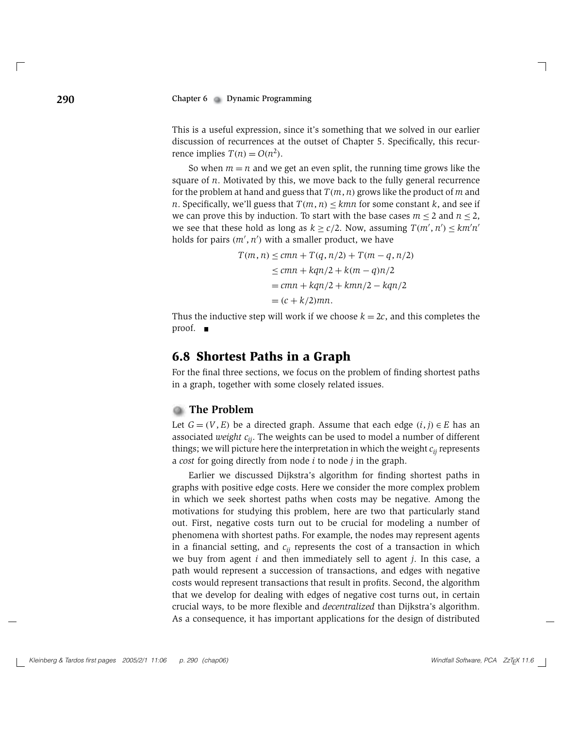This is a useful expression, since it's something that we solved in our earlier discussion of recurrences at the outset of Chapter 5. Specifically, this recurrence implies $T(n) = O(n^2)$.

So when $m = n$ and we get an even split, the running time grows like the square of $n$. Motivated by this, we move back to the fully general recurrence for the problem at hand and guess that $T(m, n)$ grows like the product of $m$ and $n$. Specifically, we'll guess that $T(m, n) \le kmn$ for some constant $k$, and see if we can prove this by induction. To start with the base cases $m \le 2$ and $n \le 2$, we see that these hold as long as $k \ge c/2$. Now, assuming $T(m', n') \le km'n'$ holds for pairs $(m', n')$ with a smaller product, we have

$$
\begin{aligned}
T(m, n) &\le cmn + T(q, n/2) + T(m - q, n/2) \\
&\le cmn + kqn/2 + k(m - q)n/2 \\
&= cmn + kqn/2 + kmn/2 - kqn/2 \\
&= (c + k/2)mn.
\end{aligned}
$$

Thus the inductive step will work if we choose $k = 2c$, and this completes the proof. ∎

## 6.8 Shortest Paths in a Graph

For the final three sections, we focus on the problem of finding shortest paths in a graph, together with some closely related issues.

### The Problem

Let $G = (V, E)$ be a directed graph. Assume that each edge $(i, j) \in E$ has an associated *weight* $c_{ij}$. The weights can be used to model a number of different things; we will picture here the interpretation in which the weight $c_{ij}$ represents a *cost* for going directly from node $i$ to node $j$ in the graph.

Earlier we discussed Dijkstra's algorithm for finding shortest paths in graphs with positive edge costs. Here we consider the more complex problem in which we seek shortest paths when costs may be negative. Among the motivations for studying this problem, here are two that particularly stand out. First, negative costs turn out to be crucial for modeling a number of phenomena with shortest paths. For example, the nodes may represent agents in a financial setting, and $c_{ij}$ represents the cost of a transaction in which we buy from agent $i$ and then immediately sell to agent $j$. In this case, a path would represent a succession of transactions, and edges with negative costs would represent transactions that result in profits. Second, the algorithm that we develop for dealing with edges of negative cost turns out, in certain crucial ways, to be more flexible and *decentralized* than Dijkstra's algorithm. As a consequence, it has important applications for the design of distributed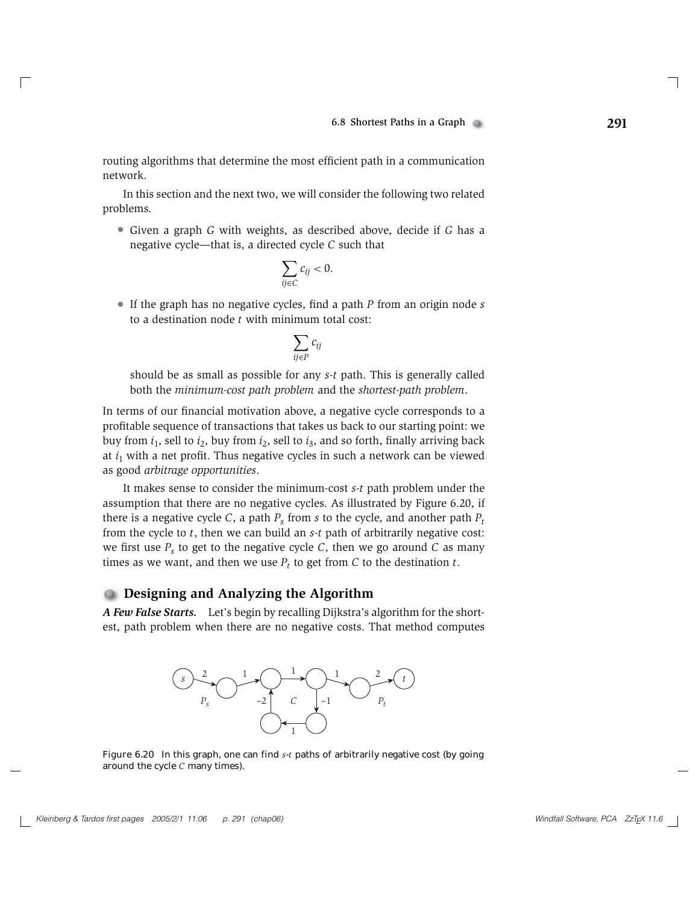routing algorithms that determine the most efficient path in a communication network.

In this section and the next two, we will consider the following two related problems.

- Given a graph $G$ with weights, as described above, decide if $G$ has a negative cycle—that is, a directed cycle $C$ such that

$$\sum_{ij \in C} c_{ij} < 0.$$

- If the graph has no negative cycles, find a path $P$ from an origin node $s$ to a destination node $t$ with minimum total cost:

$$\sum_{ij \in P} c_{ij}$$

  should be as small as possible for any $s$-$t$ path. This is generally called both the *minimum-cost path problem* and the *shortest-path problem*.

In terms of our financial motivation above, a negative cycle corresponds to a profitable sequence of transactions that takes us back to our starting point: we buy from $i_1$, sell to $i_2$, buy from $i_2$, sell to $i_3$, and so forth, finally arriving back at $i_1$ with a net profit. Thus negative cycles in such a network can be viewed as good *arbitrage opportunities*.

It makes sense to consider the minimum-cost $s$-$t$ path problem under the assumption that there are no negative cycles. As illustrated by Figure 6.20, if there is a negative cycle $C$, a path $P_s$ from $s$ to the cycle, and another path $P_t$ from the cycle to $t$, then we can build an $s$-$t$ path of arbitrarily negative cost: we first use $P_s$ to get to the negative cycle $C$, then we go around $C$ as many times as we want, and then we use $P_t$ to get from $C$ to the destination $t$.

## Designing and Analyzing the Algorithm

***A Few False Starts.*** Let's begin by recalling Dijkstra's algorithm for the shortest, path problem when there are no negative costs. That method computes

Figure 6.20 In this graph, one can find $s$-$t$ paths of arbitrarily negative cost (by going around the cycle $C$ many times).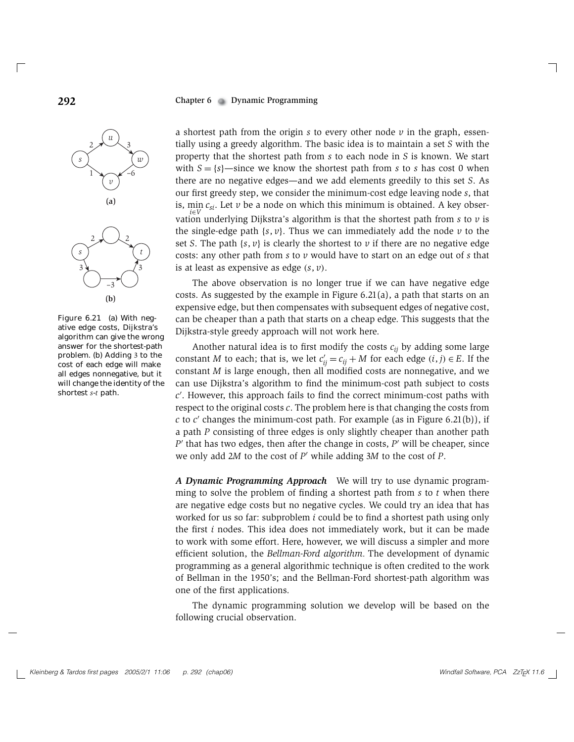Figure 6.21 (a) With negative edge costs, Dijkstra's algorithm can give the wrong answer for the shortest-path problem. (b) Adding 3 to the cost of each edge will make all edges nonnegative, but it will change the identity of the shortest $s$-$t$ path.

a shortest path from the origin $s$ to every other node $v$ in the graph, essentially using a greedy algorithm. The basic idea is to maintain a set $S$ with the property that the shortest path from $s$ to each node in $S$ is known. We start with $S = \{s\}$—since we know the shortest path from $s$ to $s$ has cost 0 when there are no negative edges—and we add elements greedily to this set $S$. As our first greedy step, we consider the minimum-cost edge leaving node $s$, that is, $\min_{i \in V} c_{si}$. Let $v$ be a node on which this minimum is obtained. A key observation underlying Dijkstra's algorithm is that the shortest path from $s$ to $v$ is the single-edge path $\{s, v\}$. Thus we can immediately add the node $v$ to the set $S$. The path $\{s, v\}$ is clearly the shortest to $v$ if there are no negative edge costs: any other path from $s$ to $v$ would have to start on an edge out of $s$ that is at least as expensive as edge $(s, v)$.

The above observation is no longer true if we can have negative edge costs. As suggested by the example in Figure 6.21(a), a path that starts on an expensive edge, but then compensates with subsequent edges of negative cost, can be cheaper than a path that starts on a cheap edge. This suggests that the Dijkstra-style greedy approach will not work here.

Another natural idea is to first modify the costs $c_{ij}$ by adding some large constant $M$ to each; that is, we let $c'_{ij} = c_{ij} + M$ for each edge $(i, j) \in E$. If the constant $M$ is large enough, then all modified costs are nonnegative, and we can use Dijkstra's algorithm to find the minimum-cost path subject to costs $c'$. However, this approach fails to find the correct minimum-cost paths with respect to the original costs $c$. The problem here is that changing the costs from $c$ to $c'$ changes the minimum-cost path. For example (as in Figure 6.21(b)), if a path $P$ consisting of three edges is only slightly cheaper than another path $P'$ that has two edges, then after the change in costs, $P'$ will be cheaper, since we only add $2M$ to the cost of $P'$ while adding $3M$ to the cost of $P$.

***A Dynamic Programming Approach*** We will try to use dynamic programming to solve the problem of finding a shortest path from $s$ to $t$ when there are negative edge costs but no negative cycles. We could try an idea that has worked for us so far: subproblem $i$ could be to find a shortest path using only the first $i$ nodes. This idea does not immediately work, but it can be made to work with some effort. Here, however, we will discuss a simpler and more efficient solution, the *Bellman-Ford algorithm.* The development of dynamic programming as a general algorithmic technique is often credited to the work of Bellman in the 1950's; and the Bellman-Ford shortest-path algorithm was one of the first applications.

The dynamic programming solution we develop will be based on the following crucial observation.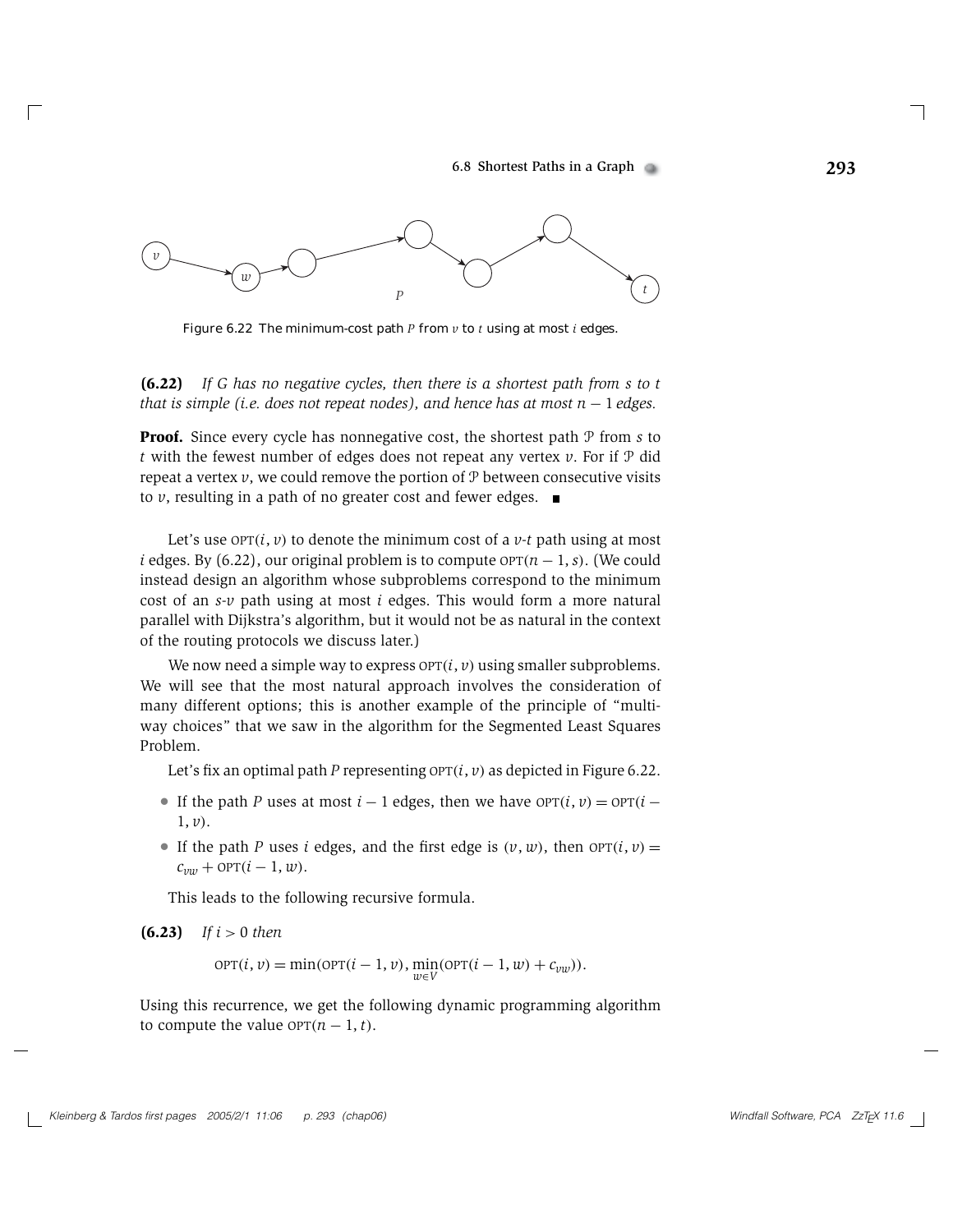Figure 6.22 The minimum-cost path $P$ from $v$ to $t$ using at most $i$ edges.

**(6.22)** *If $G$ has no negative cycles, then there is a shortest path from $s$ to $t$ that is simple (i.e. does not repeat nodes), and hence has at most $n-1$ edges.*

**Proof.** Since every cycle has nonnegative cost, the shortest path $\mathcal{P}$ from $s$ to $t$ with the fewest number of edges does not repeat any vertex $v$. For if $\mathcal{P}$ did repeat a vertex $v$, we could remove the portion of $\mathcal{P}$ between consecutive visits to $v$, resulting in a path of no greater cost and fewer edges. ■

Let's use $\text{OPT}(i, v)$ to denote the minimum cost of a $v$-$t$ path using at most $i$ edges. By (6.22), our original problem is to compute $\text{OPT}(n-1, s)$. (We could instead design an algorithm whose subproblems correspond to the minimum cost of an $s$-$v$ path using at most $i$ edges. This would form a more natural parallel with Dijkstra's algorithm, but it would not be as natural in the context of the routing protocols we discuss later.)

We now need a simple way to express $\text{OPT}(i, v)$ using smaller subproblems. We will see that the most natural approach involves the consideration of many different options; this is another example of the principle of "multi-way choices" that we saw in the algorithm for the Segmented Least Squares Problem.

Let's fix an optimal path $P$ representing $\text{OPT}(i, v)$ as depicted in Figure 6.22.

- If the path $P$ uses at most $i-1$ edges, then we have $\text{OPT}(i, v) = \text{OPT}(i-1, v)$.
- If the path $P$ uses $i$ edges, and the first edge is $(v, w)$, then $\text{OPT}(i, v) = c_{vw} + \text{OPT}(i-1, w)$.

This leads to the following recursive formula.

**(6.23)** *If $i > 0$ then*

$$\text{OPT}(i, v) = \min(\text{OPT}(i-1, v), \min_{w \in V}(\text{OPT}(i-1, w) + c_{vw})).$$

Using this recurrence, we get the following dynamic programming algorithm to compute the value $\text{OPT}(n-1, t)$.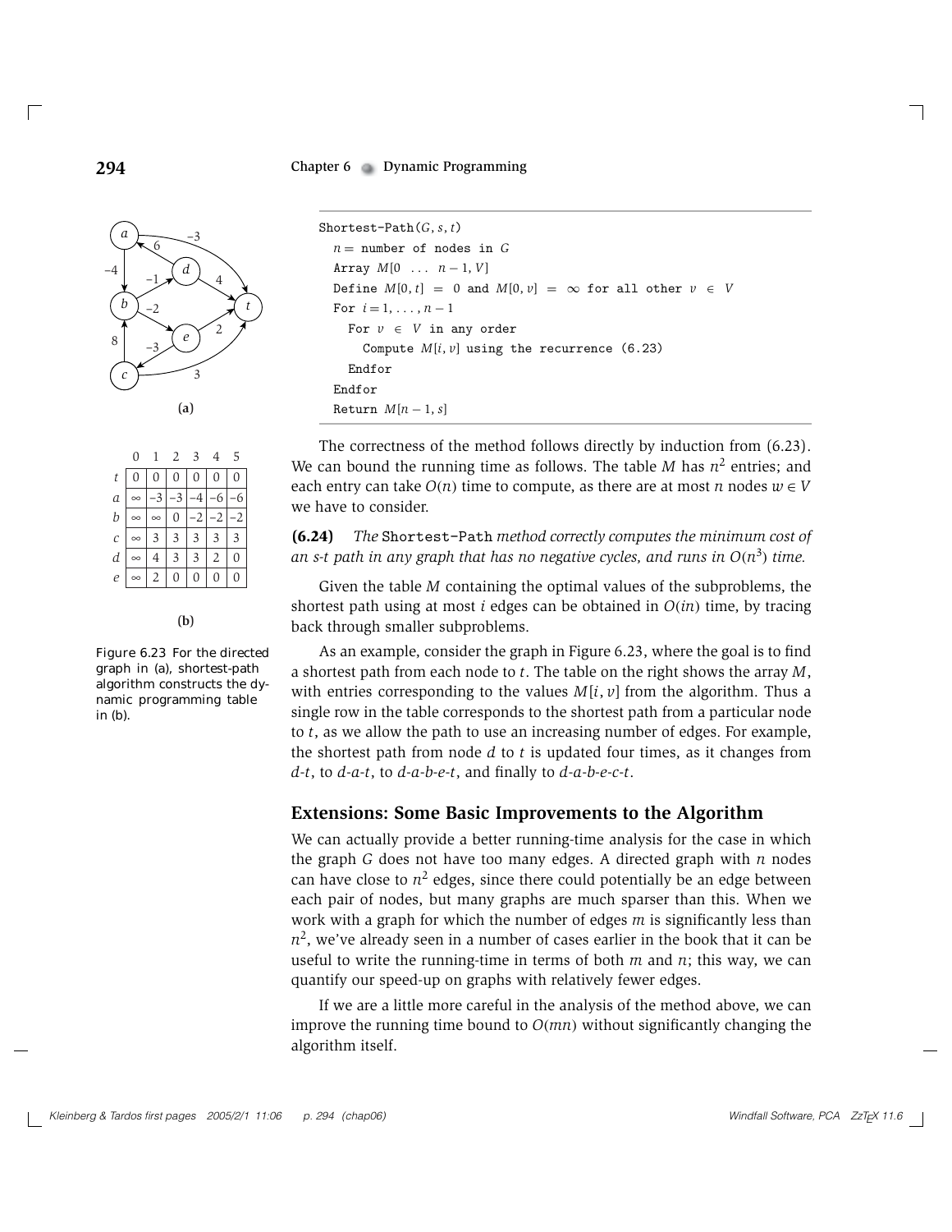(a)

|  | 0 | 1 | 2 | 3 | 4 | 5 |
|---|---|---|---|---|---|---|
| $t$ | 0 | 0 | 0 | 0 | 0 | 0 |
| $a$ | $\infty$ | −3 | −3 | −4 | −6 | −6 |
| $b$ | $\infty$ | $\infty$ | 0 | −2 | −2 | −2 |
| $c$ | $\infty$ | 3 | 3 | 3 | 3 | 3 |
| $d$ | $\infty$ | 4 | 3 | 3 | 2 | 0 |
| $e$ | $\infty$ | 2 | 0 | 0 | 0 | 0 |

(b)

Figure 6.23 For the directed graph in (a), shortest-path algorithm constructs the dynamic programming table in (b).

```
Shortest-Path(G, s, t)
  n = number of nodes in G
  Array M[0 ... n − 1, V]
  Define M[0, t] = 0 and M[0, v] = ∞ for all other v ∈ V
  For i = 1, . . . , n − 1
    For v ∈ V in any order
      Compute M[i, v] using the recurrence (6.23)
    Endfor
  Endfor
  Return M[n − 1, s]
```

The correctness of the method follows directly by induction from (6.23). We can bound the running time as follows. The table $M$ has $n^2$ entries; and each entry can take $O(n)$ time to compute, as there are at most $n$ nodes $w \in V$ we have to consider.

**(6.24)** *The* Shortest-Path *method correctly computes the minimum cost of an s-t path in any graph that has no negative cycles, and runs in $O(n^3)$ time.*

Given the table $M$ containing the optimal values of the subproblems, the shortest path using at most $i$ edges can be obtained in $O(in)$ time, by tracing back through smaller subproblems.

As an example, consider the graph in Figure 6.23, where the goal is to find a shortest path from each node to $t$. The table on the right shows the array $M$, with entries corresponding to the values $M[i, v]$ from the algorithm. Thus a single row in the table corresponds to the shortest path from a particular node to $t$, as we allow the path to use an increasing number of edges. For example, the shortest path from node $d$ to $t$ is updated four times, as it changes from $d$-$t$, to $d$-$a$-$t$, to $d$-$a$-$b$-$e$-$t$, and finally to $d$-$a$-$b$-$e$-$c$-$t$.

## Extensions: Some Basic Improvements to the Algorithm

We can actually provide a better running-time analysis for the case in which the graph $G$ does not have too many edges. A directed graph with $n$ nodes can have close to $n^2$ edges, since there could potentially be an edge between each pair of nodes, but many graphs are much sparser than this. When we work with a graph for which the number of edges $m$ is significantly less than $n^2$, we've already seen in a number of cases earlier in the book that it can be useful to write the running-time in terms of both $m$ and $n$; this way, we can quantify our speed-up on graphs with relatively fewer edges.

If we are a little more careful in the analysis of the method above, we can improve the running time bound to $O(mn)$ without significantly changing the algorithm itself.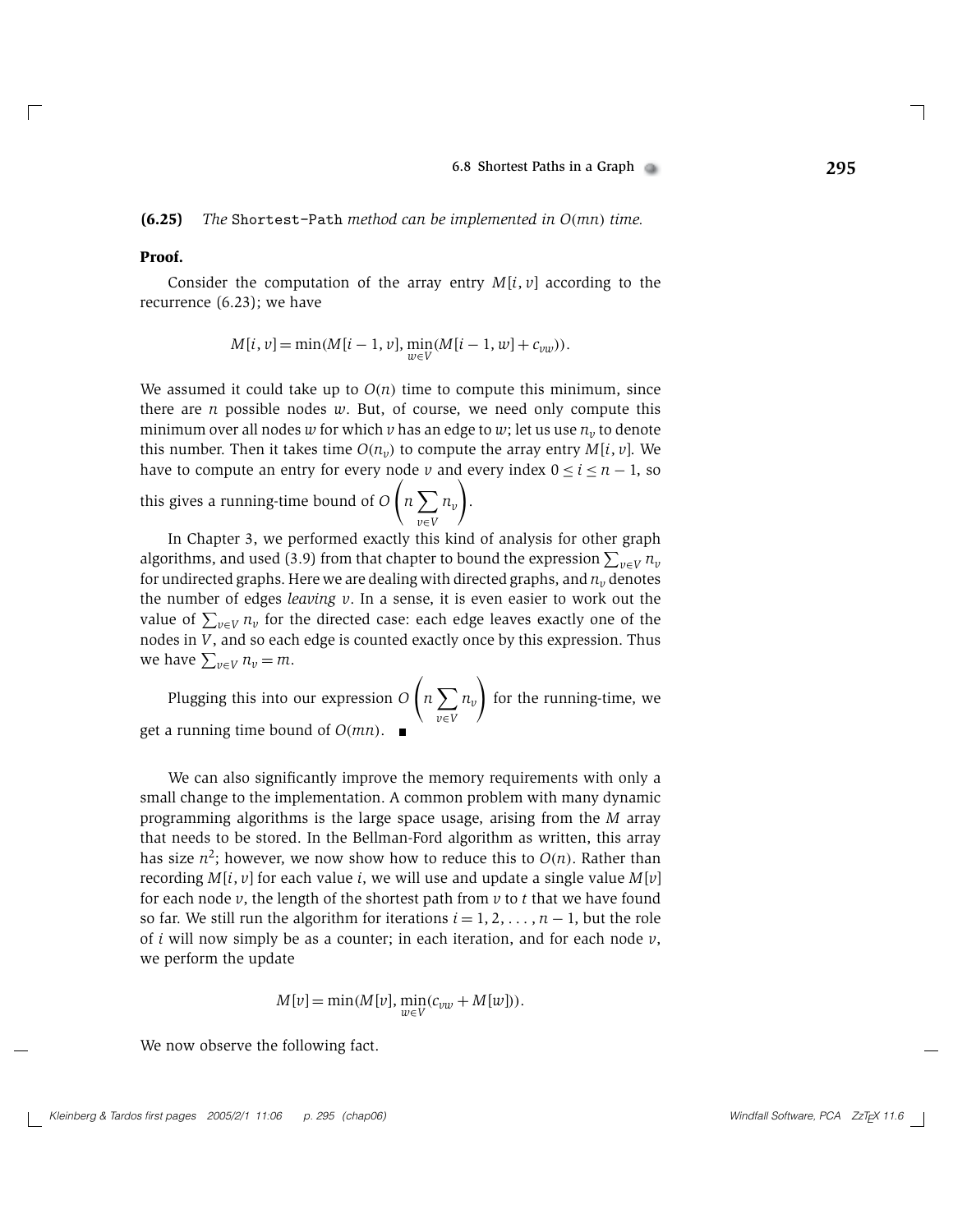**(6.25)** *The* Shortest-Path *method can be implemented in $O(mn)$ time.*

**Proof.**

Consider the computation of the array entry $M[i, v]$ according to the recurrence (6.23); we have

$$M[i, v] = \min(M[i-1, v], \min_{w \in V}(M[i-1, w] + c_{vw})).$$

We assumed it could take up to $O(n)$ time to compute this minimum, since there are $n$ possible nodes $w$. But, of course, we need only compute this minimum over all nodes $w$ for which $v$ has an edge to $w$; let us use $n_v$ to denote this number. Then it takes time $O(n_v)$ to compute the array entry $M[i, v]$. We have to compute an entry for every node $v$ and every index $0 \leq i \leq n-1$, so this gives a running-time bound of $O\left(n \sum_{v \in V} n_v\right)$.

In Chapter 3, we performed exactly this kind of analysis for other graph algorithms, and used (3.9) from that chapter to bound the expression $\sum_{v \in V} n_v$ for undirected graphs. Here we are dealing with directed graphs, and $n_v$ denotes the number of edges *leaving* $v$. In a sense, it is even easier to work out the value of $\sum_{v \in V} n_v$ for the directed case: each edge leaves exactly one of the nodes in $V$, and so each edge is counted exactly once by this expression. Thus we have $\sum_{v \in V} n_v = m$.

Plugging this into our expression $O\left(n \sum_{v \in V} n_v\right)$ for the running-time, we get a running time bound of $O(mn)$. ■

We can also significantly improve the memory requirements with only a small change to the implementation. A common problem with many dynamic programming algorithms is the large space usage, arising from the $M$ array that needs to be stored. In the Bellman-Ford algorithm as written, this array has size $n^2$; however, we now show how to reduce this to $O(n)$. Rather than recording $M[i, v]$ for each value $i$, we will use and update a single value $M[v]$ for each node $v$, the length of the shortest path from $v$ to $t$ that we have found so far. We still run the algorithm for iterations $i = 1, 2, \ldots, n-1$, but the role of $i$ will now simply be as a counter; in each iteration, and for each node $v$, we perform the update

$$M[v] = \min(M[v], \min_{w \in V}(c_{vw} + M[w])).$$

We now observe the following fact.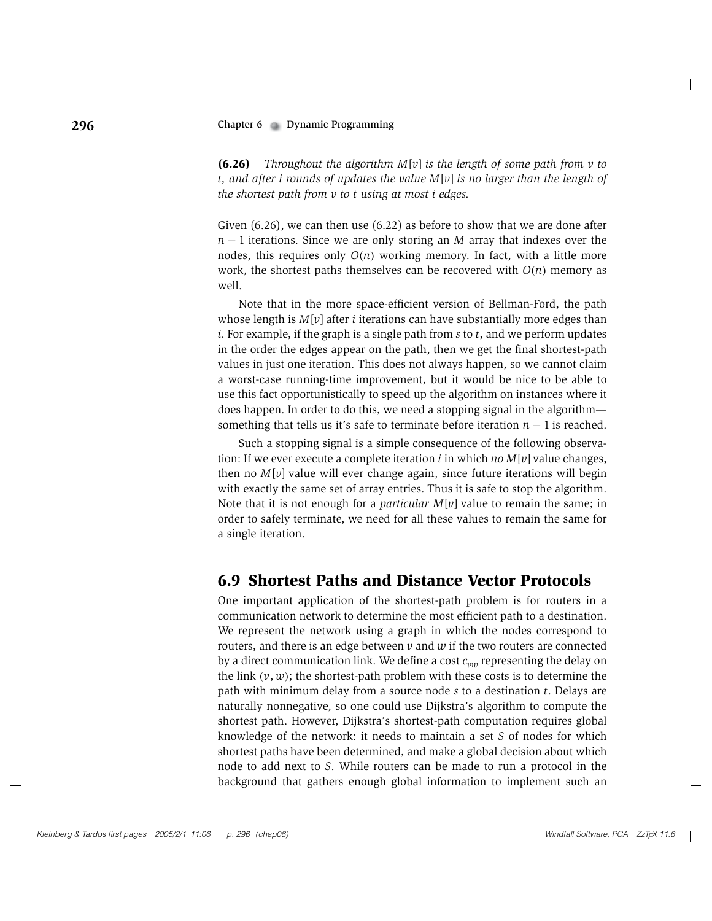**(6.26)** *Throughout the algorithm $M[v]$ is the length of some path from $v$ to $t$, and after $i$ rounds of updates the value $M[v]$ is no larger than the length of the shortest path from $v$ to $t$ using at most $i$ edges.*

Given (6.26), we can then use (6.22) as before to show that we are done after $n - 1$ iterations. Since we are only storing an $M$ array that indexes over the nodes, this requires only $O(n)$ working memory. In fact, with a little more work, the shortest paths themselves can be recovered with $O(n)$ memory as well.

Note that in the more space-efficient version of Bellman-Ford, the path whose length is $M[v]$ after $i$ iterations can have substantially more edges than $i$. For example, if the graph is a single path from $s$ to $t$, and we perform updates in the order the edges appear on the path, then we get the final shortest-path values in just one iteration. This does not always happen, so we cannot claim a worst-case running-time improvement, but it would be nice to be able to use this fact opportunistically to speed up the algorithm on instances where it does happen. In order to do this, we need a stopping signal in the algorithm—something that tells us it's safe to terminate before iteration $n - 1$ is reached.

Such a stopping signal is a simple consequence of the following observation: If we ever execute a complete iteration $i$ in which *no* $M[v]$ value changes, then no $M[v]$ value will ever change again, since future iterations will begin with exactly the same set of array entries. Thus it is safe to stop the algorithm. Note that it is not enough for a *particular* $M[v]$ value to remain the same; in order to safely terminate, we need for all these values to remain the same for a single iteration.

## 6.9 Shortest Paths and Distance Vector Protocols

One important application of the shortest-path problem is for routers in a communication network to determine the most efficient path to a destination. We represent the network using a graph in which the nodes correspond to routers, and there is an edge between $v$ and $w$ if the two routers are connected by a direct communication link. We define a cost $c_{vw}$ representing the delay on the link $(v, w)$; the shortest-path problem with these costs is to determine the path with minimum delay from a source node $s$ to a destination $t$. Delays are naturally nonnegative, so one could use Dijkstra's algorithm to compute the shortest path. However, Dijkstra's shortest-path computation requires global knowledge of the network: it needs to maintain a set $S$ of nodes for which shortest paths have been determined, and make a global decision about which node to add next to $S$. While routers can be made to run a protocol in the background that gathers enough global information to implement such an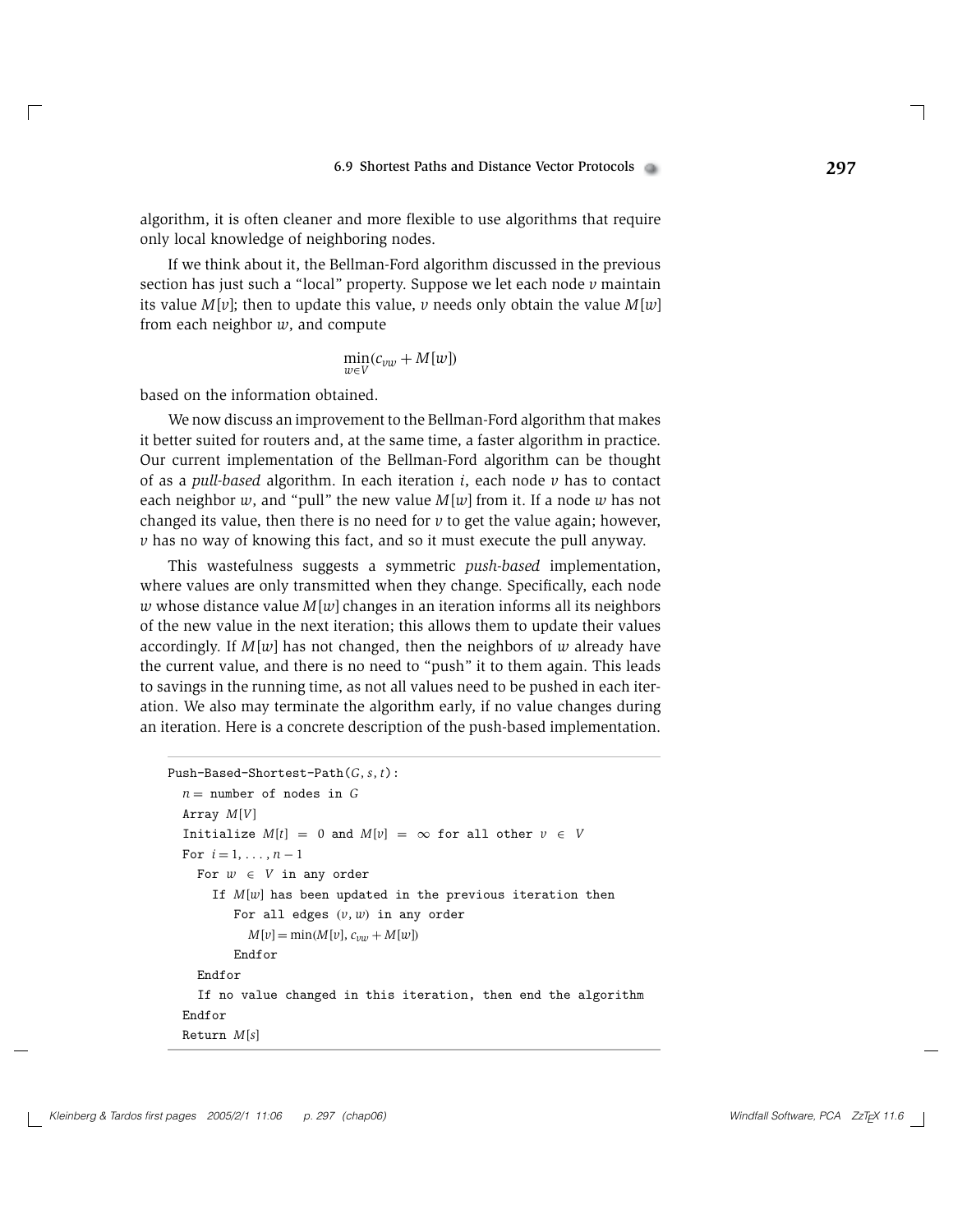algorithm, it is often cleaner and more flexible to use algorithms that require only local knowledge of neighboring nodes.

If we think about it, the Bellman-Ford algorithm discussed in the previous section has just such a "local" property. Suppose we let each node $v$ maintain its value $M[v]$; then to update this value, $v$ needs only obtain the value $M[w]$ from each neighbor $w$, and compute

$$\min_{w \in V}(c_{vw} + M[w])$$

based on the information obtained.

We now discuss an improvement to the Bellman-Ford algorithm that makes it better suited for routers and, at the same time, a faster algorithm in practice. Our current implementation of the Bellman-Ford algorithm can be thought of as a *pull-based* algorithm. In each iteration $i$, each node $v$ has to contact each neighbor $w$, and "pull" the new value $M[w]$ from it. If a node $w$ has not changed its value, then there is no need for $v$ to get the value again; however, $v$ has no way of knowing this fact, and so it must execute the pull anyway.

This wastefulness suggests a symmetric *push-based* implementation, where values are only transmitted when they change. Specifically, each node $w$ whose distance value $M[w]$ changes in an iteration informs all its neighbors of the new value in the next iteration; this allows them to update their values accordingly. If $M[w]$ has not changed, then the neighbors of $w$ already have the current value, and there is no need to "push" it to them again. This leads to savings in the running time, as not all values need to be pushed in each iteration. We also may terminate the algorithm early, if no value changes during an iteration. Here is a concrete description of the push-based implementation.

```
Push-Based-Shortest-Path(G, s, t):
  n = number of nodes in G
  Array M[V]
  Initialize M[t] = 0 and M[v] = ∞ for all other v ∈ V
  For i = 1, ..., n − 1
    For w ∈ V in any order
      If M[w] has been updated in the previous iteration then
         For all edges (v, w) in any order
           M[v] = min(M[v], c_vw + M[w])
         Endfor
    Endfor
    If no value changed in this iteration, then end the algorithm
  Endfor
  Return M[s]
```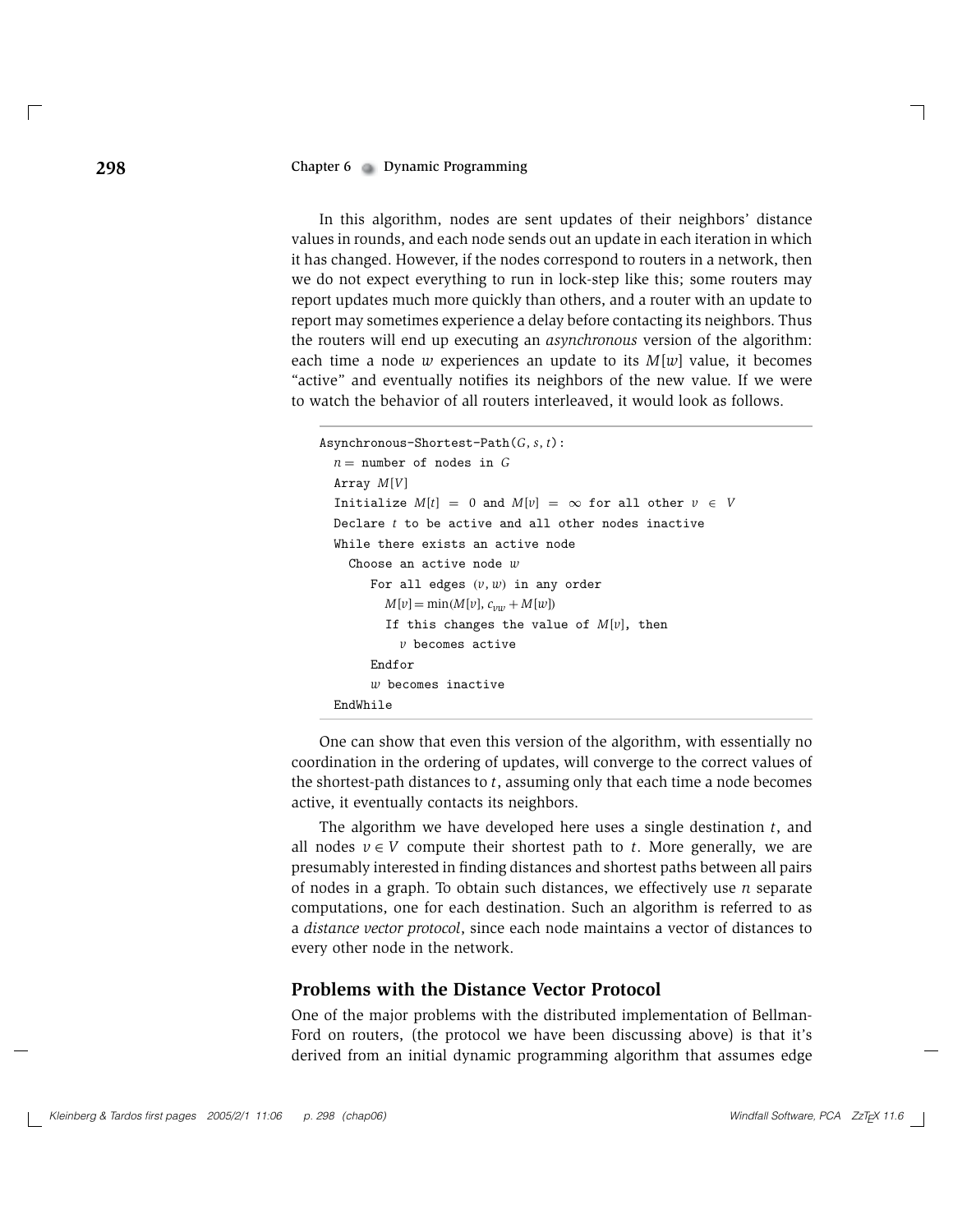In this algorithm, nodes are sent updates of their neighbors' distance values in rounds, and each node sends out an update in each iteration in which it has changed. However, if the nodes correspond to routers in a network, then we do not expect everything to run in lock-step like this; some routers may report updates much more quickly than others, and a router with an update to report may sometimes experience a delay before contacting its neighbors. Thus the routers will end up executing an *asynchronous* version of the algorithm: each time a node $w$ experiences an update to its $M[w]$ value, it becomes "active" and eventually notifies its neighbors of the new value. If we were to watch the behavior of all routers interleaved, it would look as follows.

```
Asynchronous-Shortest-Path(G, s, t):
  n = number of nodes in G
  Array M[V]
  Initialize M[t] = 0 and M[v] = ∞ for all other v ∈ V
  Declare t to be active and all other nodes inactive
  While there exists an active node
    Choose an active node w
       For all edges (v, w) in any order
         M[v] = min(M[v], c_vw + M[w])
         If this changes the value of M[v], then
           v becomes active
       Endfor
       w becomes inactive
  EndWhile
```

One can show that even this version of the algorithm, with essentially no coordination in the ordering of updates, will converge to the correct values of the shortest-path distances to $t$, assuming only that each time a node becomes active, it eventually contacts its neighbors.

The algorithm we have developed here uses a single destination $t$, and all nodes $v \in V$ compute their shortest path to $t$. More generally, we are presumably interested in finding distances and shortest paths between all pairs of nodes in a graph. To obtain such distances, we effectively use $n$ separate computations, one for each destination. Such an algorithm is referred to as a *distance vector protocol*, since each node maintains a vector of distances to every other node in the network.

## Problems with the Distance Vector Protocol

One of the major problems with the distributed implementation of Bellman-Ford on routers, (the protocol we have been discussing above) is that it's derived from an initial dynamic programming algorithm that assumes edge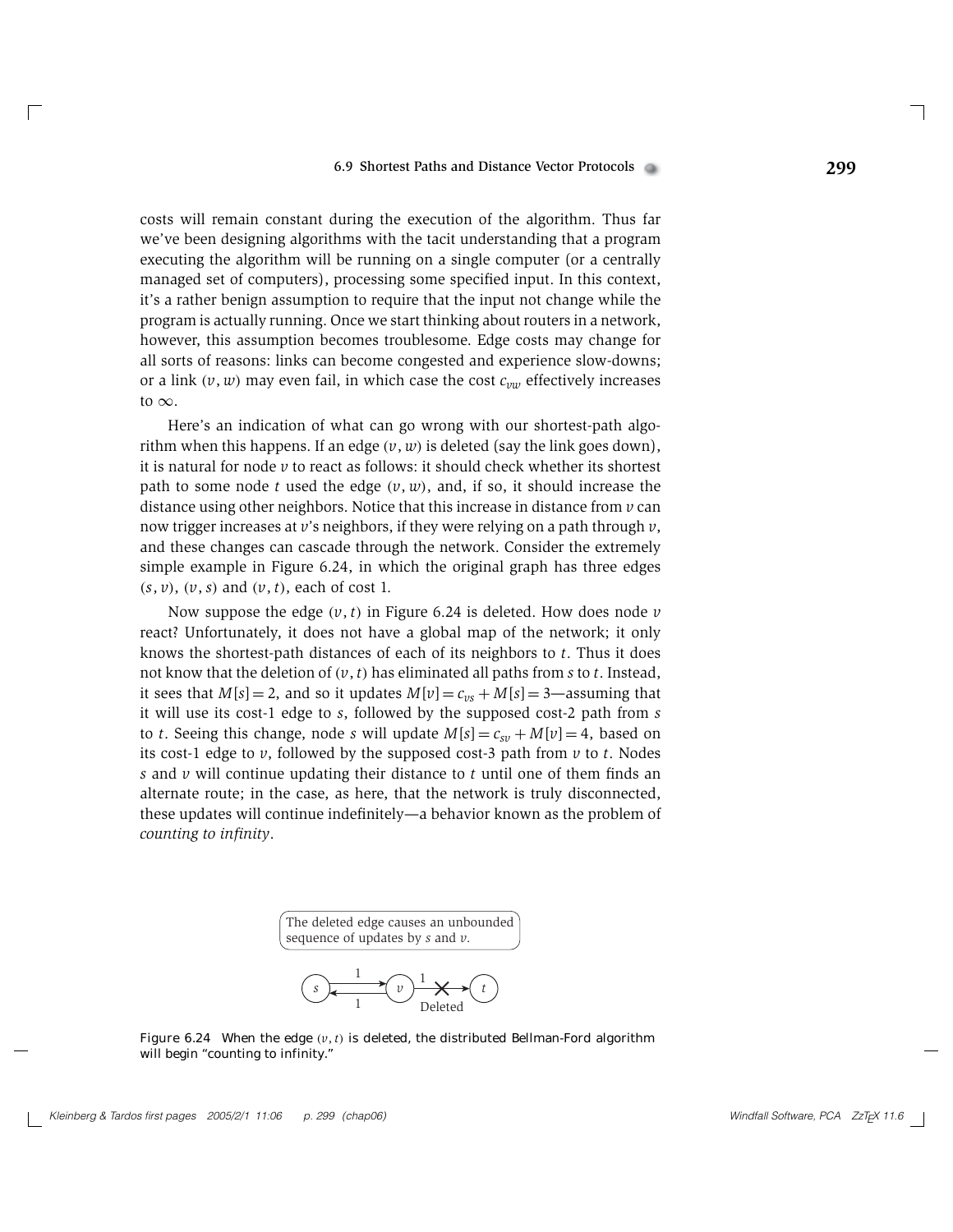costs will remain constant during the execution of the algorithm. Thus far we've been designing algorithms with the tacit understanding that a program executing the algorithm will be running on a single computer (or a centrally managed set of computers), processing some specified input. In this context, it's a rather benign assumption to require that the input not change while the program is actually running. Once we start thinking about routers in a network, however, this assumption becomes troublesome. Edge costs may change for all sorts of reasons: links can become congested and experience slow-downs; or a link $(v, w)$ may even fail, in which case the cost $c_{vw}$ effectively increases to $\infty$.

Here's an indication of what can go wrong with our shortest-path algorithm when this happens. If an edge $(v, w)$ is deleted (say the link goes down), it is natural for node $v$ to react as follows: it should check whether its shortest path to some node $t$ used the edge $(v, w)$, and, if so, it should increase the distance using other neighbors. Notice that this increase in distance from $v$ can now trigger increases at $v$'s neighbors, if they were relying on a path through $v$, and these changes can cascade through the network. Consider the extremely simple example in Figure 6.24, in which the original graph has three edges $(s, v)$, $(v, s)$ and $(v, t)$, each of cost 1.

Now suppose the edge $(v, t)$ in Figure 6.24 is deleted. How does node $v$ react? Unfortunately, it does not have a global map of the network; it only knows the shortest-path distances of each of its neighbors to $t$. Thus it does not know that the deletion of $(v, t)$ has eliminated all paths from $s$ to $t$. Instead, it sees that $M[s] = 2$, and so it updates $M[v] = c_{vs} + M[s] = 3$—assuming that it will use its cost-1 edge to $s$, followed by the supposed cost-2 path from $s$ to $t$. Seeing this change, node $s$ will update $M[s] = c_{sv} + M[v] = 4$, based on its cost-1 edge to $v$, followed by the supposed cost-3 path from $v$ to $t$. Nodes $s$ and $v$ will continue updating their distance to $t$ until one of them finds an alternate route; in the case, as here, that the network is truly disconnected, these updates will continue indefinitely—a behavior known as the problem of *counting to infinity*.

The deleted edge causes an unbounded sequence of updates by $s$ and $v$.

s
v
t
1
1
1
Deleted

Figure 6.24 When the edge $(v, t)$ is deleted, the distributed Bellman-Ford algorithm will begin "counting to infinity."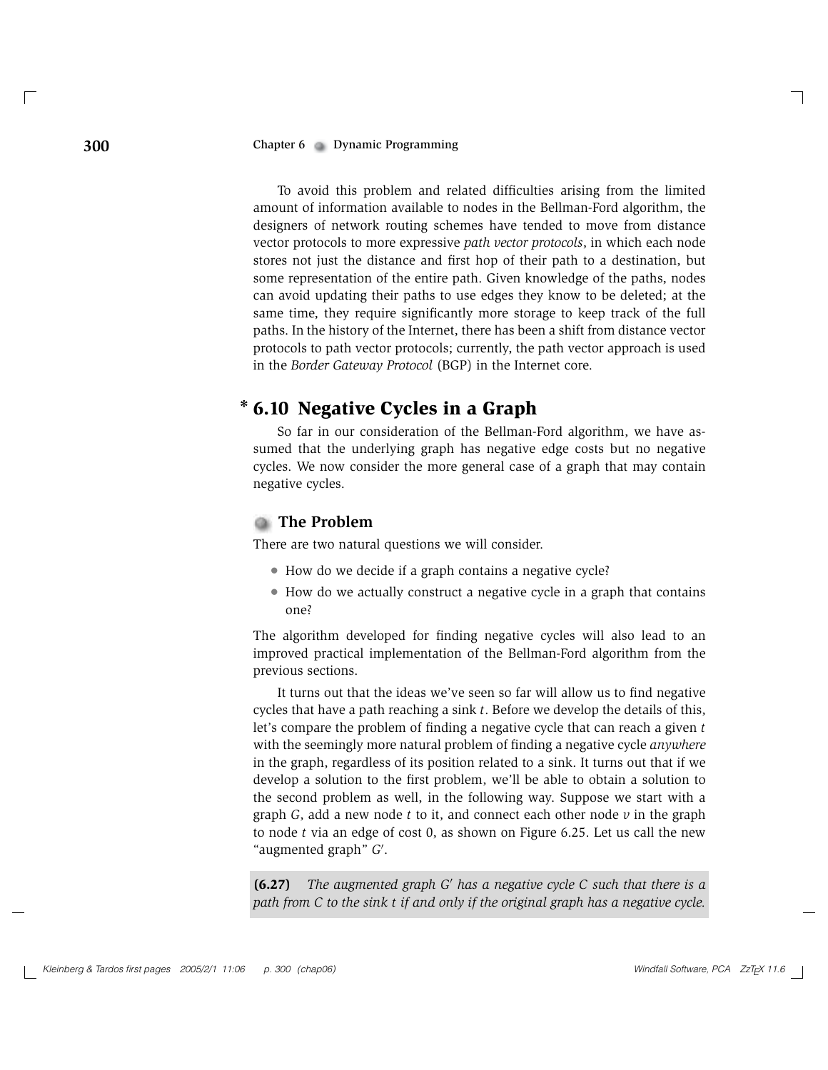To avoid this problem and related difficulties arising from the limited amount of information available to nodes in the Bellman-Ford algorithm, the designers of network routing schemes have tended to move from distance vector protocols to more expressive *path vector protocols*, in which each node stores not just the distance and first hop of their path to a destination, but some representation of the entire path. Given knowledge of the paths, nodes can avoid updating their paths to use edges they know to be deleted; at the same time, they require significantly more storage to keep track of the full paths. In the history of the Internet, there has been a shift from distance vector protocols to path vector protocols; currently, the path vector approach is used in the *Border Gateway Protocol* (BGP) in the Internet core.

## * 6.10 Negative Cycles in a Graph

So far in our consideration of the Bellman-Ford algorithm, we have assumed that the underlying graph has negative edge costs but no negative cycles. We now consider the more general case of a graph that may contain negative cycles.

### The Problem

There are two natural questions we will consider.

- How do we decide if a graph contains a negative cycle?
- How do we actually construct a negative cycle in a graph that contains one?

The algorithm developed for finding negative cycles will also lead to an improved practical implementation of the Bellman-Ford algorithm from the previous sections.

It turns out that the ideas we've seen so far will allow us to find negative cycles that have a path reaching a sink $t$. Before we develop the details of this, let's compare the problem of finding a negative cycle that can reach a given $t$ with the seemingly more natural problem of finding a negative cycle *anywhere* in the graph, regardless of its position related to a sink. It turns out that if we develop a solution to the first problem, we'll be able to obtain a solution to the second problem as well, in the following way. Suppose we start with a graph $G$, add a new node $t$ to it, and connect each other node $v$ in the graph to node $t$ via an edge of cost 0, as shown on Figure 6.25. Let us call the new "augmented graph" $G'$.

**(6.27)** *The augmented graph $G'$ has a negative cycle $C$ such that there is a path from $C$ to the sink $t$ if and only if the original graph has a negative cycle.*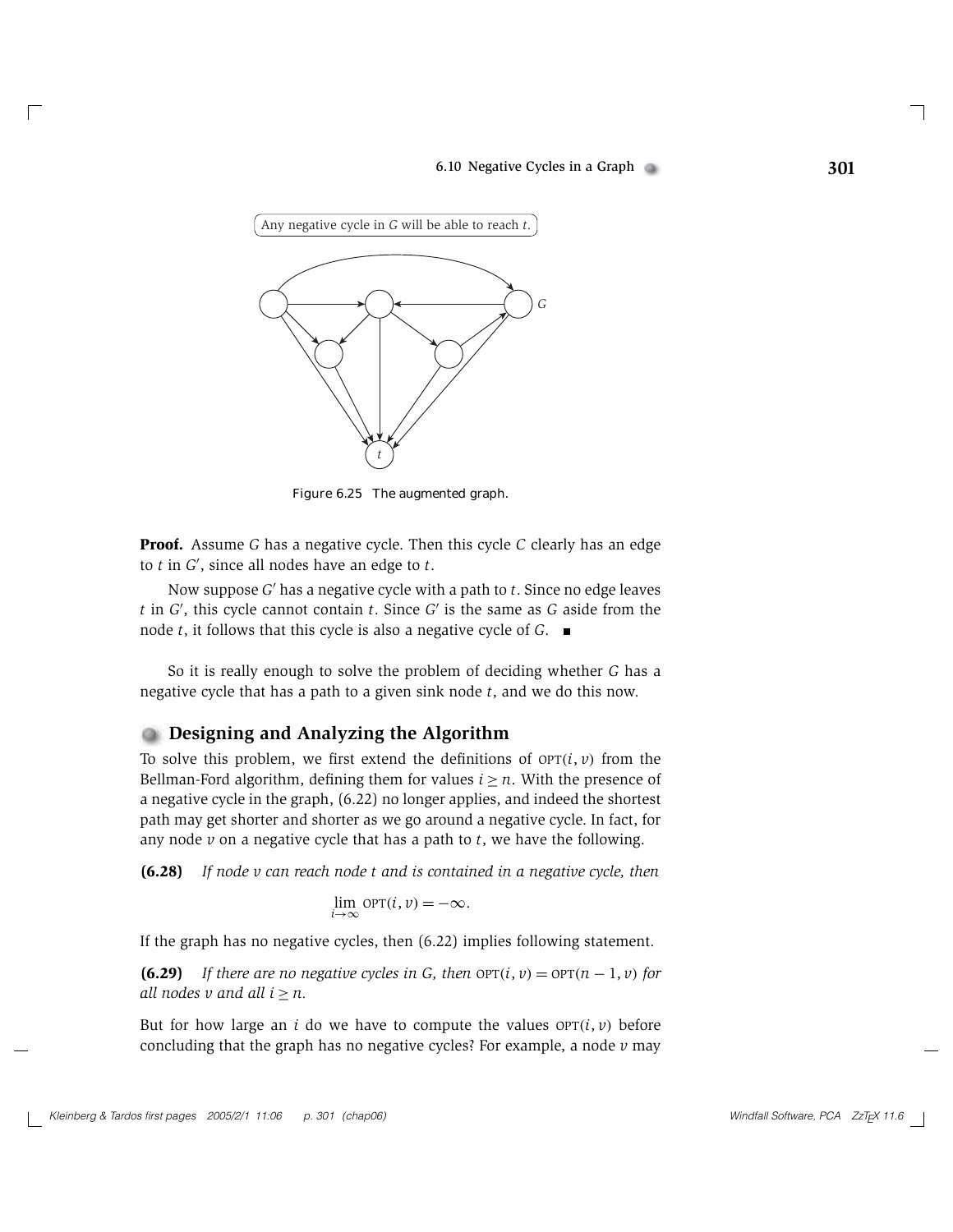Any negative cycle in $G$ will be able to reach $t$.

Figure 6.25 The augmented graph.

**Proof.** Assume $G$ has a negative cycle. Then this cycle $C$ clearly has an edge to $t$ in $G'$, since all nodes have an edge to $t$.

Now suppose $G'$ has a negative cycle with a path to $t$. Since no edge leaves $t$ in $G'$, this cycle cannot contain $t$. Since $G'$ is the same as $G$ aside from the node $t$, it follows that this cycle is also a negative cycle of $G$. ∎

So it is really enough to solve the problem of deciding whether $G$ has a negative cycle that has a path to a given sink node $t$, and we do this now.

## Designing and Analyzing the Algorithm

To solve this problem, we first extend the definitions of $\text{OPT}(i, v)$ from the Bellman-Ford algorithm, defining them for values $i \geq n$. With the presence of a negative cycle in the graph, (6.22) no longer applies, and indeed the shortest path may get shorter and shorter as we go around a negative cycle. In fact, for any node $v$ on a negative cycle that has a path to $t$, we have the following.

**(6.28)** *If node $v$ can reach node $t$ and is contained in a negative cycle, then*

$$\lim_{i \to \infty} \text{OPT}(i, v) = -\infty.$$

If the graph has no negative cycles, then (6.22) implies following statement.

**(6.29)** *If there are no negative cycles in $G$, then $\text{OPT}(i, v) = \text{OPT}(n-1, v)$ for all nodes $v$ and all $i \geq n$.*

But for how large an $i$ do we have to compute the values $\text{OPT}(i, v)$ before concluding that the graph has no negative cycles? For example, a node $v$ may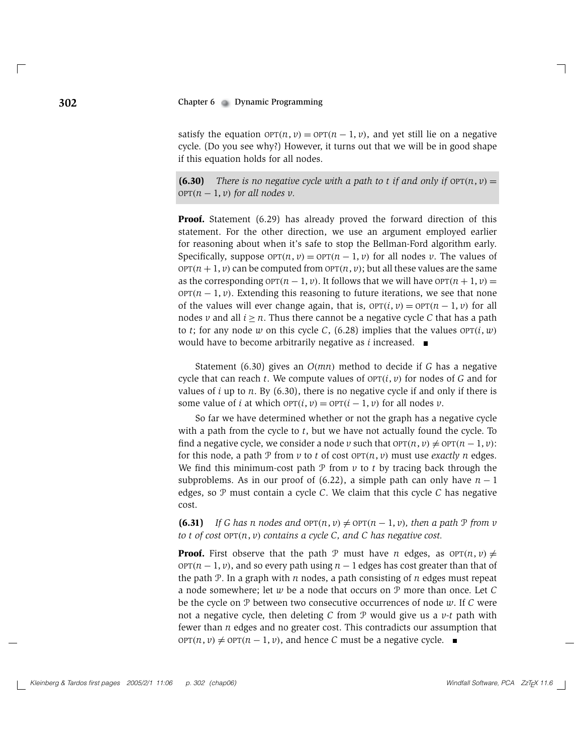satisfy the equation $\text{OPT}(n, v) = \text{OPT}(n-1, v)$, and yet still lie on a negative cycle. (Do you see why?) However, it turns out that we will be in good shape if this equation holds for all nodes.

**(6.30)** *There is no negative cycle with a path to $t$ if and only if $\text{OPT}(n, v) = \text{OPT}(n-1, v)$ for all nodes $v$.*

**Proof.** Statement (6.29) has already proved the forward direction of this statement. For the other direction, we use an argument employed earlier for reasoning about when it's safe to stop the Bellman-Ford algorithm early. Specifically, suppose $\text{OPT}(n, v) = \text{OPT}(n-1, v)$ for all nodes $v$. The values of $\text{OPT}(n+1, v)$ can be computed from $\text{OPT}(n, v)$; but all these values are the same as the corresponding $\text{OPT}(n-1, v)$. It follows that we will have $\text{OPT}(n+1, v) = \text{OPT}(n-1, v)$. Extending this reasoning to future iterations, we see that none of the values will ever change again, that is, $\text{OPT}(i, v) = \text{OPT}(n-1, v)$ for all nodes $v$ and all $i \geq n$. Thus there cannot be a negative cycle $C$ that has a path to $t$; for any node $w$ on this cycle $C$, (6.28) implies that the values $\text{OPT}(i, w)$ would have to become arbitrarily negative as $i$ increased. ∎

Statement (6.30) gives an $O(mn)$ method to decide if $G$ has a negative cycle that can reach $t$. We compute values of $\text{OPT}(i, v)$ for nodes of $G$ and for values of $i$ up to $n$. By (6.30), there is no negative cycle if and only if there is some value of $i$ at which $\text{OPT}(i, v) = \text{OPT}(i-1, v)$ for all nodes $v$.

So far we have determined whether or not the graph has a negative cycle with a path from the cycle to $t$, but we have not actually found the cycle. To find a negative cycle, we consider a node $v$ such that $\text{OPT}(n, v) \neq \text{OPT}(n-1, v)$: for this node, a path $\mathcal{P}$ from $v$ to $t$ of cost $\text{OPT}(n, v)$ must use *exactly* $n$ edges. We find this minimum-cost path $\mathcal{P}$ from $v$ to $t$ by tracing back through the subproblems. As in our proof of (6.22), a simple path can only have $n-1$ edges, so $\mathcal{P}$ must contain a cycle $C$. We claim that this cycle $C$ has negative cost.

**(6.31)** *If $G$ has $n$ nodes and $\text{OPT}(n, v) \neq \text{OPT}(n-1, v)$, then a path $\mathcal{P}$ from $v$ to $t$ of cost $\text{OPT}(n, v)$ contains a cycle $C$, and $C$ has negative cost.*

**Proof.** First observe that the path $\mathcal{P}$ must have $n$ edges, as $\text{OPT}(n, v) \neq \text{OPT}(n-1, v)$, and so every path using $n-1$ edges has cost greater than that of the path $\mathcal{P}$. In a graph with $n$ nodes, a path consisting of $n$ edges must repeat a node somewhere; let $w$ be a node that occurs on $\mathcal{P}$ more than once. Let $C$ be the cycle on $\mathcal{P}$ between two consecutive occurrences of node $w$. If $C$ were not a negative cycle, then deleting $C$ from $\mathcal{P}$ would give us a $v$-$t$ path with fewer than $n$ edges and no greater cost. This contradicts our assumption that $\text{OPT}(n, v) \neq \text{OPT}(n-1, v)$, and hence $C$ must be a negative cycle. ∎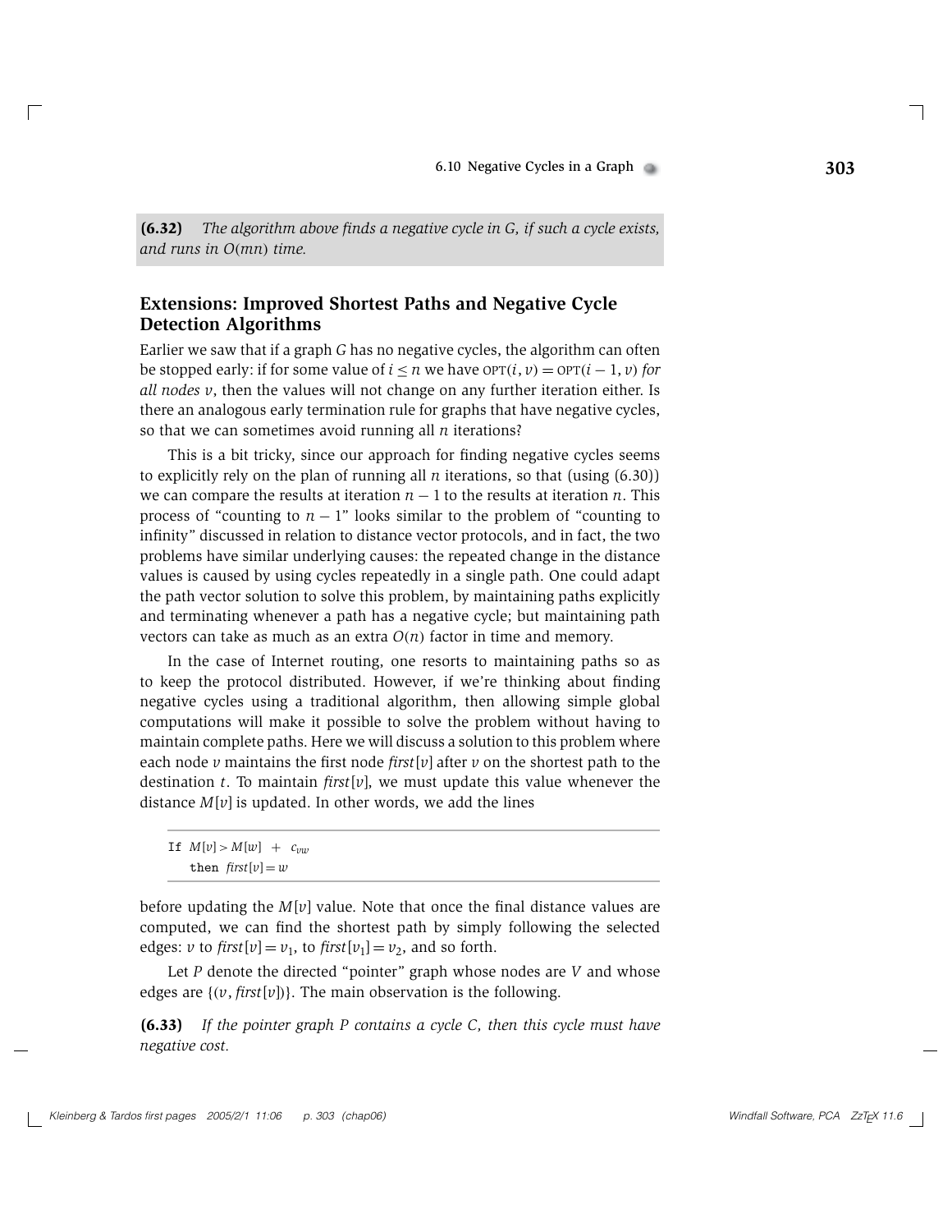**(6.32)** *The algorithm above finds a negative cycle in G, if such a cycle exists, and runs in $O(mn)$ time.*

## Extensions: Improved Shortest Paths and Negative Cycle Detection Algorithms

Earlier we saw that if a graph $G$ has no negative cycles, the algorithm can often be stopped early: if for some value of $i \leq n$ we have $\text{OPT}(i, v) = \text{OPT}(i-1, v)$ *for all nodes* $v$, then the values will not change on any further iteration either. Is there an analogous early termination rule for graphs that have negative cycles, so that we can sometimes avoid running all $n$ iterations?

This is a bit tricky, since our approach for finding negative cycles seems to explicitly rely on the plan of running all $n$ iterations, so that (using (6.30)) we can compare the results at iteration $n-1$ to the results at iteration $n$. This process of "counting to $n-1$" looks similar to the problem of "counting to infinity" discussed in relation to distance vector protocols, and in fact, the two problems have similar underlying causes: the repeated change in the distance values is caused by using cycles repeatedly in a single path. One could adapt the path vector solution to solve this problem, by maintaining paths explicitly and terminating whenever a path has a negative cycle; but maintaining path vectors can take as much as an extra $O(n)$ factor in time and memory.

In the case of Internet routing, one resorts to maintaining paths so as to keep the protocol distributed. However, if we're thinking about finding negative cycles using a traditional algorithm, then allowing simple global computations will make it possible to solve the problem without having to maintain complete paths. Here we will discuss a solution to this problem where each node $v$ maintains the first node *first*$[v]$ after $v$ on the shortest path to the destination $t$. To maintain *first*$[v]$, we must update this value whenever the distance $M[v]$ is updated. In other words, we add the lines

```
If M[v] > M[w] + c_vw
    then first[v] = w
```

before updating the $M[v]$ value. Note that once the final distance values are computed, we can find the shortest path by simply following the selected edges: $v$ to *first*$[v] = v_1$, to *first*$[v_1] = v_2$, and so forth.

Let $P$ denote the directed "pointer" graph whose nodes are $V$ and whose edges are $\{(v, \textit{first}[v])\}$. The main observation is the following.

**(6.33)** *If the pointer graph P contains a cycle C, then this cycle must have negative cost.*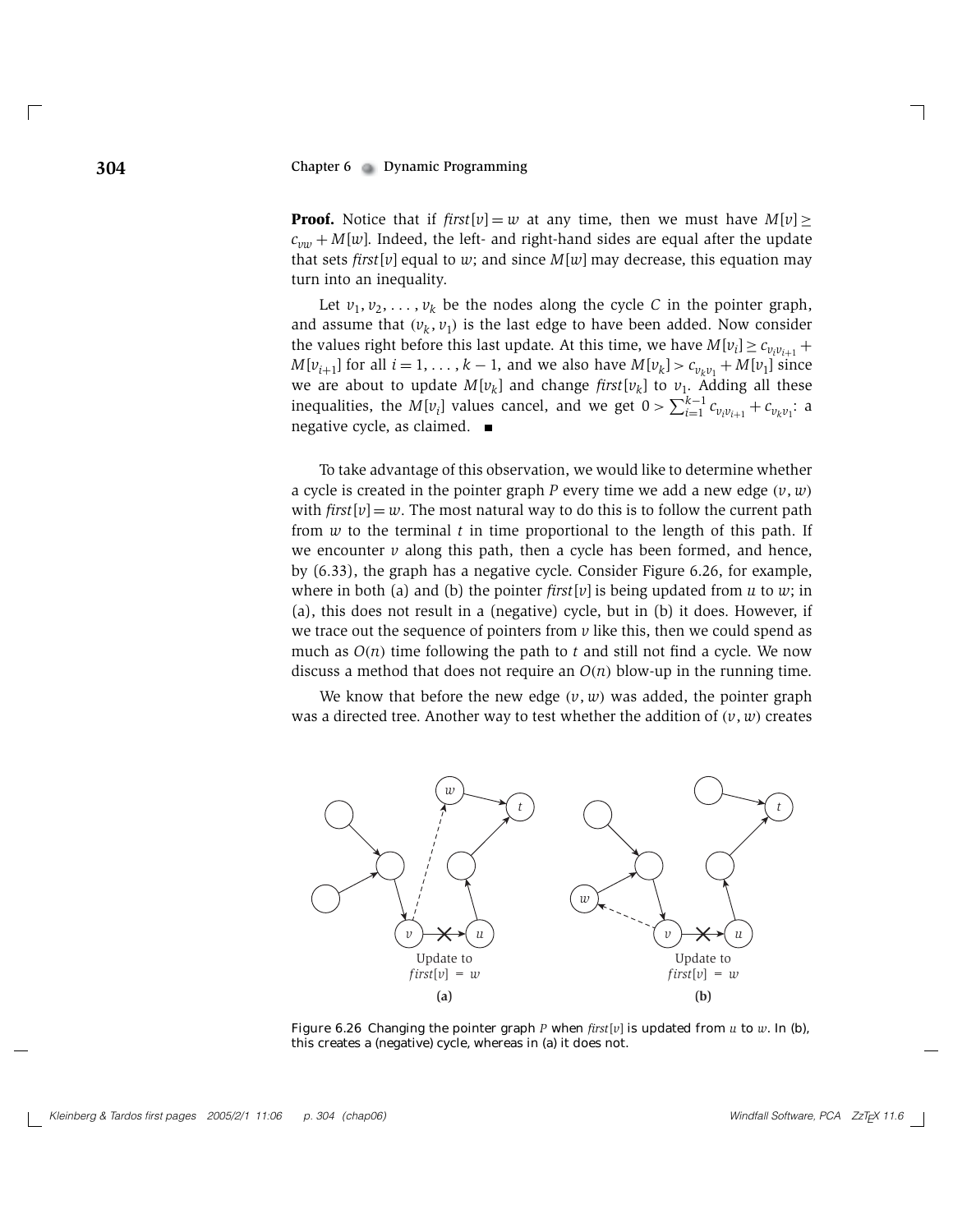**Proof.** Notice that if *first*$[v] = w$ at any time, then we must have $M[v] \geq c_{vw} + M[w]$. Indeed, the left- and right-hand sides are equal after the update that sets *first*$[v]$ equal to $w$; and since $M[w]$ may decrease, this equation may turn into an inequality.

Let $v_1, v_2, \ldots, v_k$ be the nodes along the cycle $C$ in the pointer graph, and assume that $(v_k, v_1)$ is the last edge to have been added. Now consider the values right before this last update. At this time, we have $M[v_i] \geq c_{v_i v_{i+1}} + M[v_{i+1}]$ for all $i = 1, \ldots, k-1$, and we also have $M[v_k] > c_{v_k v_1} + M[v_1]$ since we are about to update $M[v_k]$ and change *first*$[v_k]$ to $v_1$. Adding all these inequalities, the $M[v_i]$ values cancel, and we get $0 > \sum_{i=1}^{k-1} c_{v_i v_{i+1}} + c_{v_k v_1}$: a negative cycle, as claimed. ∎

To take advantage of this observation, we would like to determine whether a cycle is created in the pointer graph $P$ every time we add a new edge $(v, w)$ with *first*$[v] = w$. The most natural way to do this is to follow the current path from $w$ to the terminal $t$ in time proportional to the length of this path. If we encounter $v$ along this path, then a cycle has been formed, and hence, by (6.33), the graph has a negative cycle. Consider Figure 6.26, for example, where in both (a) and (b) the pointer *first*$[v]$ is being updated from $u$ to $w$; in (a), this does not result in a (negative) cycle, but in (b) it does. However, if we trace out the sequence of pointers from $v$ like this, then we could spend as much as $O(n)$ time following the path to $t$ and still not find a cycle. We now discuss a method that does not require an $O(n)$ blow-up in the running time.

We know that before the new edge $(v, w)$ was added, the pointer graph was a directed tree. Another way to test whether the addition of $(v, w)$ creates

Figure 6.26 Changing the pointer graph $P$ when *first*$[v]$ is updated from $u$ to $w$. In (b), this creates a (negative) cycle, whereas in (a) it does not.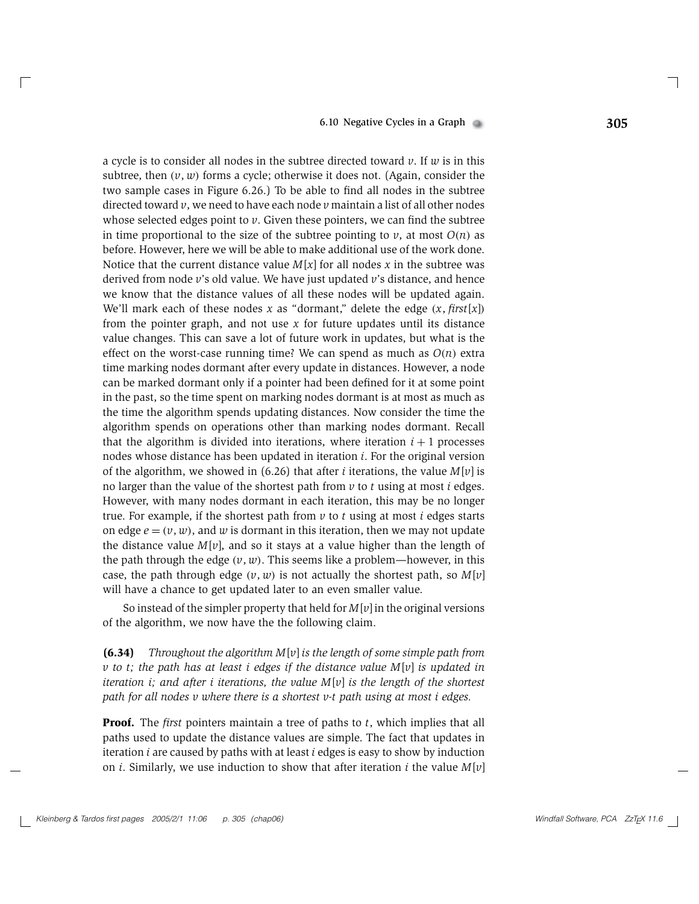a cycle is to consider all nodes in the subtree directed toward $v$. If $w$ is in this subtree, then $(v, w)$ forms a cycle; otherwise it does not. (Again, consider the two sample cases in Figure 6.26.) To be able to find all nodes in the subtree directed toward $v$, we need to have each node $v$ maintain a list of all other nodes whose selected edges point to $v$. Given these pointers, we can find the subtree in time proportional to the size of the subtree pointing to $v$, at most $O(n)$ as before. However, here we will be able to make additional use of the work done. Notice that the current distance value $M[x]$ for all nodes $x$ in the subtree was derived from node $v$'s old value. We have just updated $v$'s distance, and hence we know that the distance values of all these nodes will be updated again. We'll mark each of these nodes $x$ as "dormant," delete the edge $(x, \mathit{first}[x])$ from the pointer graph, and not use $x$ for future updates until its distance value changes. This can save a lot of future work in updates, but what is the effect on the worst-case running time? We can spend as much as $O(n)$ extra time marking nodes dormant after every update in distances. However, a node can be marked dormant only if a pointer had been defined for it at some point in the past, so the time spent on marking nodes dormant is at most as much as the time the algorithm spends updating distances. Now consider the time the algorithm spends on operations other than marking nodes dormant. Recall that the algorithm is divided into iterations, where iteration $i + 1$ processes nodes whose distance has been updated in iteration $i$. For the original version of the algorithm, we showed in (6.26) that after $i$ iterations, the value $M[v]$ is no larger than the value of the shortest path from $v$ to $t$ using at most $i$ edges. However, with many nodes dormant in each iteration, this may be no longer true. For example, if the shortest path from $v$ to $t$ using at most $i$ edges starts on edge $e = (v, w)$, and $w$ is dormant in this iteration, then we may not update the distance value $M[v]$, and so it stays at a value higher than the length of the path through the edge $(v, w)$. This seems like a problem—however, in this case, the path through edge $(v, w)$ is not actually the shortest path, so $M[v]$ will have a chance to get updated later to an even smaller value.

So instead of the simpler property that held for $M[v]$ in the original versions of the algorithm, we now have the the following claim.

**(6.34)** *Throughout the algorithm $M[v]$ is the length of some simple path from $v$ to $t$; the path has at least $i$ edges if the distance value $M[v]$ is updated in iteration $i$; and after $i$ iterations, the value $M[v]$ is the length of the shortest path for all nodes $v$ where there is a shortest $v$-$t$ path using at most $i$ edges.*

**Proof.** The *first* pointers maintain a tree of paths to $t$, which implies that all paths used to update the distance values are simple. The fact that updates in iteration $i$ are caused by paths with at least $i$ edges is easy to show by induction on $i$. Similarly, we use induction to show that after iteration $i$ the value $M[v]$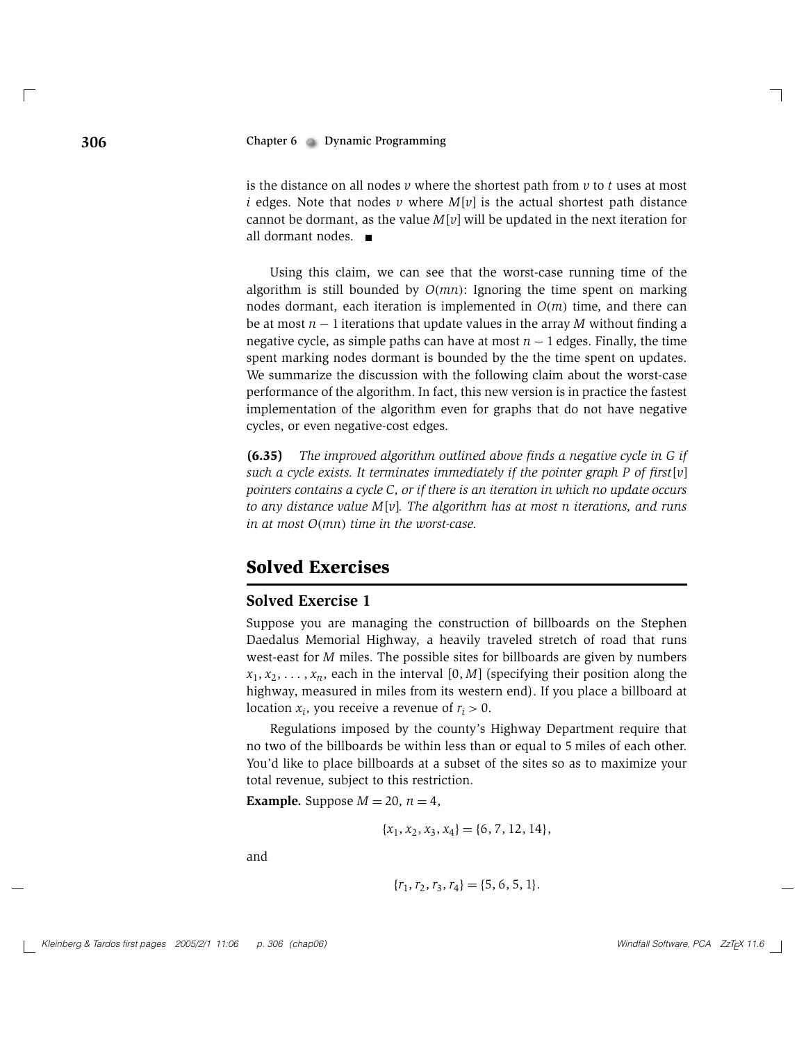is the distance on all nodes $v$ where the shortest path from $v$ to $t$ uses at most $i$ edges. Note that nodes $v$ where $M[v]$ is the actual shortest path distance cannot be dormant, as the value $M[v]$ will be updated in the next iteration for all dormant nodes. ■

Using this claim, we can see that the worst-case running time of the algorithm is still bounded by $O(mn)$: Ignoring the time spent on marking nodes dormant, each iteration is implemented in $O(m)$ time, and there can be at most $n-1$ iterations that update values in the array $M$ without finding a negative cycle, as simple paths can have at most $n-1$ edges. Finally, the time spent marking nodes dormant is bounded by the the time spent on updates. We summarize the discussion with the following claim about the worst-case performance of the algorithm. In fact, this new version is in practice the fastest implementation of the algorithm even for graphs that do not have negative cycles, or even negative-cost edges.

**(6.35)** *The improved algorithm outlined above finds a negative cycle in G if such a cycle exists. It terminates immediately if the pointer graph P of first*$[v]$ *pointers contains a cycle C, or if there is an iteration in which no update occurs to any distance value* $M[v]$*. The algorithm has at most n iterations, and runs in at most* $O(mn)$ *time in the worst-case.*

# Solved Exercises

## Solved Exercise 1

Suppose you are managing the construction of billboards on the Stephen Daedalus Memorial Highway, a heavily traveled stretch of road that runs west-east for $M$ miles. The possible sites for billboards are given by numbers $x_1, x_2, \ldots, x_n$, each in the interval $[0, M]$ (specifying their position along the highway, measured in miles from its western end). If you place a billboard at location $x_i$, you receive a revenue of $r_i > 0$.

Regulations imposed by the county's Highway Department require that no two of the billboards be within less than or equal to 5 miles of each other. You'd like to place billboards at a subset of the sites so as to maximize your total revenue, subject to this restriction.

**Example.** Suppose $M = 20$, $n = 4$,

$$\{x_1, x_2, x_3, x_4\} = \{6, 7, 12, 14\},$$

and

$$\{r_1, r_2, r_3, r_4\} = \{5, 6, 5, 1\}.$$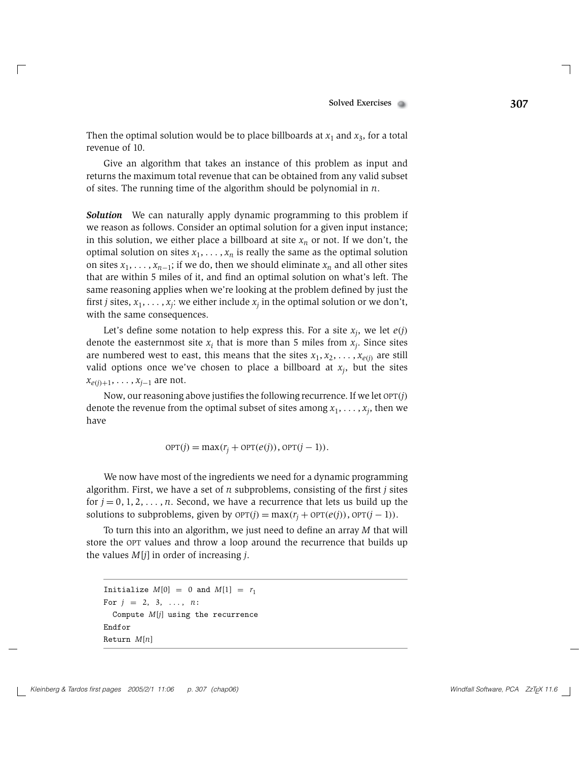Then the optimal solution would be to place billboards at $x_1$ and $x_3$, for a total revenue of 10.

Give an algorithm that takes an instance of this problem as input and returns the maximum total revenue that can be obtained from any valid subset of sites. The running time of the algorithm should be polynomial in $n$.

***Solution*** We can naturally apply dynamic programming to this problem if we reason as follows. Consider an optimal solution for a given input instance; in this solution, we either place a billboard at site $x_n$ or not. If we don't, the optimal solution on sites $x_1, \ldots, x_n$ is really the same as the optimal solution on sites $x_1, \ldots, x_{n-1}$; if we do, then we should eliminate $x_n$ and all other sites that are within 5 miles of it, and find an optimal solution on what's left. The same reasoning applies when we're looking at the problem defined by just the first $j$ sites, $x_1, \ldots, x_j$: we either include $x_j$ in the optimal solution or we don't, with the same consequences.

Let's define some notation to help express this. For a site $x_j$, we let $e(j)$ denote the easternmost site $x_i$ that is more than 5 miles from $x_j$. Since sites are numbered west to east, this means that the sites $x_1, x_2, \ldots, x_{e(j)}$ are still valid options once we've chosen to place a billboard at $x_j$, but the sites $x_{e(j)+1}, \ldots, x_{j-1}$ are not.

Now, our reasoning above justifies the following recurrence. If we let $\text{OPT}(j)$ denote the revenue from the optimal subset of sites among $x_1, \ldots, x_j$, then we have

$$\text{OPT}(j) = \max(r_j + \text{OPT}(e(j)), \text{OPT}(j-1)).$$

We now have most of the ingredients we need for a dynamic programming algorithm. First, we have a set of $n$ subproblems, consisting of the first $j$ sites for $j = 0, 1, 2, \ldots, n$. Second, we have a recurrence that lets us build up the solutions to subproblems, given by $\text{OPT}(j) = \max(r_j + \text{OPT}(e(j)), \text{OPT}(j-1))$.

To turn this into an algorithm, we just need to define an array $M$ that will store the OPT values and throw a loop around the recurrence that builds up the values $M[j]$ in order of increasing $j$.

```
Initialize M[0] = 0 and M[1] = r_1
For j = 2, 3, ..., n:
  Compute M[j] using the recurrence
Endfor
Return M[n]
```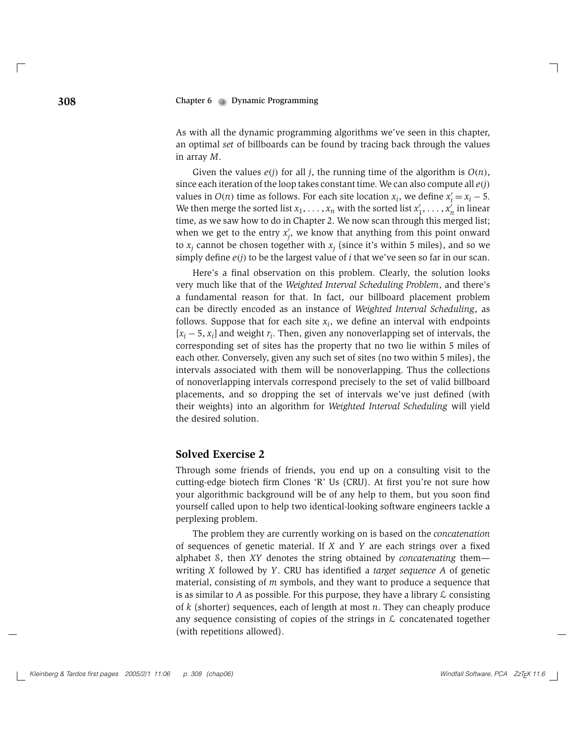As with all the dynamic programming algorithms we've seen in this chapter, an optimal *set* of billboards can be found by tracing back through the values in array $M$.

Given the values $e(j)$ for all $j$, the running time of the algorithm is $O(n)$, since each iteration of the loop takes constant time. We can also compute all $e(j)$ values in $O(n)$ time as follows. For each site location $x_i$, we define $x_i' = x_i - 5$. We then merge the sorted list $x_1, \ldots, x_n$ with the sorted list $x_1', \ldots, x_n'$ in linear time, as we saw how to do in Chapter 2. We now scan through this merged list; when we get to the entry $x_j'$, we know that anything from this point onward to $x_j$ cannot be chosen together with $x_j$ (since it's within 5 miles), and so we simply define $e(j)$ to be the largest value of $i$ that we've seen so far in our scan.

Here's a final observation on this problem. Clearly, the solution looks very much like that of the *Weighted Interval Scheduling Problem*, and there's a fundamental reason for that. In fact, our billboard placement problem can be directly encoded as an instance of *Weighted Interval Scheduling*, as follows. Suppose that for each site $x_i$, we define an interval with endpoints $[x_i - 5, x_i]$ and weight $r_i$. Then, given any nonoverlapping set of intervals, the corresponding set of sites has the property that no two lie within 5 miles of each other. Conversely, given any such set of sites (no two within 5 miles), the intervals associated with them will be nonoverlapping. Thus the collections of nonoverlapping intervals correspond precisely to the set of valid billboard placements, and so dropping the set of intervals we've just defined (with their weights) into an algorithm for *Weighted Interval Scheduling* will yield the desired solution.

## Solved Exercise 2

Through some friends of friends, you end up on a consulting visit to the cutting-edge biotech firm Clones 'R' Us (CRU). At first you're not sure how your algorithmic background will be of any help to them, but you soon find yourself called upon to help two identical-looking software engineers tackle a perplexing problem.

The problem they are currently working on is based on the *concatenation* of sequences of genetic material. If $X$ and $Y$ are each strings over a fixed alphabet $\mathcal{S}$, then $XY$ denotes the string obtained by *concatenating* them—writing $X$ followed by $Y$. CRU has identified a *target sequence* $A$ of genetic material, consisting of $m$ symbols, and they want to produce a sequence that is as similar to $A$ as possible. For this purpose, they have a library $\mathcal{L}$ consisting of $k$ (shorter) sequences, each of length at most $n$. They can cheaply produce any sequence consisting of copies of the strings in $\mathcal{L}$ concatenated together (with repetitions allowed).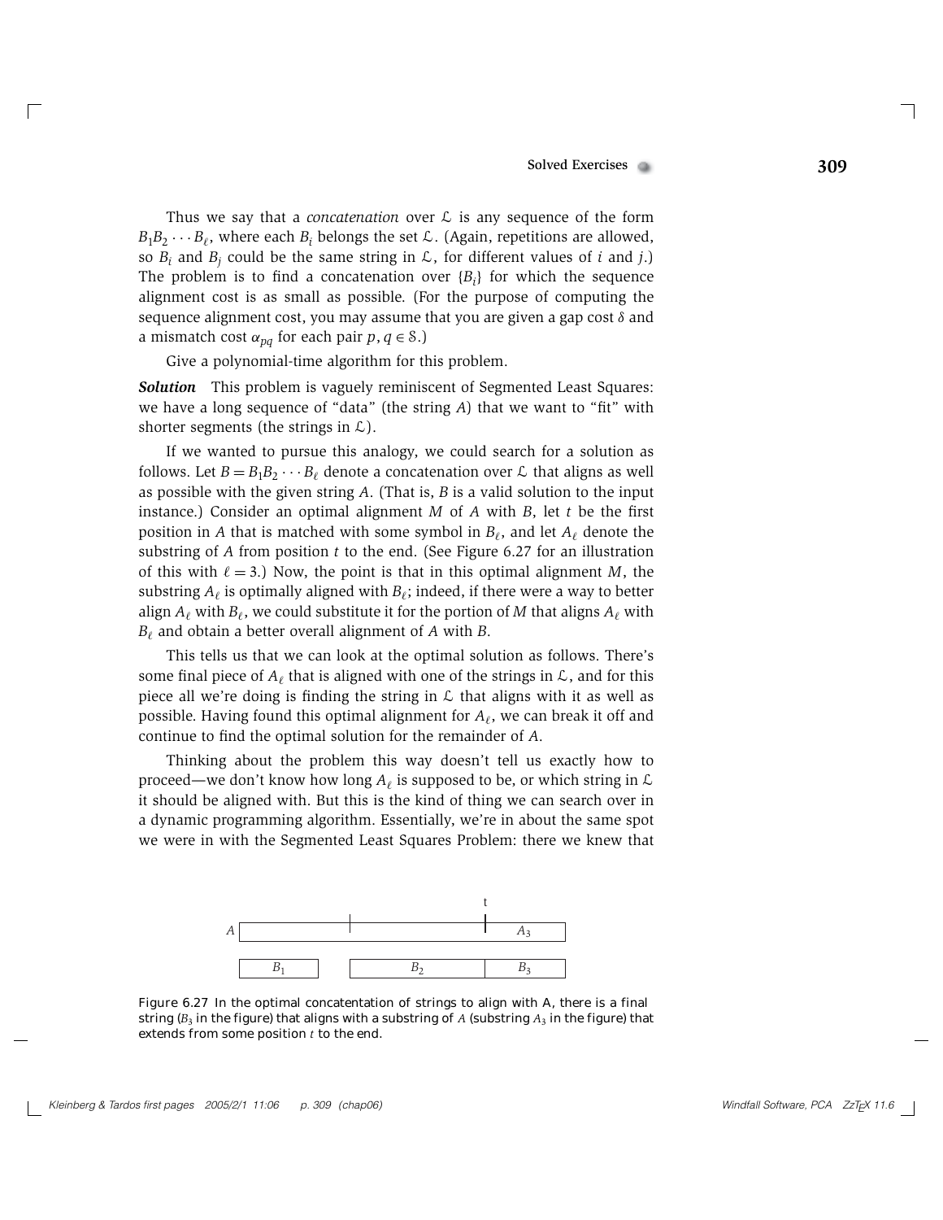Thus we say that a *concatenation* over $\mathcal{L}$ is any sequence of the form $B_1 B_2 \cdots B_\ell$, where each $B_i$ belongs the set $\mathcal{L}$. (Again, repetitions are allowed, so $B_i$ and $B_j$ could be the same string in $\mathcal{L}$, for different values of $i$ and $j$.) The problem is to find a concatenation over $\{B_i\}$ for which the sequence alignment cost is as small as possible. (For the purpose of computing the sequence alignment cost, you may assume that you are given a gap cost $\delta$ and a mismatch cost $\alpha_{pq}$ for each pair $p, q \in \mathcal{S}$.)

Give a polynomial-time algorithm for this problem.

***Solution*** This problem is vaguely reminiscent of Segmented Least Squares: we have a long sequence of "data" (the string $A$) that we want to "fit" with shorter segments (the strings in $\mathcal{L}$).

If we wanted to pursue this analogy, we could search for a solution as follows. Let $B = B_1 B_2 \cdots B_\ell$ denote a concatenation over $\mathcal{L}$ that aligns as well as possible with the given string $A$. (That is, $B$ is a valid solution to the input instance.) Consider an optimal alignment $M$ of $A$ with $B$, let $t$ be the first position in $A$ that is matched with some symbol in $B_\ell$, and let $A_\ell$ denote the substring of $A$ from position $t$ to the end. (See Figure 6.27 for an illustration of this with $\ell = 3$.) Now, the point is that in this optimal alignment $M$, the substring $A_\ell$ is optimally aligned with $B_\ell$; indeed, if there were a way to better align $A_\ell$ with $B_\ell$, we could substitute it for the portion of $M$ that aligns $A_\ell$ with $B_\ell$ and obtain a better overall alignment of $A$ with $B$.

This tells us that we can look at the optimal solution as follows. There's some final piece of $A_\ell$ that is aligned with one of the strings in $\mathcal{L}$, and for this piece all we're doing is finding the string in $\mathcal{L}$ that aligns with it as well as possible. Having found this optimal alignment for $A_\ell$, we can break it off and continue to find the optimal solution for the remainder of $A$.

Thinking about the problem this way doesn't tell us exactly how to proceed—we don't know how long $A_\ell$ is supposed to be, or which string in $\mathcal{L}$ it should be aligned with. But this is the kind of thing we can search over in a dynamic programming algorithm. Essentially, we're in about the same spot we were in with the Segmented Least Squares Problem: there we knew that

Figure 6.27 In the optimal concatentation of strings to align with A, there is a final string ($B_3$ in the figure) that aligns with a substring of $A$ (substring $A_3$ in the figure) that extends from some position $t$ to the end.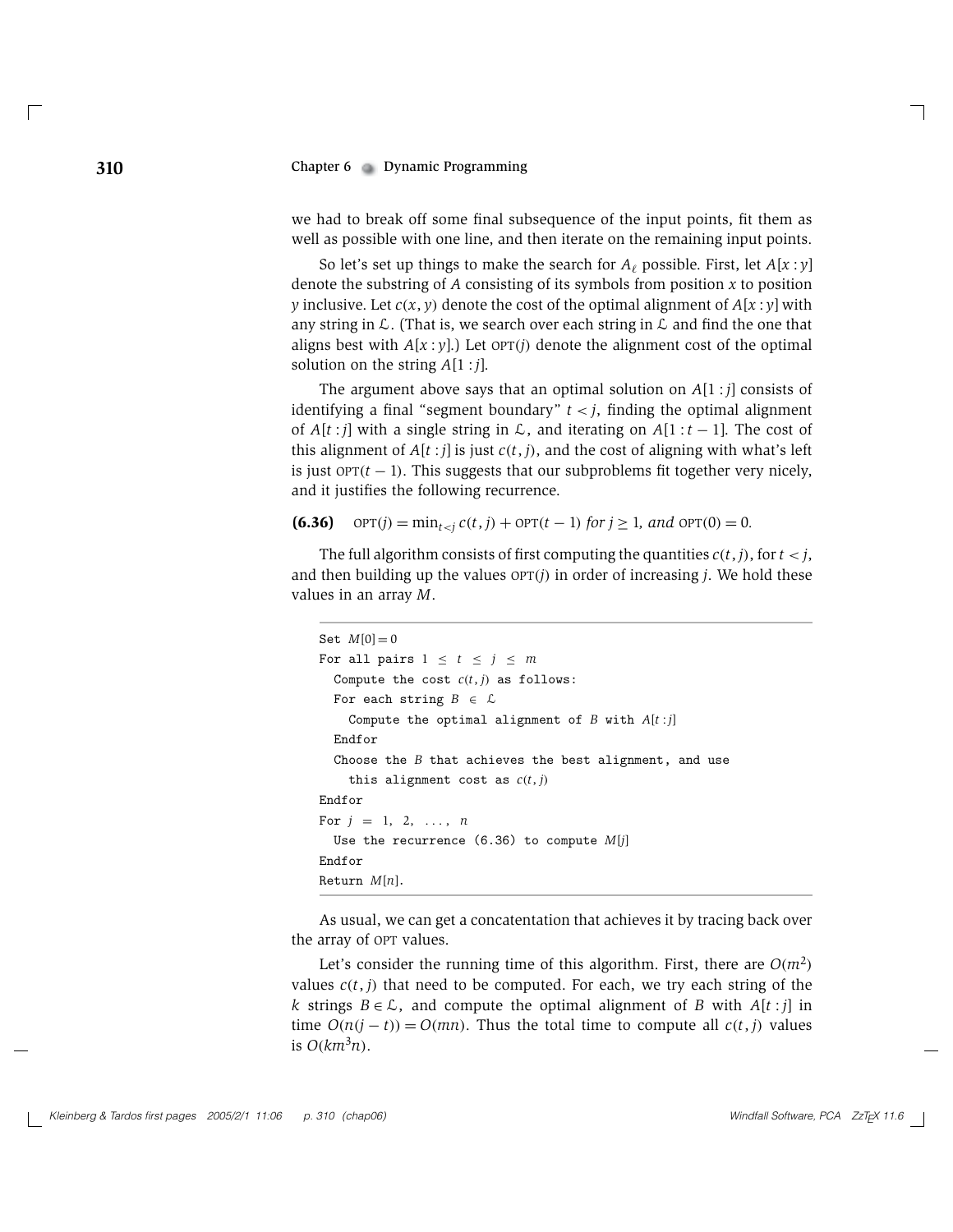we had to break off some final subsequence of the input points, fit them as well as possible with one line, and then iterate on the remaining input points.

So let's set up things to make the search for $A_\ell$ possible. First, let $A[x:y]$ denote the substring of $A$ consisting of its symbols from position $x$ to position $y$ inclusive. Let $c(x, y)$ denote the cost of the optimal alignment of $A[x:y]$ with any string in $\mathcal{L}$. (That is, we search over each string in $\mathcal{L}$ and find the one that aligns best with $A[x:y]$.) Let $\text{OPT}(j)$ denote the alignment cost of the optimal solution on the string $A[1:j]$.

The argument above says that an optimal solution on $A[1:j]$ consists of identifying a final "segment boundary" $t < j$, finding the optimal alignment of $A[t:j]$ with a single string in $\mathcal{L}$, and iterating on $A[1:t-1]$. The cost of this alignment of $A[t:j]$ is just $c(t, j)$, and the cost of aligning with what's left is just $\text{OPT}(t-1)$. This suggests that our subproblems fit together very nicely, and it justifies the following recurrence.

**(6.36)** $\text{OPT}(j) = \min_{t<j} c(t, j) + \text{OPT}(t-1)$ *for* $j \geq 1$, *and* $\text{OPT}(0) = 0$.

The full algorithm consists of first computing the quantities $c(t, j)$, for $t < j$, and then building up the values $\text{OPT}(j)$ in order of increasing $j$. We hold these values in an array $M$.

```
Set M[0] = 0
For all pairs 1 ≤ t ≤ j ≤ m
  Compute the cost c(t, j) as follows:
  For each string B ∈ ℒ
    Compute the optimal alignment of B with A[t : j]
  Endfor
  Choose the B that achieves the best alignment, and use
    this alignment cost as c(t, j)
Endfor
For j = 1, 2, ..., n
  Use the recurrence (6.36) to compute M[j]
Endfor
Return M[n].
```

As usual, we can get a concatentation that achieves it by tracing back over the array of OPT values.

Let's consider the running time of this algorithm. First, there are $O(m^2)$ values $c(t, j)$ that need to be computed. For each, we try each string of the $k$ strings $B \in \mathcal{L}$, and compute the optimal alignment of $B$ with $A[t:j]$ in time $O(n(j-t)) = O(mn)$. Thus the total time to compute all $c(t, j)$ values is $O(km^3n)$.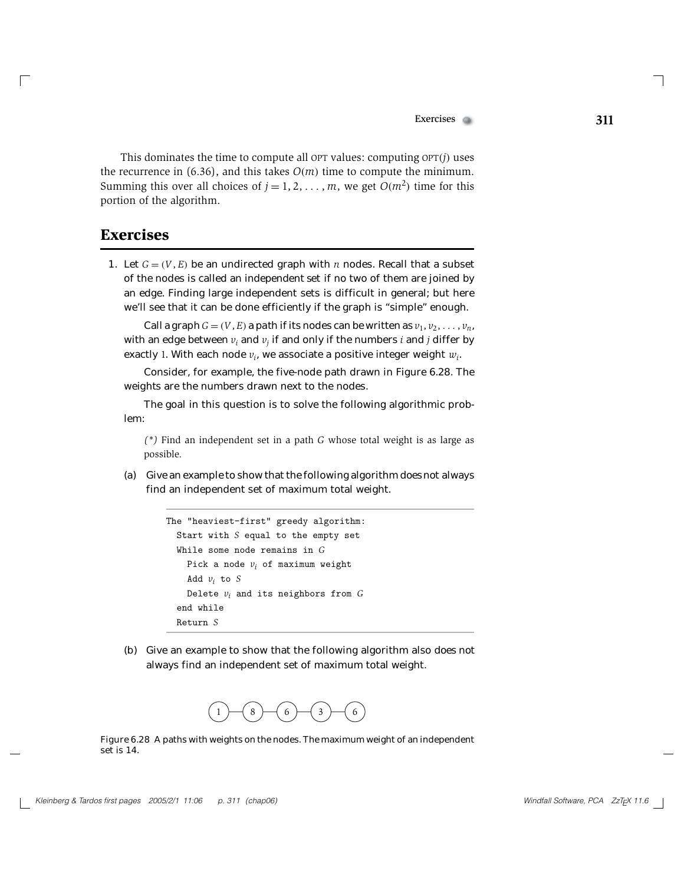This dominates the time to compute all OPT values: computing OPT($j$) uses the recurrence in (6.36), and this takes $O(m)$ time to compute the minimum. Summing this over all choices of $j = 1, 2, \ldots, m$, we get $O(m^2)$ time for this portion of the algorithm.

## Exercises

1. Let $G = (V, E)$ be an undirected graph with $n$ nodes. Recall that a subset of the nodes is called an independent set if no two of them are joined by an edge. Finding large independent sets is difficult in general; but here we'll see that it can be done efficiently if the graph is "simple" enough.

   Call a graph $G = (V, E)$ a path if its nodes can be written as $v_1, v_2, \ldots, v_n$, with an edge between $v_i$ and $v_j$ if and only if the numbers $i$ and $j$ differ by exactly 1. With each node $v_i$, we associate a positive integer weight $w_i$.

   Consider, for example, the five-node path drawn in Figure 6.28. The weights are the numbers drawn next to the nodes.

   The goal in this question is to solve the following algorithmic problem:

   *(\*)* Find an independent set in a path $G$ whose total weight is as large as possible.

   (a) Give an example to show that the following algorithm does not always find an independent set of maximum total weight.

```
The "heaviest-first" greedy algorithm:
  Start with S equal to the empty set
  While some node remains in G
    Pick a node v_i of maximum weight
    Add v_i to S
    Delete v_i and its neighbors from G
  end while
  Return S
```

   (b) Give an example to show that the following algorithm also does not always find an independent set of maximum total weight.

(1) — (8) — (6) — (3) — (6)

Figure 6.28 A paths with weights on the nodes. The maximum weight of an independent set is 14.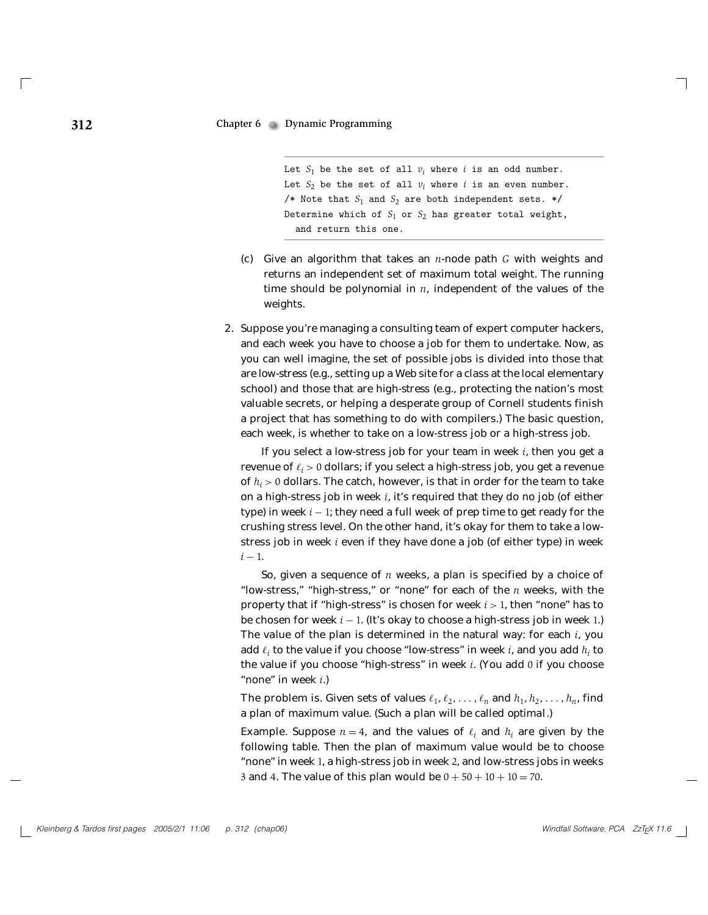```
Let S_1 be the set of all v_i where i is an odd number.
Let S_2 be the set of all v_i where i is an even number.
/* Note that S_1 and S_2 are both independent sets. */
Determine which of S_1 or S_2 has greater total weight,
  and return this one.
```

(c) Give an algorithm that takes an $n$-node path $G$ with weights and returns an independent set of maximum total weight. The running time should be polynomial in $n$, independent of the values of the weights.

2. Suppose you're managing a consulting team of expert computer hackers, and each week you have to choose a job for them to undertake. Now, as you can well imagine, the set of possible jobs is divided into those that are low-stress (e.g., setting up a Web site for a class at the local elementary school) and those that are high-stress (e.g., protecting the nation's most valuable secrets, or helping a desperate group of Cornell students finish a project that has something to do with compilers.) The basic question, each week, is whether to take on a low-stress job or a high-stress job.

   If you select a low-stress job for your team in week $i$, then you get a revenue of $\ell_i > 0$ dollars; if you select a high-stress job, you get a revenue of $h_i > 0$ dollars. The catch, however, is that in order for the team to take on a high-stress job in week $i$, it's required that they do no job (of either type) in week $i - 1$; they need a full week of prep time to get ready for the crushing stress level. On the other hand, it's okay for them to take a low-stress job in week $i$ even if they have done a job (of either type) in week $i - 1$.

   So, given a sequence of $n$ weeks, a plan is specified by a choice of "low-stress," "high-stress," or "none" for each of the $n$ weeks, with the property that if "high-stress" is chosen for week $i > 1$, then "none" has to be chosen for week $i - 1$. (It's okay to choose a high-stress job in week 1.) The value of the plan is determined in the natural way: for each $i$, you add $\ell_i$ to the value if you choose "low-stress" in week $i$, and you add $h_i$ to the value if you choose "high-stress" in week $i$. (You add 0 if you choose "none" in week $i$.)

   The problem is. Given sets of values $\ell_1, \ell_2, \ldots, \ell_n$ and $h_1, h_2, \ldots, h_n$, find a plan of maximum value. (Such a plan will be called optimal.)

   Example. Suppose $n = 4$, and the values of $\ell_i$ and $h_i$ are given by the following table. Then the plan of maximum value would be to choose "none" in week 1, a high-stress job in week 2, and low-stress jobs in weeks 3 and 4. The value of this plan would be $0 + 50 + 10 + 10 = 70$.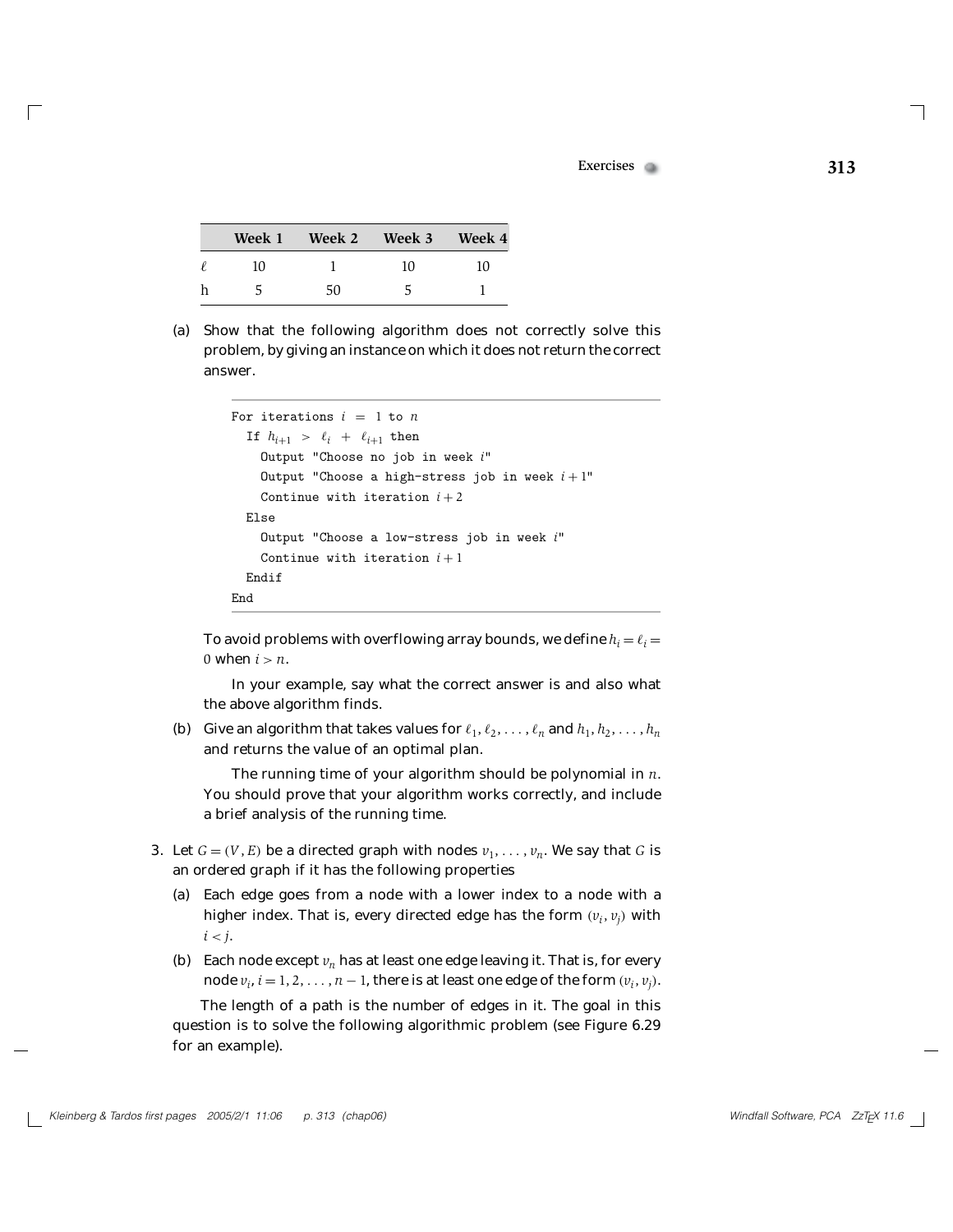|   | Week 1 | Week 2 | Week 3 | Week 4 |
|---|---|---|---|---|
| $\ell$ | 10 | 1 | 10 | 10 |
| h | 5 | 50 | 5 | 1 |

(a) Show that the following algorithm does not correctly solve this problem, by giving an instance on which it does not return the correct answer.

```
For iterations i = 1 to n
  If h_{i+1} > ℓ_i + ℓ_{i+1} then
    Output "Choose no job in week i"
    Output "Choose a high-stress job in week i+1"
    Continue with iteration i+2
  Else
    Output "Choose a low-stress job in week i"
    Continue with iteration i+1
  Endif
End
```

To avoid problems with overflowing array bounds, we define $h_i = \ell_i = 0$ when $i > n$.

In your example, say what the correct answer is and also what the above algorithm finds.

(b) Give an algorithm that takes values for $\ell_1, \ell_2, \ldots, \ell_n$ and $h_1, h_2, \ldots, h_n$ and returns the value of an optimal plan.

The running time of your algorithm should be polynomial in $n$. You should prove that your algorithm works correctly, and include a brief analysis of the running time.

3. Let $G = (V, E)$ be a directed graph with nodes $v_1, \ldots, v_n$. We say that $G$ is an *ordered graph* if it has the following properties

   (a) Each edge goes from a node with a lower index to a node with a higher index. That is, every directed edge has the form $(v_i, v_j)$ with $i < j$.

   (b) Each node except $v_n$ has at least one edge leaving it. That is, for every node $v_i$, $i = 1, 2, \ldots, n-1$, there is at least one edge of the form $(v_i, v_j)$.

   The length of a path is the number of edges in it. The goal in this question is to solve the following algorithmic problem (see Figure 6.29 for an example).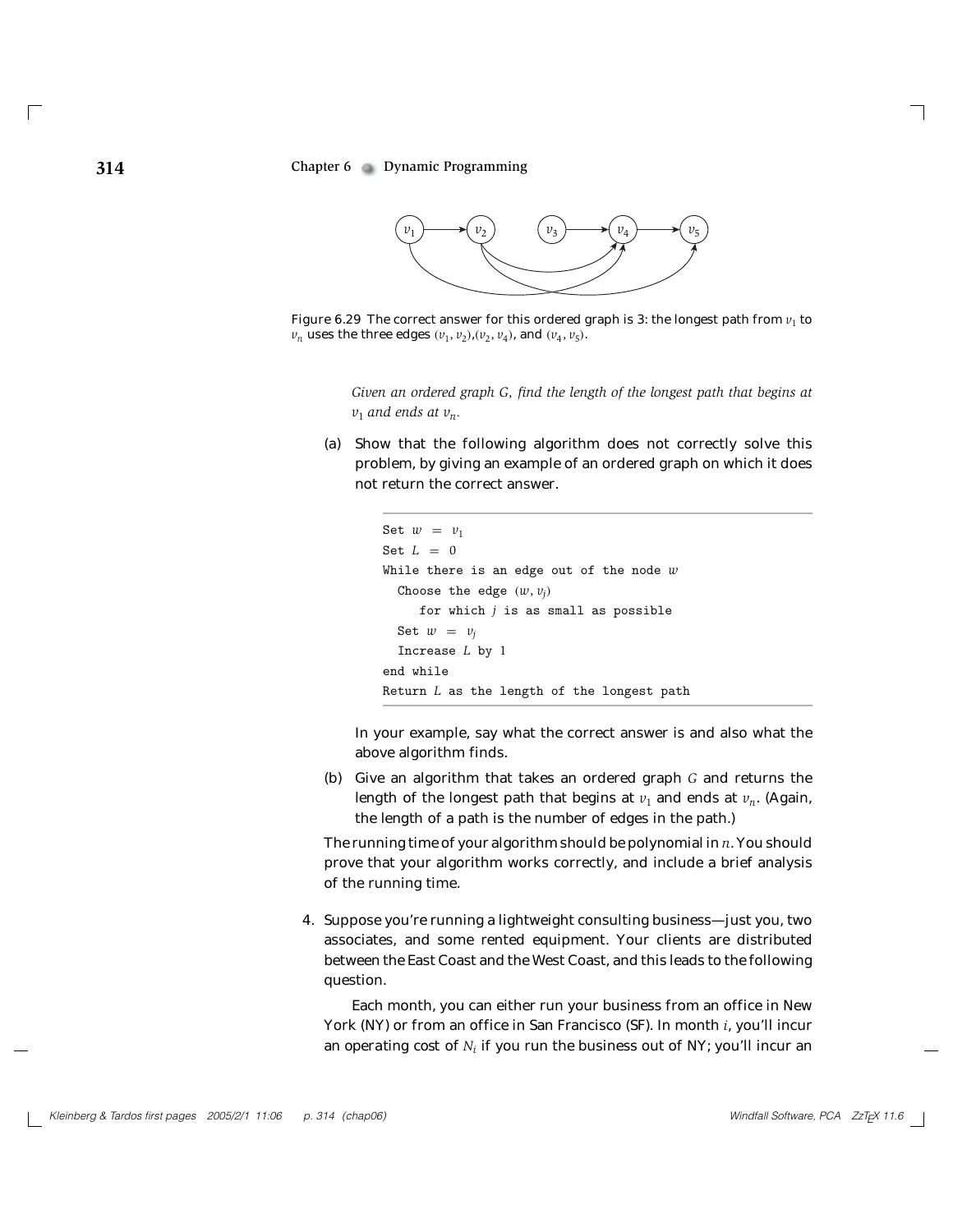Figure 6.29 The correct answer for this ordered graph is 3: the longest path from $v_1$ to $v_n$ uses the three edges $(v_1, v_2)$,$(v_2, v_4)$, and $(v_4, v_5)$.

*Given an ordered graph $G$, find the length of the longest path that begins at $v_1$ and ends at $v_n$.*

(a) Show that the following algorithm does not correctly solve this problem, by giving an example of an ordered graph on which it does not return the correct answer.

```
Set w = v_1
Set L = 0
While there is an edge out of the node w
  Choose the edge (w, v_j)
     for which j is as small as possible
  Set w = v_j
  Increase L by 1
end while
Return L as the length of the longest path
```

In your example, say what the correct answer is and also what the above algorithm finds.

(b) Give an algorithm that takes an ordered graph $G$ and returns the length of the longest path that begins at $v_1$ and ends at $v_n$. (Again, the length of a path is the number of edges in the path.)

The running time of your algorithm should be polynomial in $n$. You should prove that your algorithm works correctly, and include a brief analysis of the running time.

4. Suppose you're running a lightweight consulting business—just you, two associates, and some rented equipment. Your clients are distributed between the East Coast and the West Coast, and this leads to the following question.

Each month, you can either run your business from an office in New York (NY) or from an office in San Francisco (SF). In month $i$, you'll incur an operating cost of $N_i$ if you run the business out of NY; you'll incur an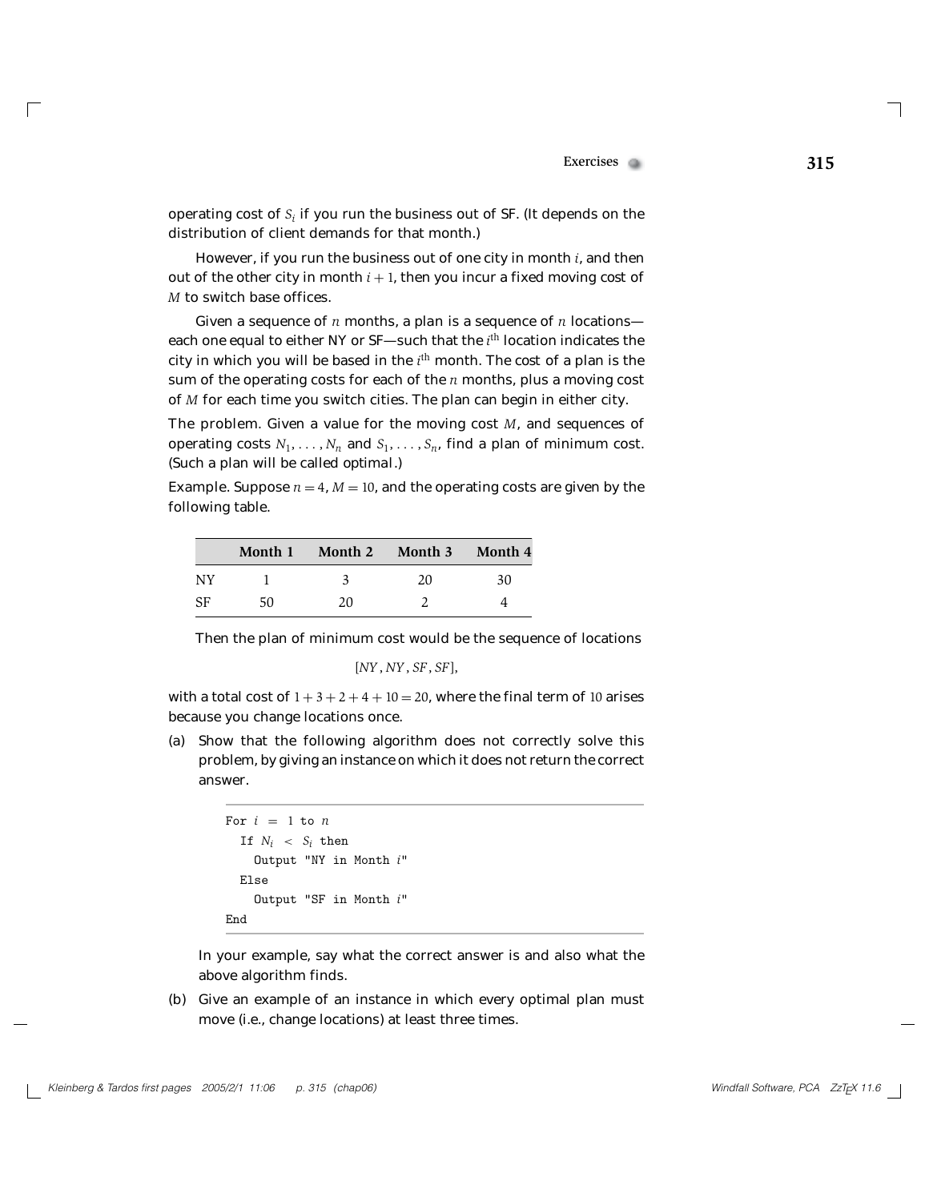operating cost of $S_i$ if you run the business out of SF. (It depends on the distribution of client demands for that month.)

However, if you run the business out of one city in month $i$, and then out of the other city in month $i + 1$, then you incur a fixed moving cost of $M$ to switch base offices.

Given a sequence of $n$ months, a plan is a sequence of $n$ locations—each one equal to either NY or SF—such that the $i^{\text{th}}$ location indicates the city in which you will be based in the $i^{\text{th}}$ month. The cost of a plan is the sum of the operating costs for each of the $n$ months, plus a moving cost of $M$ for each time you switch cities. The plan can begin in either city.

The problem. Given a value for the moving cost $M$, and sequences of operating costs $N_1, \ldots, N_n$ and $S_1, \ldots, S_n$, find a plan of minimum cost. (Such a plan will be called optimal.)

Example. Suppose $n = 4$, $M = 10$, and the operating costs are given by the following table.

| | **Month 1** | **Month 2** | **Month 3** | **Month 4** |
|---|---|---|---|---|
| NY | 1 | 3 | 20 | 30 |
| SF | 50 | 20 | 2 | 4 |

Then the plan of minimum cost would be the sequence of locations

$$[NY, NY, SF, SF],$$

with a total cost of $1 + 3 + 2 + 4 + 10 = 20$, where the final term of $10$ arises because you change locations once.

(a) Show that the following algorithm does not correctly solve this problem, by giving an instance on which it does not return the correct answer.

```
For i = 1 to n
  If N_i < S_i then
    Output "NY in Month i"
  Else
    Output "SF in Month i"
End
```

In your example, say what the correct answer is and also what the above algorithm finds.

(b) Give an example of an instance in which every optimal plan must move (i.e., change locations) at least three times.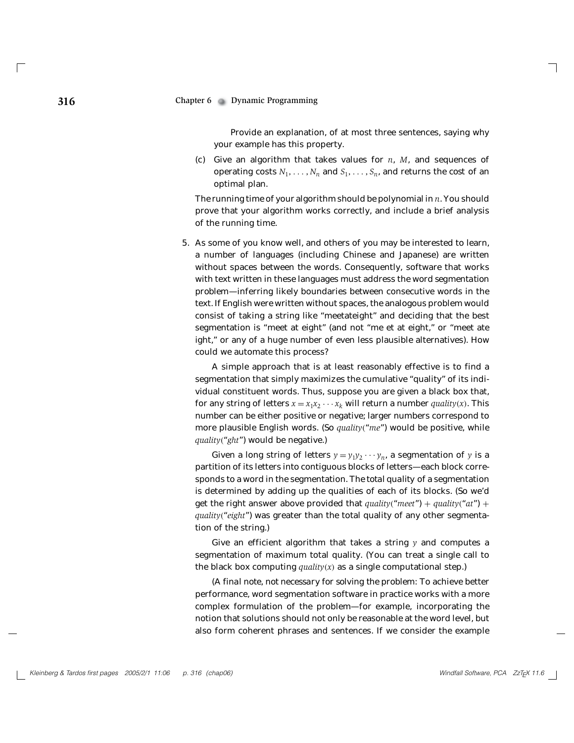Provide an explanation, of at most three sentences, saying why your example has this property.

(c) Give an algorithm that takes values for $n$, $M$, and sequences of operating costs $N_1, \ldots, N_n$ and $S_1, \ldots, S_n$, and returns the cost of an optimal plan.

The running time of your algorithm should be polynomial in $n$. You should prove that your algorithm works correctly, and include a brief analysis of the running time.

5. As some of you know well, and others of you may be interested to learn, a number of languages (including Chinese and Japanese) are written without spaces between the words. Consequently, software that works with text written in these languages must address the *word segmentation problem*—inferring likely boundaries between consecutive words in the text. If English were written without spaces, the analogous problem would consist of taking a string like "meetateight" and deciding that the best segmentation is "meet at eight" (and not "me et at eight," or "meet ate ight," or any of a huge number of even less plausible alternatives). How could we automate this process?

   A simple approach that is at least reasonably effective is to find a segmentation that simply maximizes the cumulative "quality" of its individual constituent words. Thus, suppose you are given a black box that, for any string of letters $x = x_1x_2 \cdots x_k$ will return a number $quality(x)$. This number can be either positive or negative; larger numbers correspond to more plausible English words. (So $quality(\text{"}me\text{"})$ would be positive, while $quality(\text{"}ght\text{"})$ would be negative.)

   Given a long string of letters $y = y_1y_2 \cdots y_n$, a segmentation of $y$ is a partition of its letters into contiguous blocks of letters—each block corresponds to a word in the segmentation. The *total quality* of a segmentation is determined by adding up the qualities of each of its blocks. (So we'd get the right answer above provided that $quality(\text{"}meet\text{"}) + quality(\text{"}at\text{"}) + quality(\text{"}eight\text{"})$ was greater than the total quality of any other segmentation of the string.)

   Give an efficient algorithm that takes a string $y$ and computes a segmentation of maximum total quality. (You can treat a single call to the black box computing $quality(x)$ as a single computational step.)

   (*A final note, not necessary for solving the problem:* To achieve better performance, word segmentation software in practice works with a more complex formulation of the problem—for example, incorporating the notion that solutions should not only be reasonable at the word level, but also form coherent phrases and sentences. If we consider the example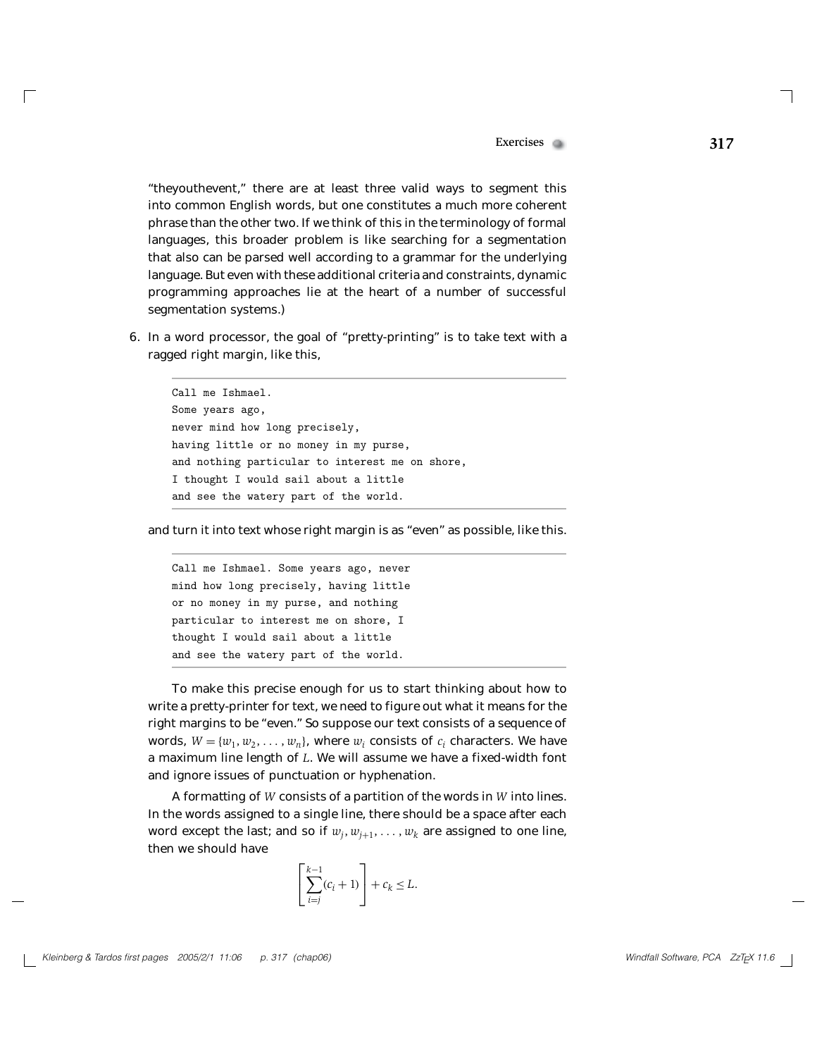"theyouthevent," there are at least three valid ways to segment this into common English words, but one constitutes a much more coherent phrase than the other two. If we think of this in the terminology of formal languages, this broader problem is like searching for a segmentation that also can be parsed well according to a grammar for the underlying language. But even with these additional criteria and constraints, dynamic programming approaches lie at the heart of a number of successful segmentation systems.)

6. In a word processor, the goal of "pretty-printing" is to take text with a ragged right margin, like this,

```
Call me Ishmael.
Some years ago,
never mind how long precisely,
having little or no money in my purse,
and nothing particular to interest me on shore,
I thought I would sail about a little
and see the watery part of the world.
```

and turn it into text whose right margin is as "even" as possible, like this.

```
Call me Ishmael. Some years ago, never
mind how long precisely, having little
or no money in my purse, and nothing
particular to interest me on shore, I
thought I would sail about a little
and see the watery part of the world.
```

To make this precise enough for us to start thinking about how to write a pretty-printer for text, we need to figure out what it means for the right margins to be "even." So suppose our text consists of a sequence of words, $W = \{w_1, w_2, \ldots, w_n\}$, where $w_i$ consists of $c_i$ characters. We have a maximum line length of $L$. We will assume we have a fixed-width font and ignore issues of punctuation or hyphenation.

A formatting of $W$ consists of a partition of the words in $W$ into lines. In the words assigned to a single line, there should be a space after each word except the last; and so if $w_j, w_{j+1}, \ldots, w_k$ are assigned to one line, then we should have

$$\left[\sum_{i=j}^{k-1}(c_i + 1)\right] + c_k \leq L.$$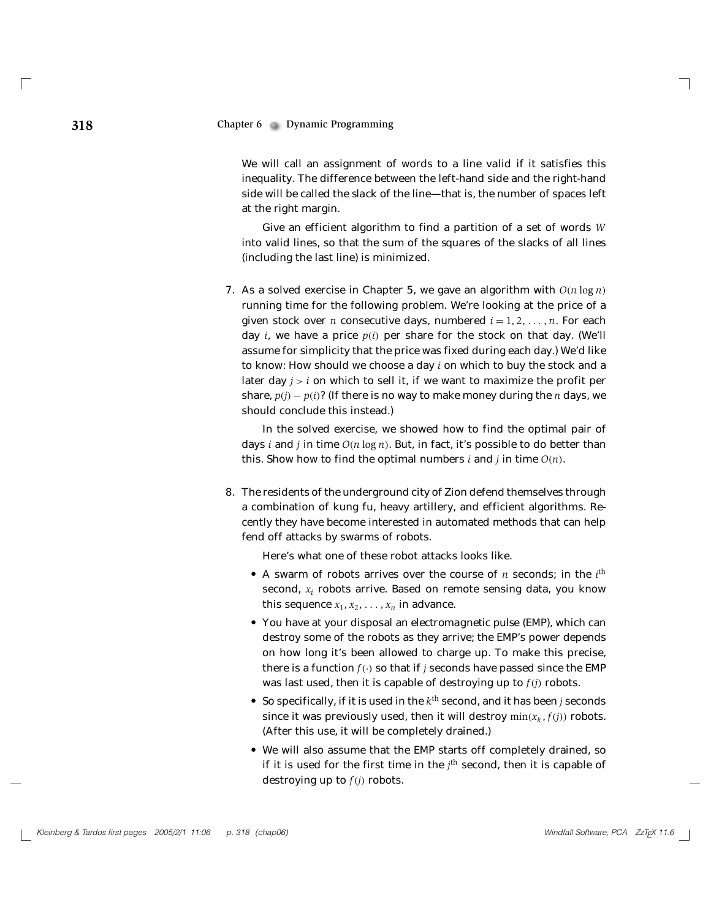We will call an assignment of words to a line valid if it satisfies this inequality. The difference between the left-hand side and the right-hand side will be called the slack of the line—that is, the number of spaces left at the right margin.

Give an efficient algorithm to find a partition of a set of words $W$ into valid lines, so that the sum of the squares of the slacks of all lines (including the last line) is minimized.

7. As a solved exercise in Chapter 5, we gave an algorithm with $O(n \log n)$ running time for the following problem. We're looking at the price of a given stock over $n$ consecutive days, numbered $i = 1, 2, \ldots, n$. For each day $i$, we have a price $p(i)$ per share for the stock on that day. (We'll assume for simplicity that the price was fixed during each day.) We'd like to know: How should we choose a day $i$ on which to buy the stock and a later day $j > i$ on which to sell it, if we want to maximize the profit per share, $p(j) - p(i)$? (If there is no way to make money during the $n$ days, we should conclude this instead.)

   In the solved exercise, we showed how to find the optimal pair of days $i$ and $j$ in time $O(n \log n)$. But, in fact, it's possible to do better than this. Show how to find the optimal numbers $i$ and $j$ in time $O(n)$.

8. The residents of the underground city of Zion defend themselves through a combination of kung fu, heavy artillery, and efficient algorithms. Recently they have become interested in automated methods that can help fend off attacks by swarms of robots.

   Here's what one of these robot attacks looks like.

   - A swarm of robots arrives over the course of $n$ seconds; in the $i^{\text{th}}$ second, $x_i$ robots arrive. Based on remote sensing data, you know this sequence $x_1, x_2, \ldots, x_n$ in advance.
   - You have at your disposal an electromagnetic pulse (EMP), which can destroy some of the robots as they arrive; the EMP's power depends on how long it's been allowed to charge up. To make this precise, there is a function $f(\cdot)$ so that if $j$ seconds have passed since the EMP was last used, then it is capable of destroying up to $f(j)$ robots.
   - So specifically, if it is used in the $k^{\text{th}}$ second, and it has been $j$ seconds since it was previously used, then it will destroy $\min(x_k, f(j))$ robots. (After this use, it will be completely drained.)
   - We will also assume that the EMP starts off completely drained, so if it is used for the first time in the $j^{\text{th}}$ second, then it is capable of destroying up to $f(j)$ robots.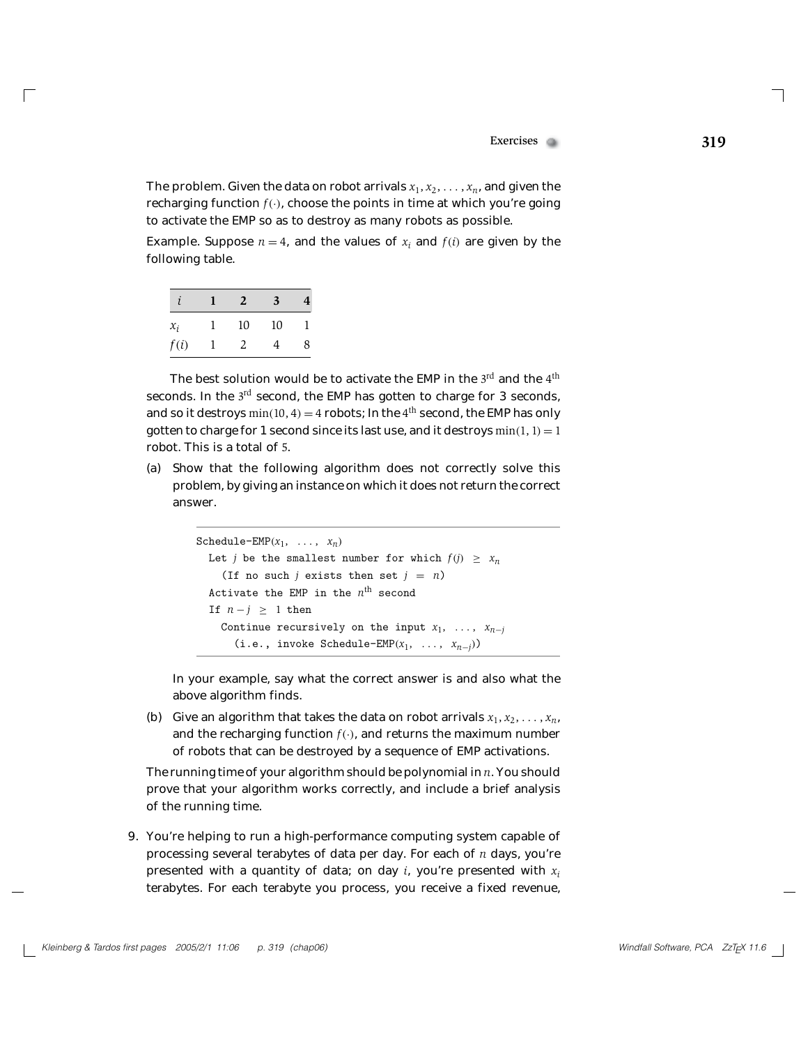*The problem.* Given the data on robot arrivals $x_1, x_2, \ldots, x_n$, and given the recharging function $f(\cdot)$, choose the points in time at which you're going to activate the EMP so as to destroy as many robots as possible.

*Example.* Suppose $n = 4$, and the values of $x_i$ and $f(i)$ are given by the following table.

| $i$ | 1 | 2 | 3 | 4 |
|---|---|---|---|---|
| $x_i$ | 1 | 10 | 10 | 1 |
| $f(i)$ | 1 | 2 | 4 | 8 |

The best solution would be to activate the EMP in the 3rd and the 4th seconds. In the 3rd second, the EMP has gotten to charge for 3 seconds, and so it destroys $\min(10, 4) = 4$ robots; In the 4th second, the EMP has only gotten to charge for 1 second since its last use, and it destroys $\min(1, 1) = 1$ robot. This is a total of 5.

(a) Show that the following algorithm does not correctly solve this problem, by giving an instance on which it does not return the correct answer.

```
Schedule-EMP(x_1, ..., x_n)
  Let j be the smallest number for which f(j) ≥ x_n
    (If no such j exists then set j = n)
  Activate the EMP in the n^th second
  If n − j ≥ 1 then
    Continue recursively on the input x_1, ..., x_{n−j}
      (i.e., invoke Schedule-EMP(x_1, ..., x_{n−j}))
```

In your example, say what the correct answer is and also what the above algorithm finds.

(b) Give an algorithm that takes the data on robot arrivals $x_1, x_2, \ldots, x_n$, and the recharging function $f(\cdot)$, and returns the maximum number of robots that can be destroyed by a sequence of EMP activations.

The running time of your algorithm should be polynomial in $n$. You should prove that your algorithm works correctly, and include a brief analysis of the running time.

9. You're helping to run a high-performance computing system capable of processing several terabytes of data per day. For each of $n$ days, you're presented with a quantity of data; on day $i$, you're presented with $x_i$ terabytes. For each terabyte you process, you receive a fixed revenue,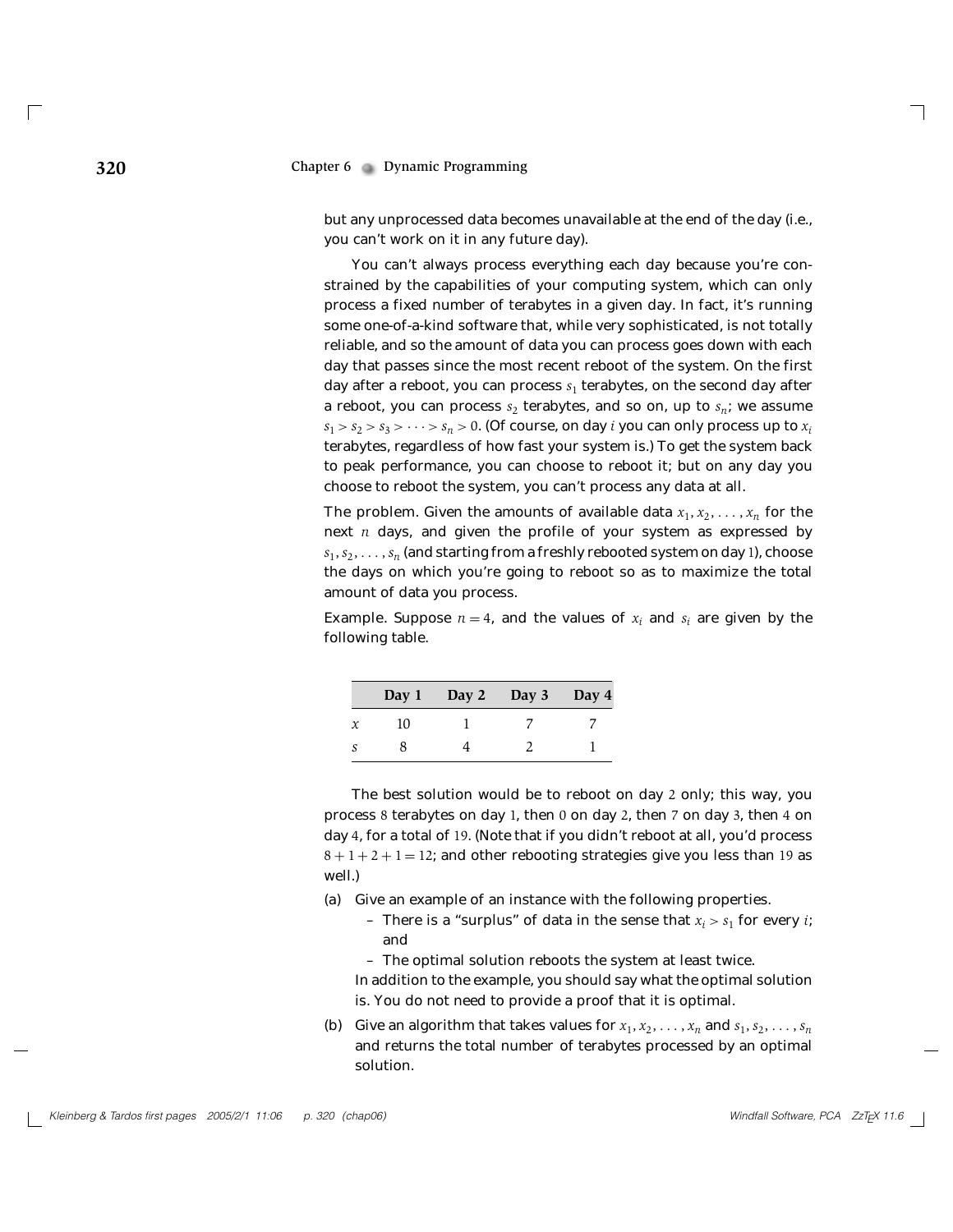but any unprocessed data becomes unavailable at the end of the day (i.e., you can't work on it in any future day).

You can't always process everything each day because you're constrained by the capabilities of your computing system, which can only process a fixed number of terabytes in a given day. In fact, it's running some one-of-a-kind software that, while very sophisticated, is not totally reliable, and so the amount of data you can process goes down with each day that passes since the most recent reboot of the system. On the first day after a reboot, you can process $s_1$ terabytes, on the second day after a reboot, you can process $s_2$ terabytes, and so on, up to $s_n$; we assume $s_1 > s_2 > s_3 > \cdots > s_n > 0$. (Of course, on day $i$ you can only process up to $x_i$ terabytes, regardless of how fast your system is.) To get the system back to peak performance, you can choose to reboot it; but on any day you choose to reboot the system, you can't process any data at all.

The problem. Given the amounts of available data $x_1, x_2, \ldots, x_n$ for the next $n$ days, and given the profile of your system as expressed by $s_1, s_2, \ldots, s_n$ (and starting from a freshly rebooted system on day 1), choose the days on which you're going to reboot so as to maximize the total amount of data you process.

Example. Suppose $n = 4$, and the values of $x_i$ and $s_i$ are given by the following table.

| | Day 1 | Day 2 | Day 3 | Day 4 |
|---|---|---|---|---|
| $x$ | 10 | 1 | 7 | 7 |
| $s$ | 8 | 4 | 2 | 1 |

The best solution would be to reboot on day 2 only; this way, you process 8 terabytes on day 1, then 0 on day 2, then 7 on day 3, then 4 on day 4, for a total of 19. (Note that if you didn't reboot at all, you'd process $8 + 1 + 2 + 1 = 12$; and other rebooting strategies give you less than 19 as well.)

(a) Give an example of an instance with the following properties.

- There is a "surplus" of data in the sense that $x_i > s_1$ for every $i$; and
- The optimal solution reboots the system at least twice.

In addition to the example, you should say what the optimal solution is. You do not need to provide a proof that it is optimal.

(b) Give an algorithm that takes values for $x_1, x_2, \ldots, x_n$ and $s_1, s_2, \ldots, s_n$ and returns the total number of terabytes processed by an optimal solution.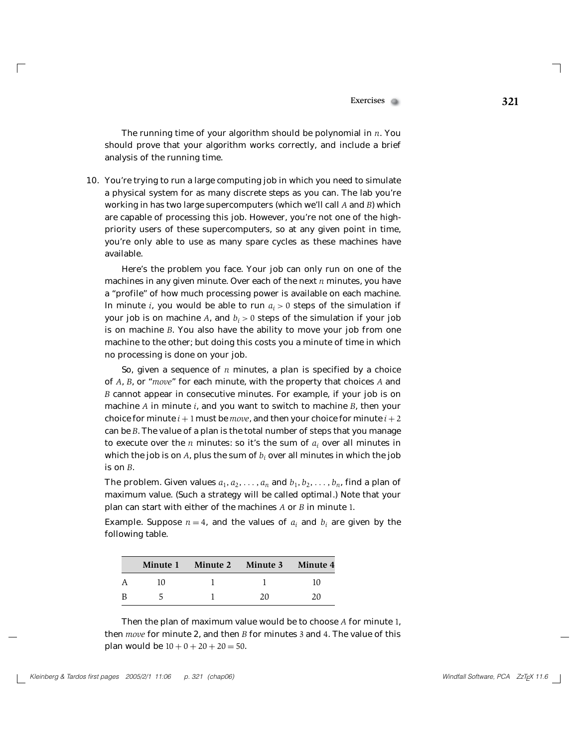The running time of your algorithm should be polynomial in $n$. You should prove that your algorithm works correctly, and include a brief analysis of the running time.

10. You're trying to run a large computing job in which you need to simulate a physical system for as many discrete steps as you can. The lab you're working in has two large supercomputers (which we'll call $A$ and $B$) which are capable of processing this job. However, you're not one of the high-priority users of these supercomputers, so at any given point in time, you're only able to use as many spare cycles as these machines have available.

    Here's the problem you face. Your job can only run on one of the machines in any given minute. Over each of the next $n$ minutes, you have a "profile" of how much processing power is available on each machine. In minute $i$, you would be able to run $a_i > 0$ steps of the simulation if your job is on machine $A$, and $b_i > 0$ steps of the simulation if your job is on machine $B$. You also have the ability to move your job from one machine to the other; but doing this costs you a minute of time in which no processing is done on your job.

    So, given a sequence of $n$ minutes, a plan is specified by a choice of $A$, $B$, or "*move*" for each minute, with the property that choices $A$ and $B$ cannot appear in consecutive minutes. For example, if your job is on machine $A$ in minute $i$, and you want to switch to machine $B$, then your choice for minute $i+1$ must be *move*, and then your choice for minute $i+2$ can be $B$. The value of a plan is the total number of steps that you manage to execute over the $n$ minutes: so it's the sum of $a_i$ over all minutes in which the job is on $A$, plus the sum of $b_i$ over all minutes in which the job is on $B$.

    *The problem.* Given values $a_1, a_2, \ldots, a_n$ and $b_1, b_2, \ldots, b_n$, find a plan of maximum value. (Such a strategy will be called *optimal*.) Note that your plan can start with either of the machines $A$ or $B$ in minute 1.

    *Example.* Suppose $n = 4$, and the values of $a_i$ and $b_i$ are given by the following table.

    | | Minute 1 | Minute 2 | Minute 3 | Minute 4 |
    |---|---|---|---|---|
    | A | 10 | 1 | 1 | 10 |
    | B | 5 | 1 | 20 | 20 |

    Then the plan of maximum value would be to choose $A$ for minute 1, then *move* for minute 2, and then $B$ for minutes 3 and 4. The value of this plan would be $10 + 0 + 20 + 20 = 50$.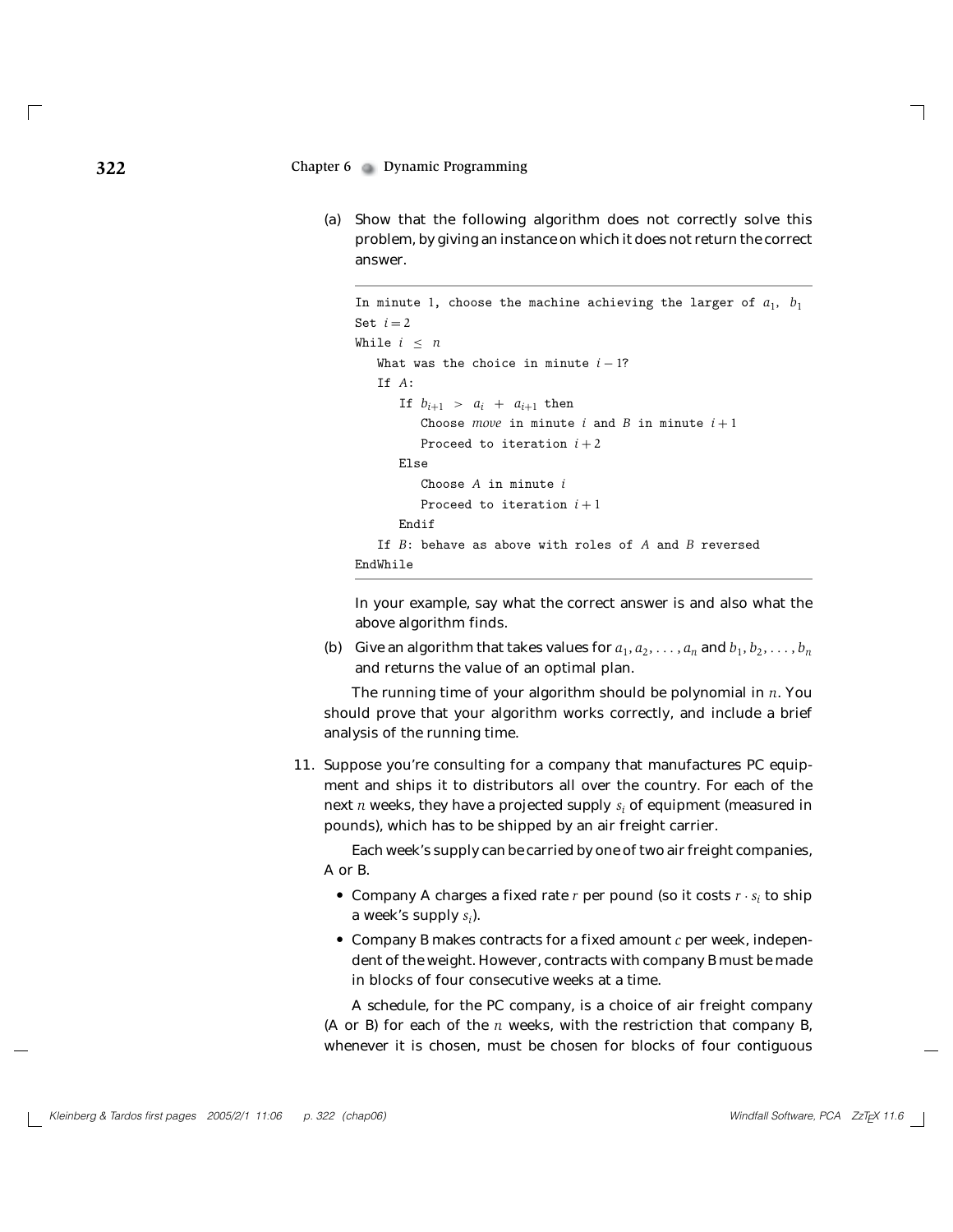(a) Show that the following algorithm does not correctly solve this problem, by giving an instance on which it does not return the correct answer.

```
In minute 1, choose the machine achieving the larger of a_1, b_1
Set i = 2
While i ≤ n
   What was the choice in minute i − 1?
   If A:
      If b_{i+1} > a_i + a_{i+1} then
         Choose move in minute i and B in minute i + 1
         Proceed to iteration i + 2
      Else
         Choose A in minute i
         Proceed to iteration i + 1
      Endif
   If B: behave as above with roles of A and B reversed
EndWhile
```

In your example, say what the correct answer is and also what the above algorithm finds.

(b) Give an algorithm that takes values for $a_1, a_2, \ldots, a_n$ and $b_1, b_2, \ldots, b_n$ and returns the value of an optimal plan.

The running time of your algorithm should be polynomial in $n$. You should prove that your algorithm works correctly, and include a brief analysis of the running time.

11. Suppose you're consulting for a company that manufactures PC equipment and ships it to distributors all over the country. For each of the next $n$ weeks, they have a projected supply $s_i$ of equipment (measured in pounds), which has to be shipped by an air freight carrier.

Each week's supply can be carried by one of two air freight companies, A or B.

- Company A charges a fixed rate $r$ per pound (so it costs $r \cdot s_i$ to ship a week's supply $s_i$).
- Company B makes contracts for a fixed amount $c$ per week, independent of the weight. However, contracts with company B must be made in blocks of four consecutive weeks at a time.

A schedule, for the PC company, is a choice of air freight company (A or B) for each of the $n$ weeks, with the restriction that company B, whenever it is chosen, must be chosen for blocks of four contiguous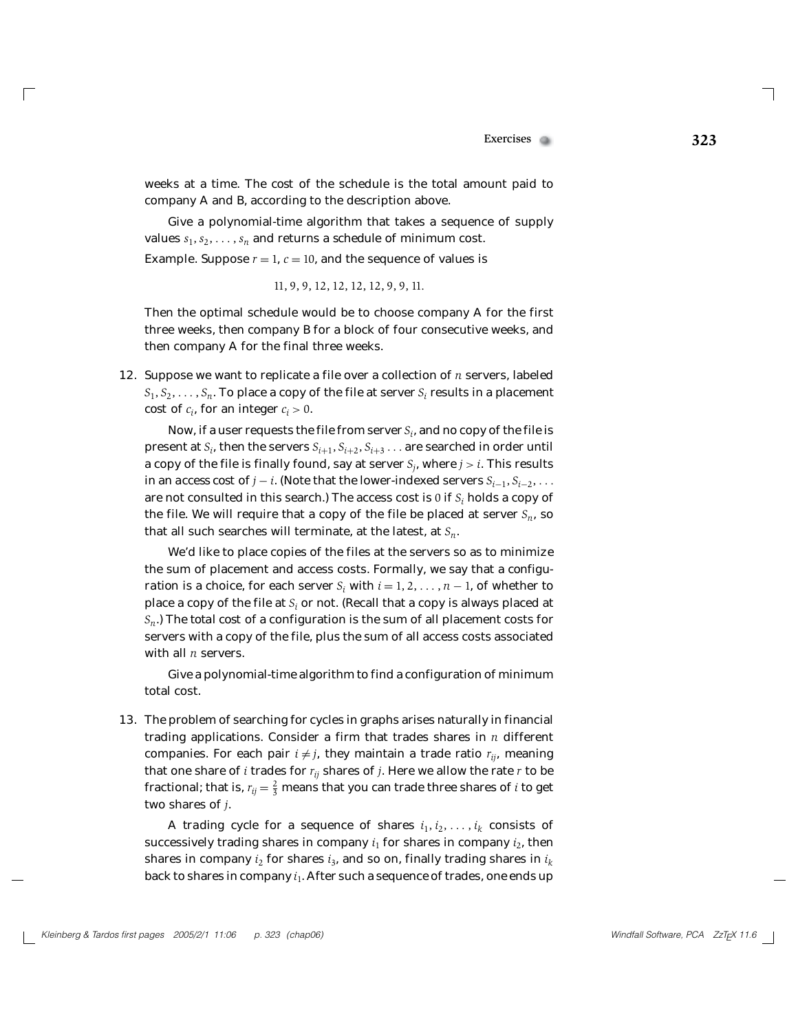weeks at a time. The cost of the schedule is the total amount paid to company A and B, according to the description above.

Give a polynomial-time algorithm that takes a sequence of supply values $s_1, s_2, \ldots, s_n$ and returns a schedule of minimum cost.

*Example.* Suppose $r = 1$, $c = 10$, and the sequence of values is

$$11, 9, 9, 12, 12, 12, 12, 9, 9, 11.$$

Then the optimal schedule would be to choose company A for the first three weeks, then company B for a block of four consecutive weeks, and then company A for the final three weeks.

12. Suppose we want to replicate a file over a collection of $n$ servers, labeled $S_1, S_2, \ldots, S_n$. To place a copy of the file at server $S_i$ results in a *placement cost* of $c_i$, for an integer $c_i > 0$.

    Now, if a user requests the file from server $S_i$, and no copy of the file is present at $S_i$, then the servers $S_{i+1}, S_{i+2}, S_{i+3} \ldots$ are searched in order until a copy of the file is finally found, say at server $S_j$, where $j > i$. This results in an *access cost* of $j - i$. (Note that the lower-indexed servers $S_{i-1}, S_{i-2}, \ldots$ are not consulted in this search.) The access cost is $0$ if $S_i$ holds a copy of the file. We will require that a copy of the file be placed at server $S_n$, so that all such searches will terminate, at the latest, at $S_n$.

    We'd like to place copies of the files at the servers so as to minimize the sum of placement and access costs. Formally, we say that a *configuration* is a choice, for each server $S_i$ with $i = 1, 2, \ldots, n - 1$, of whether to place a copy of the file at $S_i$ or not. (Recall that a copy is always placed at $S_n$.) The *total cost* of a configuration is the sum of all placement costs for servers with a copy of the file, plus the sum of all access costs associated with all $n$ servers.

    Give a polynomial-time algorithm to find a configuration of minimum total cost.

13. The problem of searching for cycles in graphs arises naturally in financial trading applications. Consider a firm that trades shares in $n$ different companies. For each pair $i \neq j$, they maintain a trade ratio $r_{ij}$, meaning that one share of $i$ trades for $r_{ij}$ shares of $j$. Here we allow the rate $r$ to be fractional; that is, $r_{ij} = \frac{2}{3}$ means that you can trade three shares of $i$ to get two shares of $j$.

    A *trading cycle* for a sequence of shares $i_1, i_2, \ldots, i_k$ consists of successively trading shares in company $i_1$ for shares in company $i_2$, then shares in company $i_2$ for shares $i_3$, and so on, finally trading shares in $i_k$ back to shares in company $i_1$. After such a sequence of trades, one ends up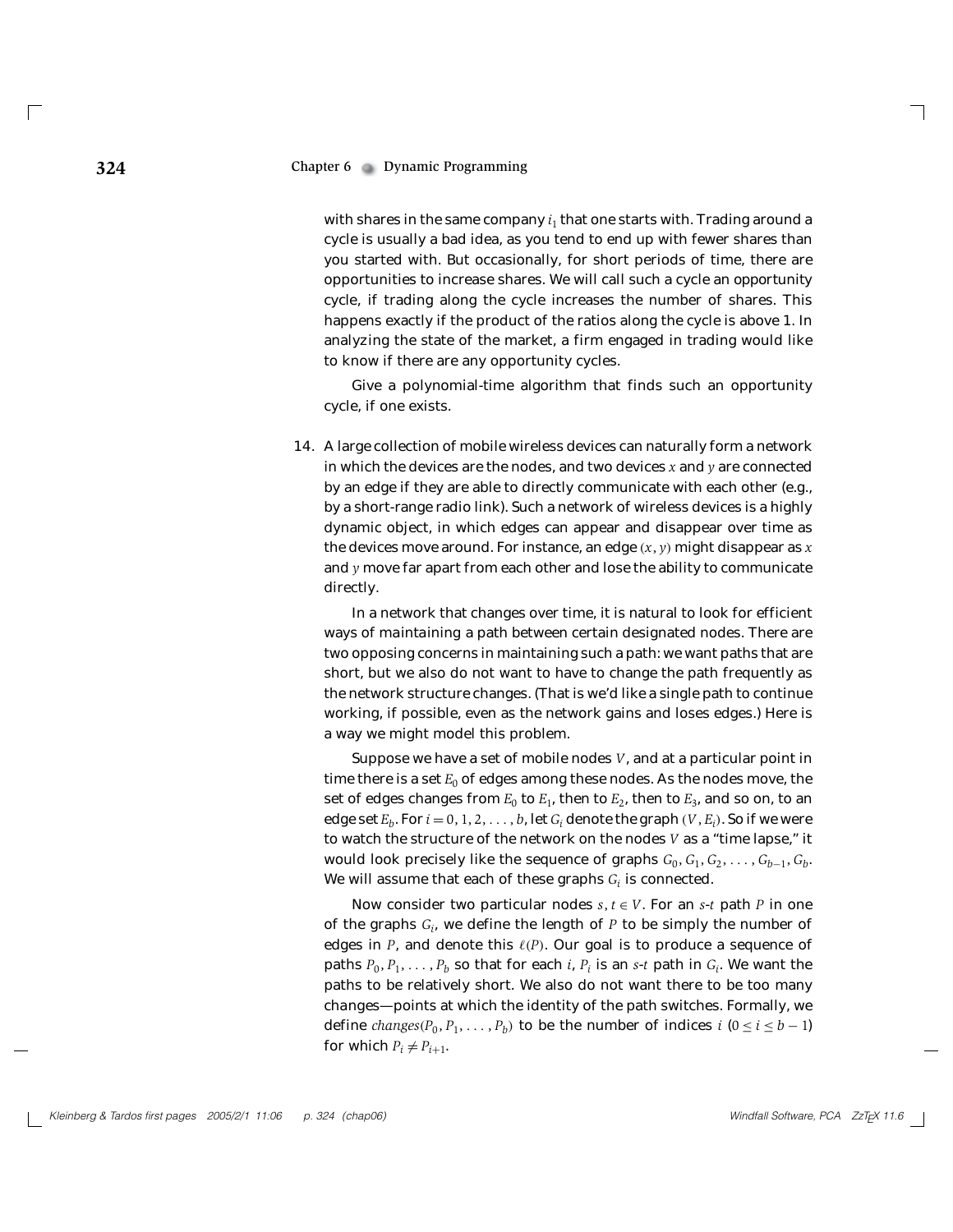with shares in the same company $i_1$ that one starts with. Trading around a cycle is usually a bad idea, as you tend to end up with fewer shares than you started with. But occasionally, for short periods of time, there are opportunities to increase shares. We will call such a cycle an opportunity cycle, if trading along the cycle increases the number of shares. This happens exactly if the product of the ratios along the cycle is above 1. In analyzing the state of the market, a firm engaged in trading would like to know if there are any opportunity cycles.

Give a polynomial-time algorithm that finds such an opportunity cycle, if one exists.

14. A large collection of mobile wireless devices can naturally form a network in which the devices are the nodes, and two devices $x$ and $y$ are connected by an edge if they are able to directly communicate with each other (e.g., by a short-range radio link). Such a network of wireless devices is a highly dynamic object, in which edges can appear and disappear over time as the devices move around. For instance, an edge $(x, y)$ might disappear as $x$ and $y$ move far apart from each other and lose the ability to communicate directly.

    In a network that changes over time, it is natural to look for efficient ways of maintaining a path between certain designated nodes. There are two opposing concerns in maintaining such a path: we want paths that are short, but we also do not want to have to change the path frequently as the network structure changes. (That is we'd like a single path to continue working, if possible, even as the network gains and loses edges.) Here is a way we might model this problem.

    Suppose we have a set of mobile nodes $V$, and at a particular point in time there is a set $E_0$ of edges among these nodes. As the nodes move, the set of edges changes from $E_0$ to $E_1$, then to $E_2$, then to $E_3$, and so on, to an edge set $E_b$. For $i = 0, 1, 2, \ldots, b$, let $G_i$ denote the graph $(V, E_i)$. So if we were to watch the structure of the network on the nodes $V$ as a "time lapse," it would look precisely like the sequence of graphs $G_0, G_1, G_2, \ldots, G_{b-1}, G_b$. We will assume that each of these graphs $G_i$ is connected.

    Now consider two particular nodes $s, t \in V$. For an $s$-$t$ path $P$ in one of the graphs $G_i$, we define the length of $P$ to be simply the number of edges in $P$, and denote this $\ell(P)$. Our goal is to produce a sequence of paths $P_0, P_1, \ldots, P_b$ so that for each $i$, $P_i$ is an $s$-$t$ path in $G_i$. We want the paths to be relatively short. We also do not want there to be too many changes—points at which the identity of the path switches. Formally, we define $changes(P_0, P_1, \ldots, P_b)$ to be the number of indices $i$ $(0 \leq i \leq b-1)$ for which $P_i \neq P_{i+1}$.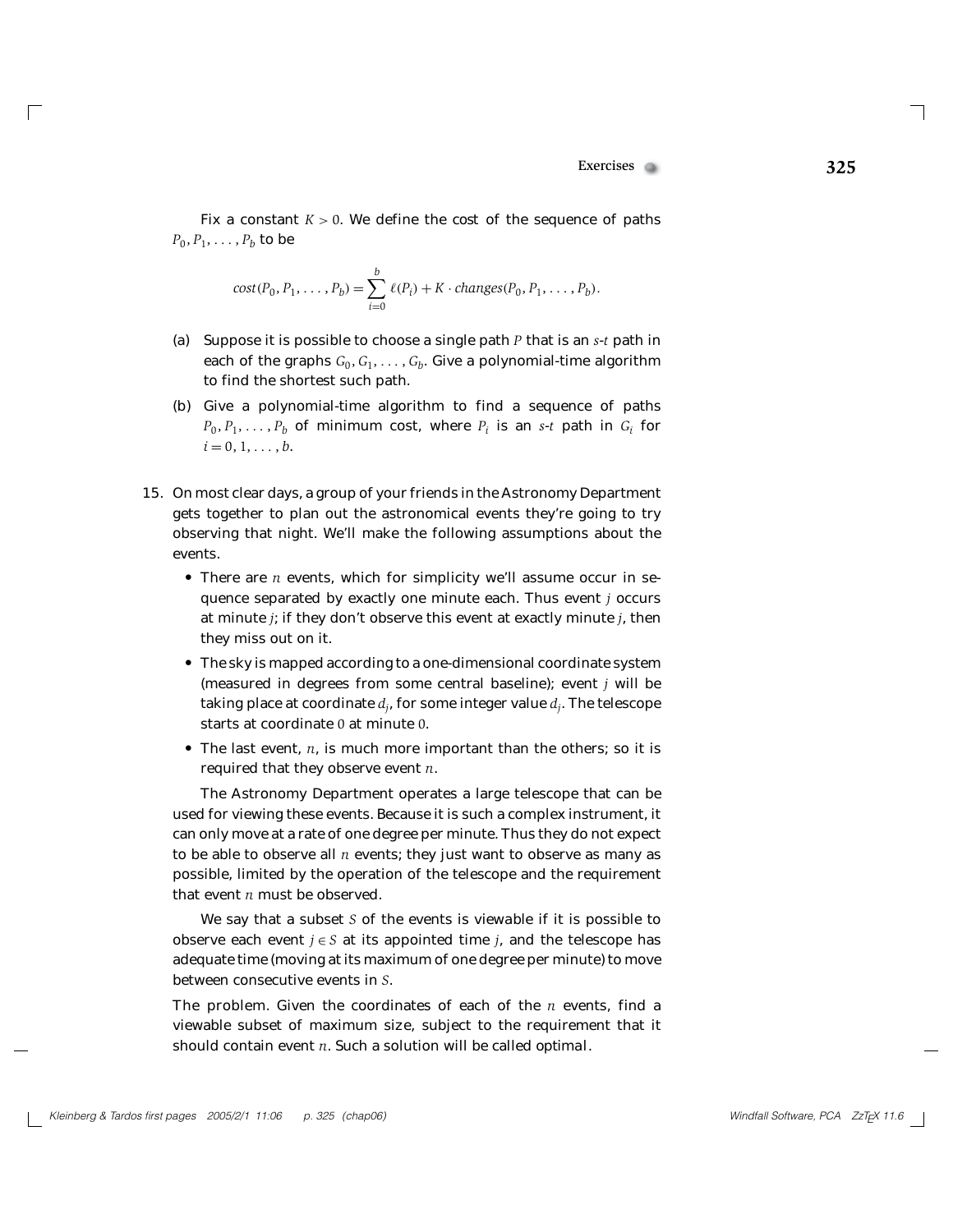Fix a constant $K > 0$. We define the cost of the sequence of paths $P_0, P_1, \ldots, P_b$ to be

$$cost(P_0, P_1, \ldots, P_b) = \sum_{i=0}^{b} \ell(P_i) + K \cdot changes(P_0, P_1, \ldots, P_b).$$

(a) Suppose it is possible to choose a single path $P$ that is an $s$-$t$ path in each of the graphs $G_0, G_1, \ldots, G_b$. Give a polynomial-time algorithm to find the shortest such path.

(b) Give a polynomial-time algorithm to find a sequence of paths $P_0, P_1, \ldots, P_b$ of minimum cost, where $P_i$ is an $s$-$t$ path in $G_i$ for $i = 0, 1, \ldots, b$.

15. On most clear days, a group of your friends in the Astronomy Department gets together to plan out the astronomical events they're going to try observing that night. We'll make the following assumptions about the events.

   - There are $n$ events, which for simplicity we'll assume occur in sequence separated by exactly one minute each. Thus event $j$ occurs at minute $j$; if they don't observe this event at exactly minute $j$, then they miss out on it.
   - The sky is mapped according to a one-dimensional coordinate system (measured in degrees from some central baseline); event $j$ will be taking place at coordinate $d_j$, for some integer value $d_j$. The telescope starts at coordinate $0$ at minute $0$.
   - The last event, $n$, is much more important than the others; so it is required that they observe event $n$.

   The Astronomy Department operates a large telescope that can be used for viewing these events. Because it is such a complex instrument, it can only move at a rate of one degree per minute. Thus they do not expect to be able to observe all $n$ events; they just want to observe as many as possible, limited by the operation of the telescope and the requirement that event $n$ must be observed.

   We say that a subset $S$ of the events is *viewable* if it is possible to observe each event $j \in S$ at its appointed time $j$, and the telescope has adequate time (moving at its maximum of one degree per minute) to move between consecutive events in $S$.

   *The problem.* Given the coordinates of each of the $n$ events, find a viewable subset of maximum size, subject to the requirement that it should contain event $n$. Such a solution will be called *optimal*.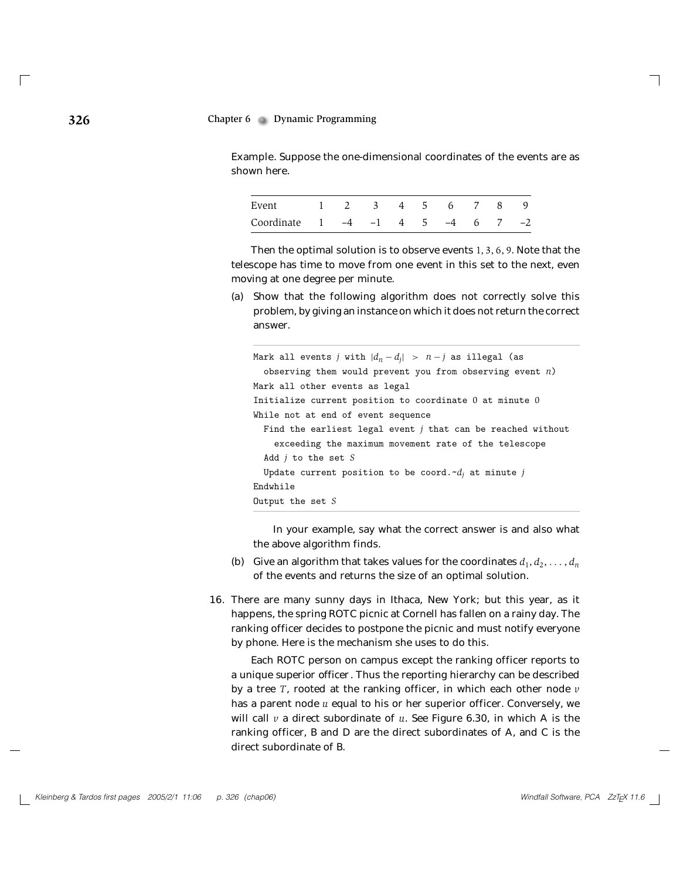Example. Suppose the one-dimensional coordinates of the events are as shown here.

| Event | 1 | 2 | 3 | 4 | 5 | 6 | 7 | 8 | 9 |
|---|---|---|---|---|---|---|---|---|---|
| Coordinate | 1 | –4 | –1 | 4 | 5 | –4 | 6 | 7 | –2 |

Then the optimal solution is to observe events $1, 3, 6, 9$. Note that the telescope has time to move from one event in this set to the next, even moving at one degree per minute.

(a) Show that the following algorithm does not correctly solve this problem, by giving an instance on which it does not return the correct answer.

```
Mark all events j with |d_n − d_j| > n − j as illegal (as
  observing them would prevent you from observing event n)
Mark all other events as legal
Initialize current position to coordinate 0 at minute 0
While not at end of event sequence
  Find the earliest legal event j that can be reached without
    exceeding the maximum movement rate of the telescope
  Add j to the set S
  Update current position to be coord.~d_j at minute j
Endwhile
Output the set S
```

In your example, say what the correct answer is and also what the above algorithm finds.

(b) Give an algorithm that takes values for the coordinates $d_1, d_2, \ldots, d_n$ of the events and returns the size of an optimal solution.

16. There are many sunny days in Ithaca, New York; but this year, as it happens, the spring ROTC picnic at Cornell has fallen on a rainy day. The ranking officer decides to postpone the picnic and must notify everyone by phone. Here is the mechanism she uses to do this.

Each ROTC person on campus except the ranking officer reports to a unique superior officer. Thus the reporting hierarchy can be described by a tree $T$, rooted at the ranking officer, in which each other node $v$ has a parent node $u$ equal to his or her superior officer. Conversely, we will call $v$ a direct subordinate of $u$. See Figure 6.30, in which A is the ranking officer, B and D are the direct subordinates of A, and C is the direct subordinate of B.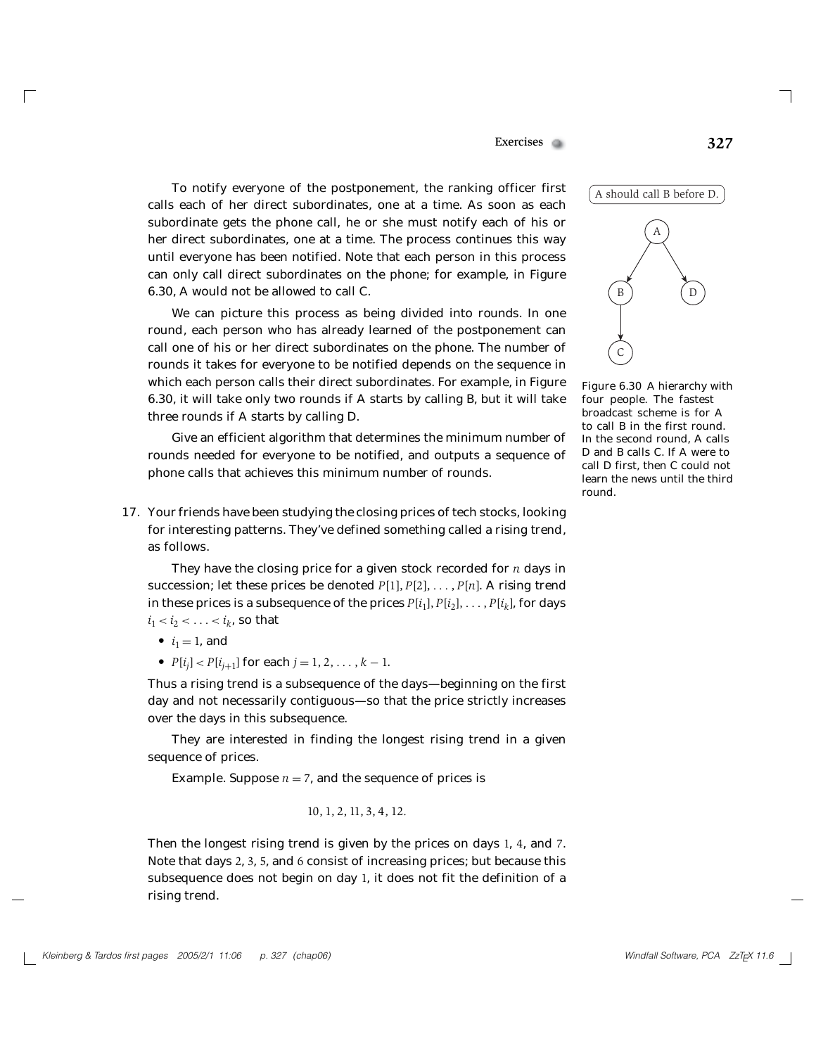To notify everyone of the postponement, the ranking officer first calls each of her direct subordinates, one at a time. As soon as each subordinate gets the phone call, he or she must notify each of his or her direct subordinates, one at a time. The process continues this way until everyone has been notified. Note that each person in this process can only call direct subordinates on the phone; for example, in Figure 6.30, A would not be allowed to call C.

We can picture this process as being divided into rounds. In one round, each person who has already learned of the postponement can call one of his or her direct subordinates on the phone. The number of rounds it takes for everyone to be notified depends on the sequence in which each person calls their direct subordinates. For example, in Figure 6.30, it will take only two rounds if A starts by calling B, but it will take three rounds if A starts by calling D.

Give an efficient algorithm that determines the minimum number of rounds needed for everyone to be notified, and outputs a sequence of phone calls that achieves this minimum number of rounds.

A should call B before D.

Figure 6.30 A hierarchy with four people. The fastest broadcast scheme is for A to call B in the first round. In the second round, A calls D and B calls C. If A were to call D first, then C could not learn the news until the third round.

17. Your friends have been studying the closing prices of tech stocks, looking for interesting patterns. They've defined something called a rising trend, as follows.

    They have the closing price for a given stock recorded for $n$ days in succession; let these prices be denoted $P[1], P[2], \ldots, P[n]$. A rising trend in these prices is a subsequence of the prices $P[i_1], P[i_2], \ldots, P[i_k]$, for days $i_1 < i_2 < \ldots < i_k$, so that

    - $i_1 = 1$, and
    - $P[i_j] < P[i_{j+1}]$ for each $j = 1, 2, \ldots, k-1$.

    Thus a rising trend is a subsequence of the days—beginning on the first day and not necessarily contiguous—so that the price strictly increases over the days in this subsequence.

    They are interested in finding the longest rising trend in a given sequence of prices.

    Example. Suppose $n = 7$, and the sequence of prices is

    $$10, 1, 2, 11, 3, 4, 12.$$

    Then the longest rising trend is given by the prices on days 1, 4, and 7. Note that days 2, 3, 5, and 6 consist of increasing prices; but because this subsequence does not begin on day 1, it does not fit the definition of a rising trend.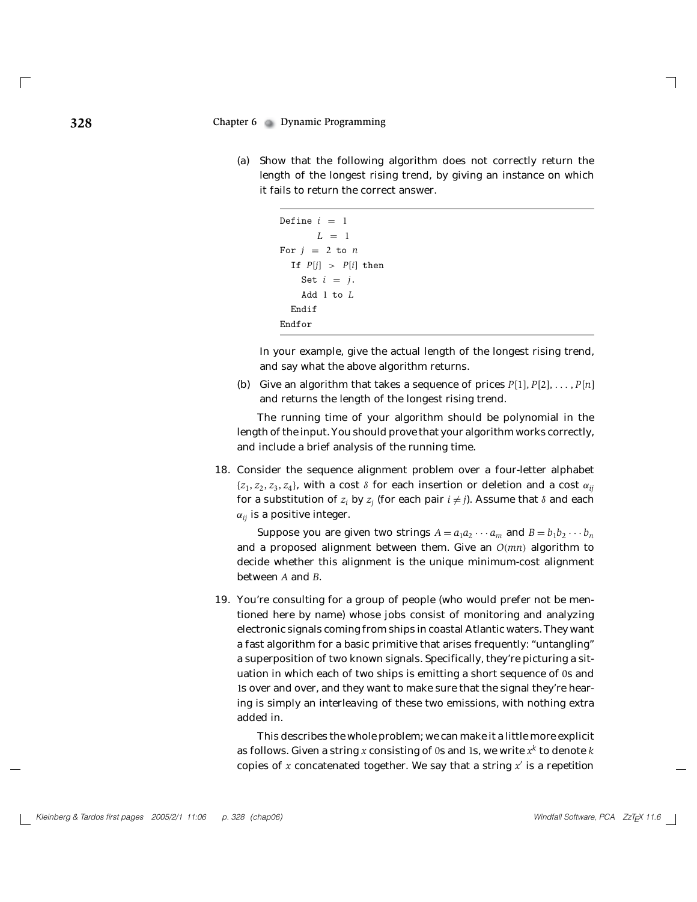(a) Show that the following algorithm does not correctly return the length of the longest rising trend, by giving an instance on which it fails to return the correct answer.

```
Define i = 1
       L = 1
For j = 2 to n
  If P[j] > P[i] then
    Set i = j.
    Add 1 to L
  Endif
Endfor
```

In your example, give the actual length of the longest rising trend, and say what the above algorithm returns.

(b) Give an algorithm that takes a sequence of prices $P[1], P[2], \ldots, P[n]$ and returns the length of the longest rising trend.

The running time of your algorithm should be polynomial in the length of the input. You should prove that your algorithm works correctly, and include a brief analysis of the running time.

18. Consider the sequence alignment problem over a four-letter alphabet $\{z_1, z_2, z_3, z_4\}$, with a cost $\delta$ for each insertion or deletion and a cost $\alpha_{ij}$ for a substitution of $z_i$ by $z_j$ (for each pair $i \neq j$). Assume that $\delta$ and each $\alpha_{ij}$ is a positive integer.

    Suppose you are given two strings $A = a_1 a_2 \cdots a_m$ and $B = b_1 b_2 \cdots b_n$ and a proposed alignment between them. Give an $O(mn)$ algorithm to decide whether this alignment is the unique minimum-cost alignment between $A$ and $B$.

19. You're consulting for a group of people (who would prefer not be mentioned here by name) whose jobs consist of monitoring and analyzing electronic signals coming from ships in coastal Atlantic waters. They want a fast algorithm for a basic primitive that arises frequently: "untangling" a superposition of two known signals. Specifically, they're picturing a situation in which each of two ships is emitting a short sequence of 0s and 1s over and over, and they want to make sure that the signal they're hearing is simply an interleaving of these two emissions, with nothing extra added in.

    This describes the whole problem; we can make it a little more explicit as follows. Given a string $x$ consisting of 0s and 1s, we write $x^k$ to denote $k$ copies of $x$ concatenated together. We say that a string $x'$ is a repetition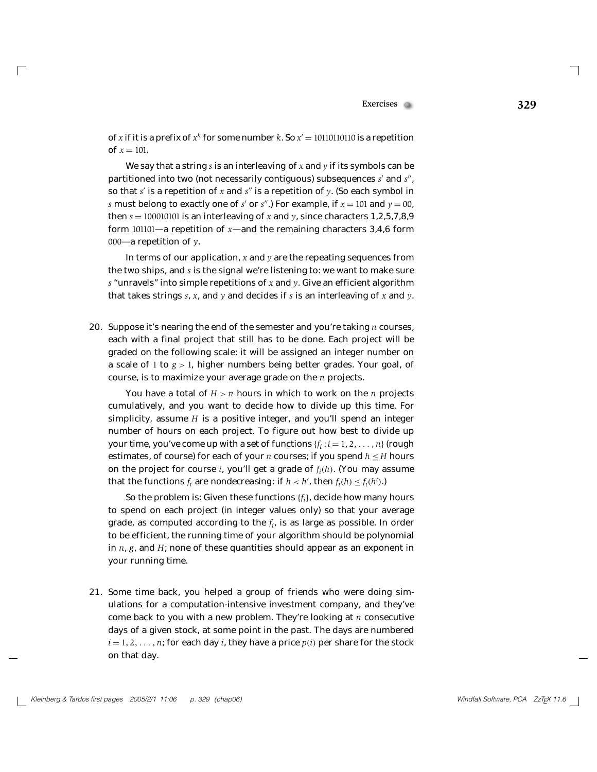of $x$ if it is a prefix of $x^k$ for some number $k$. So $x' = 10110110110$ is a repetition of $x = 101$.

We say that a string $s$ is an interleaving of $x$ and $y$ if its symbols can be partitioned into two (not necessarily contiguous) subsequences $s'$ and $s''$, so that $s'$ is a repetition of $x$ and $s''$ is a repetition of $y$. (So each symbol in $s$ must belong to exactly one of $s'$ or $s''$.) For example, if $x = 101$ and $y = 00$, then $s = 100010101$ is an interleaving of $x$ and $y$, since characters 1,2,5,7,8,9 form 101101—a repetition of $x$—and the remaining characters 3,4,6 form 000—a repetition of $y$.

In terms of our application, $x$ and $y$ are the repeating sequences from the two ships, and $s$ is the signal we're listening to: we want to make sure $s$ "unravels" into simple repetitions of $x$ and $y$. Give an efficient algorithm that takes strings $s$, $x$, and $y$ and decides if $s$ is an interleaving of $x$ and $y$.

20. Suppose it's nearing the end of the semester and you're taking $n$ courses, each with a final project that still has to be done. Each project will be graded on the following scale: it will be assigned an integer number on a scale of 1 to $g > 1$, higher numbers being better grades. Your goal, of course, is to maximize your average grade on the $n$ projects.

    You have a total of $H > n$ hours in which to work on the $n$ projects cumulatively, and you want to decide how to divide up this time. For simplicity, assume $H$ is a positive integer, and you'll spend an integer number of hours on each project. To figure out how best to divide up your time, you've come up with a set of functions $\{f_i : i = 1, 2, \ldots, n\}$ (rough estimates, of course) for each of your $n$ courses; if you spend $h \le H$ hours on the project for course $i$, you'll get a grade of $f_i(h)$. (You may assume that the functions $f_i$ are nondecreasing: if $h < h'$, then $f_i(h) \le f_i(h')$.)

    So the problem is: Given these functions $\{f_i\}$, decide how many hours to spend on each project (in integer values only) so that your average grade, as computed according to the $f_i$, is as large as possible. In order to be efficient, the running time of your algorithm should be polynomial in $n$, $g$, and $H$; none of these quantities should appear as an exponent in your running time.

21. Some time back, you helped a group of friends who were doing simulations for a computation-intensive investment company, and they've come back to you with a new problem. They're looking at $n$ consecutive days of a given stock, at some point in the past. The days are numbered $i = 1, 2, \ldots, n$; for each day $i$, they have a price $p(i)$ per share for the stock on that day.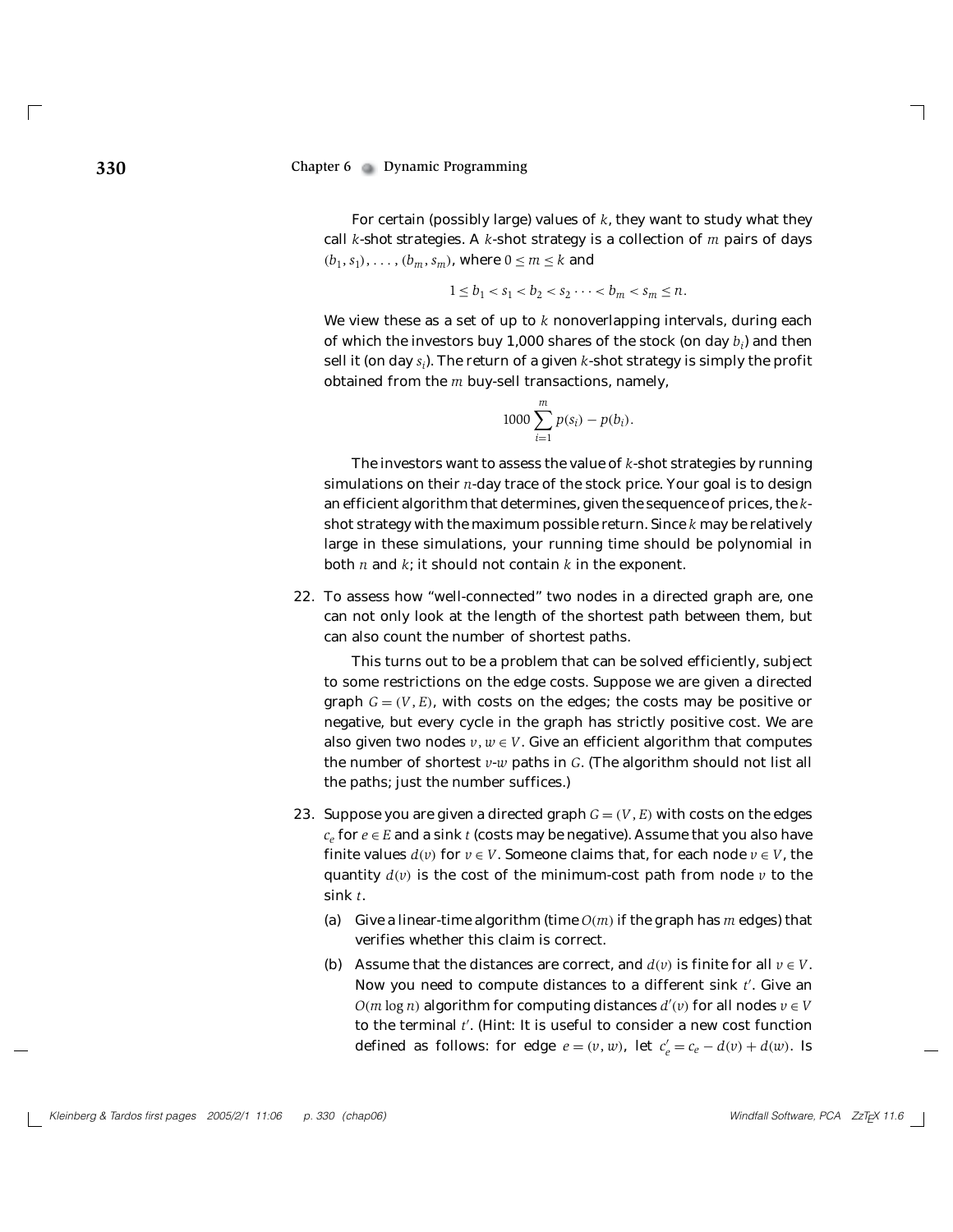For certain (possibly large) values of $k$, they want to study what they call $k$-shot strategies. A $k$-shot strategy is a collection of $m$ pairs of days $(b_1, s_1), \ldots, (b_m, s_m)$, where $0 \leq m \leq k$ and

$$1 \leq b_1 < s_1 < b_2 < s_2 \cdots < b_m < s_m \leq n.$$

We view these as a set of up to $k$ nonoverlapping intervals, during each of which the investors buy 1,000 shares of the stock (on day $b_i$) and then sell it (on day $s_i$). The return of a given $k$-shot strategy is simply the profit obtained from the $m$ buy-sell transactions, namely,

$$1000 \sum_{i=1}^{m} p(s_i) - p(b_i).$$

The investors want to assess the value of $k$-shot strategies by running simulations on their $n$-day trace of the stock price. Your goal is to design an efficient algorithm that determines, given the sequence of prices, the $k$-shot strategy with the maximum possible return. Since $k$ may be relatively large in these simulations, your running time should be polynomial in both $n$ and $k$; it should not contain $k$ in the exponent.

22. To assess how "well-connected" two nodes in a directed graph are, one can not only look at the length of the shortest path between them, but can also count the number of shortest paths.

    This turns out to be a problem that can be solved efficiently, subject to some restrictions on the edge costs. Suppose we are given a directed graph $G = (V, E)$, with costs on the edges; the costs may be positive or negative, but every cycle in the graph has strictly positive cost. We are also given two nodes $v, w \in V$. Give an efficient algorithm that computes the number of shortest $v$-$w$ paths in $G$. (The algorithm should not list all the paths; just the number suffices.)

23. Suppose you are given a directed graph $G = (V, E)$ with costs on the edges $c_e$ for $e \in E$ and a sink $t$ (costs may be negative). Assume that you also have finite values $d(v)$ for $v \in V$. Someone claims that, for each node $v \in V$, the quantity $d(v)$ is the cost of the minimum-cost path from node $v$ to the sink $t$.

    (a) Give a linear-time algorithm (time $O(m)$ if the graph has $m$ edges) that verifies whether this claim is correct.

    (b) Assume that the distances are correct, and $d(v)$ is finite for all $v \in V$. Now you need to compute distances to a different sink $t'$. Give an $O(m \log n)$ algorithm for computing distances $d'(v)$ for all nodes $v \in V$ to the terminal $t'$. (Hint: It is useful to consider a new cost function defined as follows: for edge $e = (v, w)$, let $c'_e = c_e - d(v) + d(w)$. Is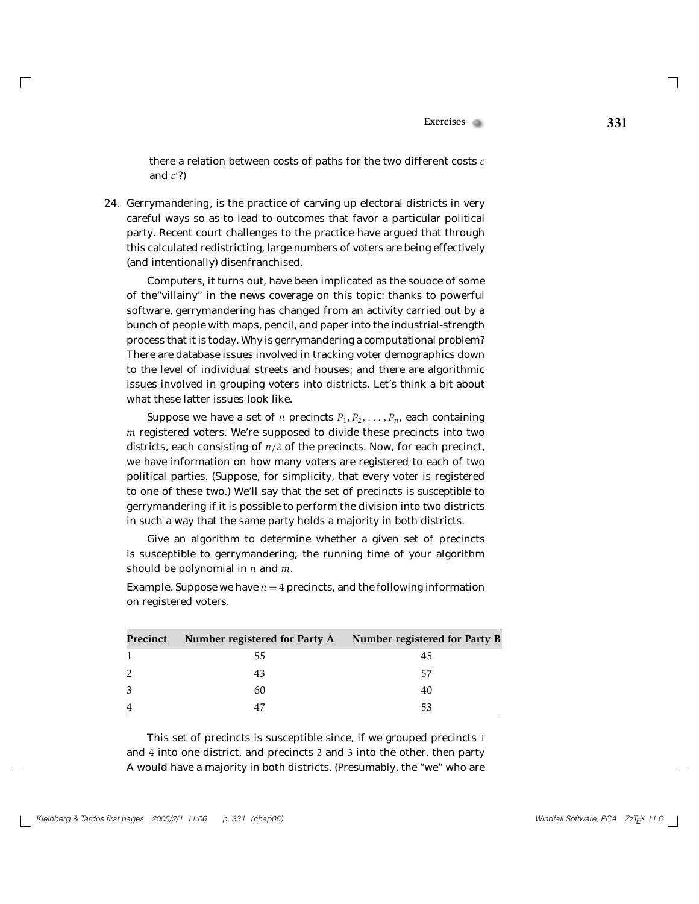there a relation between costs of paths for the two different costs $c$ and $c'$?)

24. *Gerrymandering*, is the practice of carving up electoral districts in very careful ways so as to lead to outcomes that favor a particular political party. Recent court challenges to the practice have argued that through this calculated redistricting, large numbers of voters are being effectively (and intentionally) disenfranchised.

    Computers, it turns out, have been implicated as the souoce of some of the"villainy" in the news coverage on this topic: thanks to powerful software, gerrymandering has changed from an activity carried out by a bunch of people with maps, pencil, and paper into the industrial-strength process that it is today. Why is gerrymandering a computational problem? There are database issues involved in tracking voter demographics down to the level of individual streets and houses; and there are algorithmic issues involved in grouping voters into districts. Let's think a bit about what these latter issues look like.

    Suppose we have a set of $n$ *precincts* $P_1, P_2, \ldots, P_n$, each containing $m$ registered voters. We're supposed to divide these precincts into two *districts*, each consisting of $n/2$ of the precincts. Now, for each precinct, we have information on how many voters are registered to each of two political parties. (Suppose, for simplicity, that every voter is registered to one of these two.) We'll say that the set of precincts is *susceptible* to gerrymandering if it is possible to perform the division into two districts in such a way that the same party holds a majority in both districts.

    Give an algorithm to determine whether a given set of precincts is susceptible to gerrymandering; the running time of your algorithm should be polynomial in $n$ and $m$.

    *Example*. Suppose we have $n = 4$ precincts, and the following information on registered voters.

| Precinct | Number registered for Party A | Number registered for Party B |
|---|---|---|
| 1 | 55 | 45 |
| 2 | 43 | 57 |
| 3 | 60 | 40 |
| 4 | 47 | 53 |

    This set of precincts is susceptible since, if we grouped precincts 1 and 4 into one district, and precincts 2 and 3 into the other, then party A would have a majority in both districts. (Presumably, the "we" who are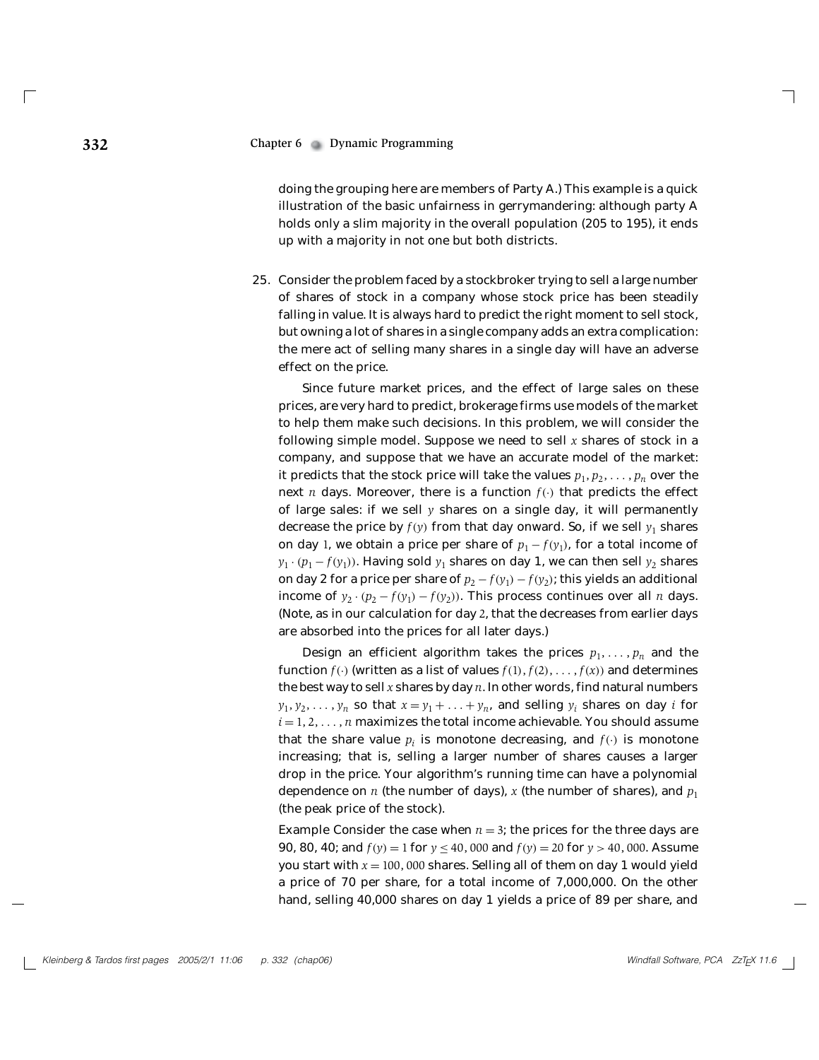doing the grouping here are members of Party A.) This example is a quick illustration of the basic unfairness in gerrymandering: although party A holds only a slim majority in the overall population (205 to 195), it ends up with a majority in not one but both districts.

25. Consider the problem faced by a stockbroker trying to sell a large number of shares of stock in a company whose stock price has been steadily falling in value. It is always hard to predict the right moment to sell stock, but owning a lot of shares in a single company adds an extra complication: the mere act of selling many shares in a single day will have an adverse effect on the price.

    Since future market prices, and the effect of large sales on these prices, are very hard to predict, brokerage firms use models of the market to help them make such decisions. In this problem, we will consider the following simple model. Suppose we need to sell $x$ shares of stock in a company, and suppose that we have an accurate model of the market: it predicts that the stock price will take the values $p_1, p_2, \ldots, p_n$ over the next $n$ days. Moreover, there is a function $f(\cdot)$ that predicts the effect of large sales: if we sell $y$ shares on a single day, it will permanently decrease the price by $f(y)$ from that day onward. So, if we sell $y_1$ shares on day 1, we obtain a price per share of $p_1 - f(y_1)$, for a total income of $y_1 \cdot (p_1 - f(y_1))$. Having sold $y_1$ shares on day 1, we can then sell $y_2$ shares on day 2 for a price per share of $p_2 - f(y_1) - f(y_2)$; this yields an additional income of $y_2 \cdot (p_2 - f(y_1) - f(y_2))$. This process continues over all $n$ days. (Note, as in our calculation for day 2, that the decreases from earlier days are absorbed into the prices for all later days.)

    Design an efficient algorithm takes the prices $p_1, \ldots, p_n$ and the function $f(\cdot)$ (written as a list of values $f(1), f(2), \ldots, f(x)$) and determines the best way to sell $x$ shares by day $n$. In other words, find natural numbers $y_1, y_2, \ldots, y_n$ so that $x = y_1 + \ldots + y_n$, and selling $y_i$ shares on day $i$ for $i = 1, 2, \ldots, n$ maximizes the total income achievable. You should assume that the share value $p_i$ is monotone decreasing, and $f(\cdot)$ is monotone increasing; that is, selling a larger number of shares causes a larger drop in the price. Your algorithm's running time can have a polynomial dependence on $n$ (the number of days), $x$ (the number of shares), and $p_1$ (the peak price of the stock).

    Example Consider the case when $n = 3$; the prices for the three days are 90, 80, 40; and $f(y) = 1$ for $y \leq 40,000$ and $f(y) = 20$ for $y > 40,000$. Assume you start with $x = 100,000$ shares. Selling all of them on day 1 would yield a price of 70 per share, for a total income of 7,000,000. On the other hand, selling 40,000 shares on day 1 yields a price of 89 per share, and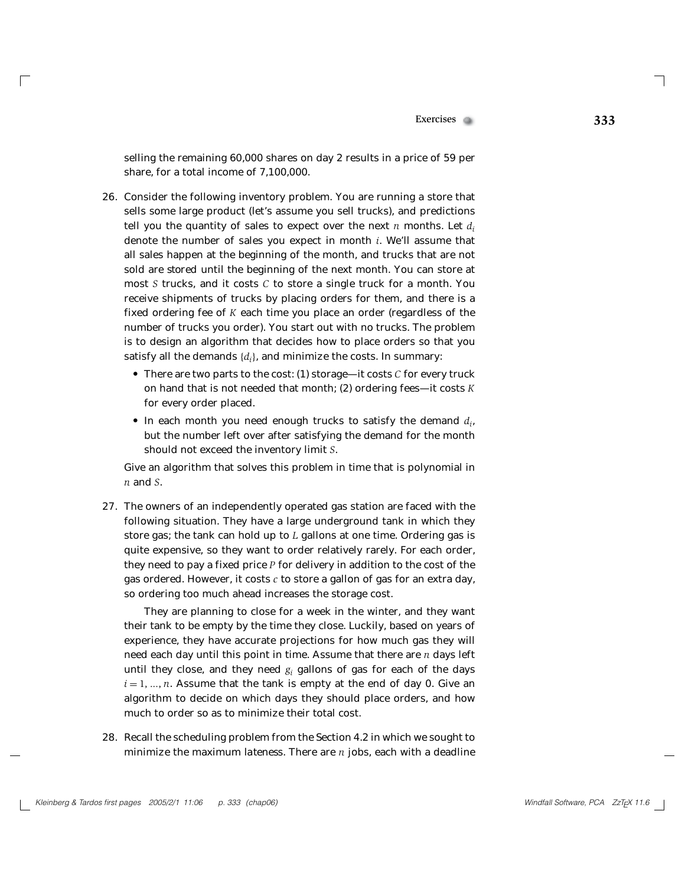selling the remaining 60,000 shares on day 2 results in a price of 59 per share, for a total income of 7,100,000.

26. Consider the following inventory problem. You are running a store that sells some large product (let's assume you sell trucks), and predictions tell you the quantity of sales to expect over the next $n$ months. Let $d_i$ denote the number of sales you expect in month $i$. We'll assume that all sales happen at the beginning of the month, and trucks that are not sold are stored until the beginning of the next month. You can store at most $S$ trucks, and it costs $C$ to store a single truck for a month. You receive shipments of trucks by placing orders for them, and there is a fixed ordering fee of $K$ each time you place an order (regardless of the number of trucks you order). You start out with no trucks. The problem is to design an algorithm that decides how to place orders so that you satisfy all the demands $\{d_i\}$, and minimize the costs. In summary:

    - There are two parts to the cost: (1) storage—it costs $C$ for every truck on hand that is not needed that month; (2) ordering fees—it costs $K$ for every order placed.
    - In each month you need enough trucks to satisfy the demand $d_i$, but the number left over after satisfying the demand for the month should not exceed the inventory limit $S$.

    Give an algorithm that solves this problem in time that is polynomial in $n$ and $S$.

27. The owners of an independently operated gas station are faced with the following situation. They have a large underground tank in which they store gas; the tank can hold up to $L$ gallons at one time. Ordering gas is quite expensive, so they want to order relatively rarely. For each order, they need to pay a fixed price $P$ for delivery in addition to the cost of the gas ordered. However, it costs $c$ to store a gallon of gas for an extra day, so ordering too much ahead increases the storage cost.

    They are planning to close for a week in the winter, and they want their tank to be empty by the time they close. Luckily, based on years of experience, they have accurate projections for how much gas they will need each day until this point in time. Assume that there are $n$ days left until they close, and they need $g_i$ gallons of gas for each of the days $i = 1, \ldots, n$. Assume that the tank is empty at the end of day 0. Give an algorithm to decide on which days they should place orders, and how much to order so as to minimize their total cost.

28. Recall the scheduling problem from the Section 4.2 in which we sought to minimize the maximum lateness. There are $n$ jobs, each with a deadline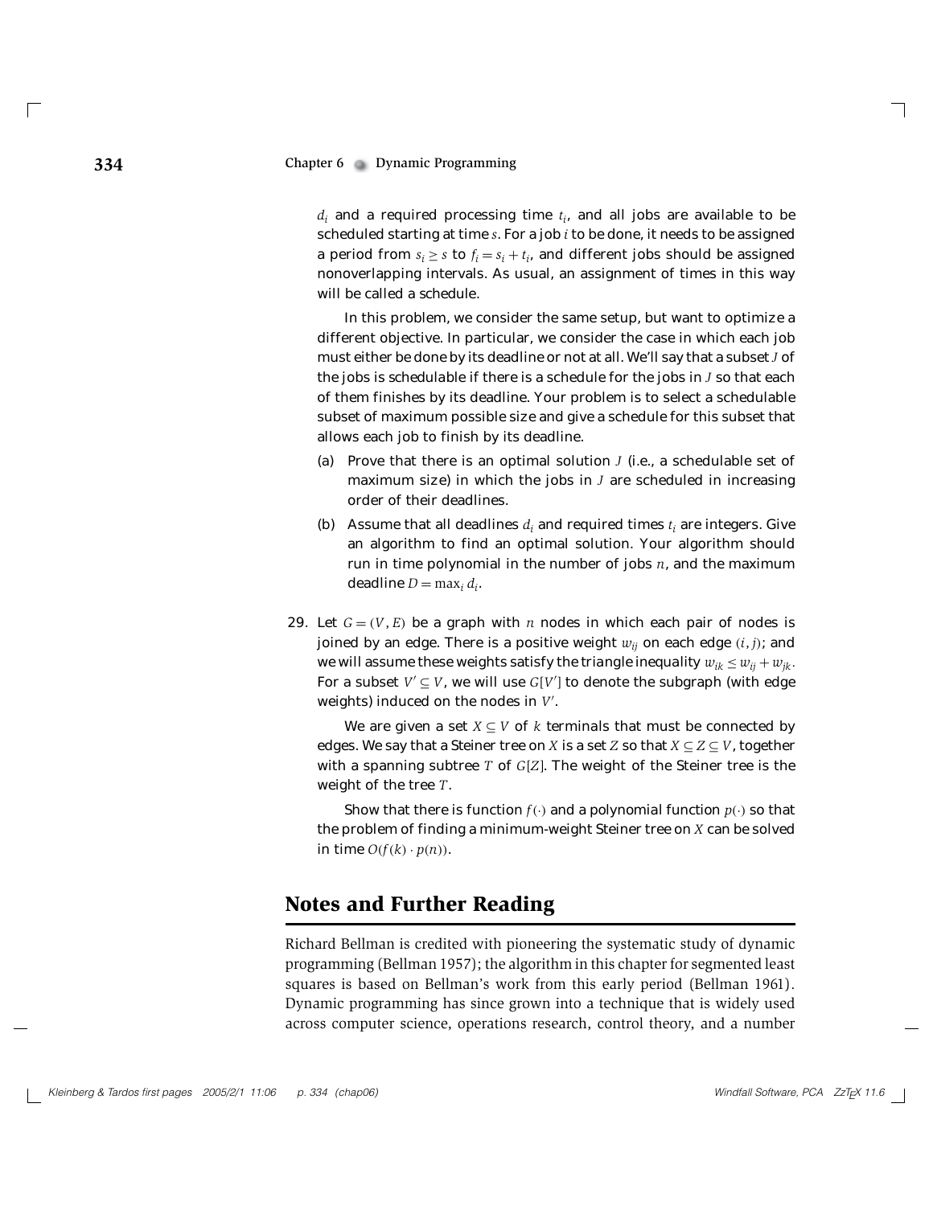$d_i$ and a required processing time $t_i$, and all jobs are available to be scheduled starting at time $s$. For a job $i$ to be done, it needs to be assigned a period from $s_i \geq s$ to $f_i = s_i + t_i$, and different jobs should be assigned nonoverlapping intervals. As usual, an assignment of times in this way will be called a schedule.

In this problem, we consider the same setup, but want to optimize a different objective. In particular, we consider the case in which each job must either be done by its deadline or not at all. We'll say that a subset $J$ of the jobs is schedulable if there is a schedule for the jobs in $J$ so that each of them finishes by its deadline. Your problem is to select a schedulable subset of maximum possible size and give a schedule for this subset that allows each job to finish by its deadline.

(a) Prove that there is an optimal solution $J$ (i.e., a schedulable set of maximum size) in which the jobs in $J$ are scheduled in increasing order of their deadlines.

(b) Assume that all deadlines $d_i$ and required times $t_i$ are integers. Give an algorithm to find an optimal solution. Your algorithm should run in time polynomial in the number of jobs $n$, and the maximum deadline $D = \max_i d_i$.

29. Let $G = (V, E)$ be a graph with $n$ nodes in which each pair of nodes is joined by an edge. There is a positive weight $w_{ij}$ on each edge $(i, j)$; and we will assume these weights satisfy the triangle inequality $w_{ik} \leq w_{ij} + w_{jk}$. For a subset $V' \subseteq V$, we will use $G[V']$ to denote the subgraph (with edge weights) induced on the nodes in $V'$.

We are given a set $X \subseteq V$ of $k$ terminals that must be connected by edges. We say that a Steiner tree on $X$ is a set $Z$ so that $X \subseteq Z \subseteq V$, together with a spanning subtree $T$ of $G[Z]$. The weight of the Steiner tree is the weight of the tree $T$.

Show that there is function $f(\cdot)$ and a polynomial function $p(\cdot)$ so that the problem of finding a minimum-weight Steiner tree on $X$ can be solved in time $O(f(k) \cdot p(n))$.

## Notes and Further Reading

Richard Bellman is credited with pioneering the systematic study of dynamic programming (Bellman 1957); the algorithm in this chapter for segmented least squares is based on Bellman's work from this early period (Bellman 1961). Dynamic programming has since grown into a technique that is widely used across computer science, operations research, control theory, and a number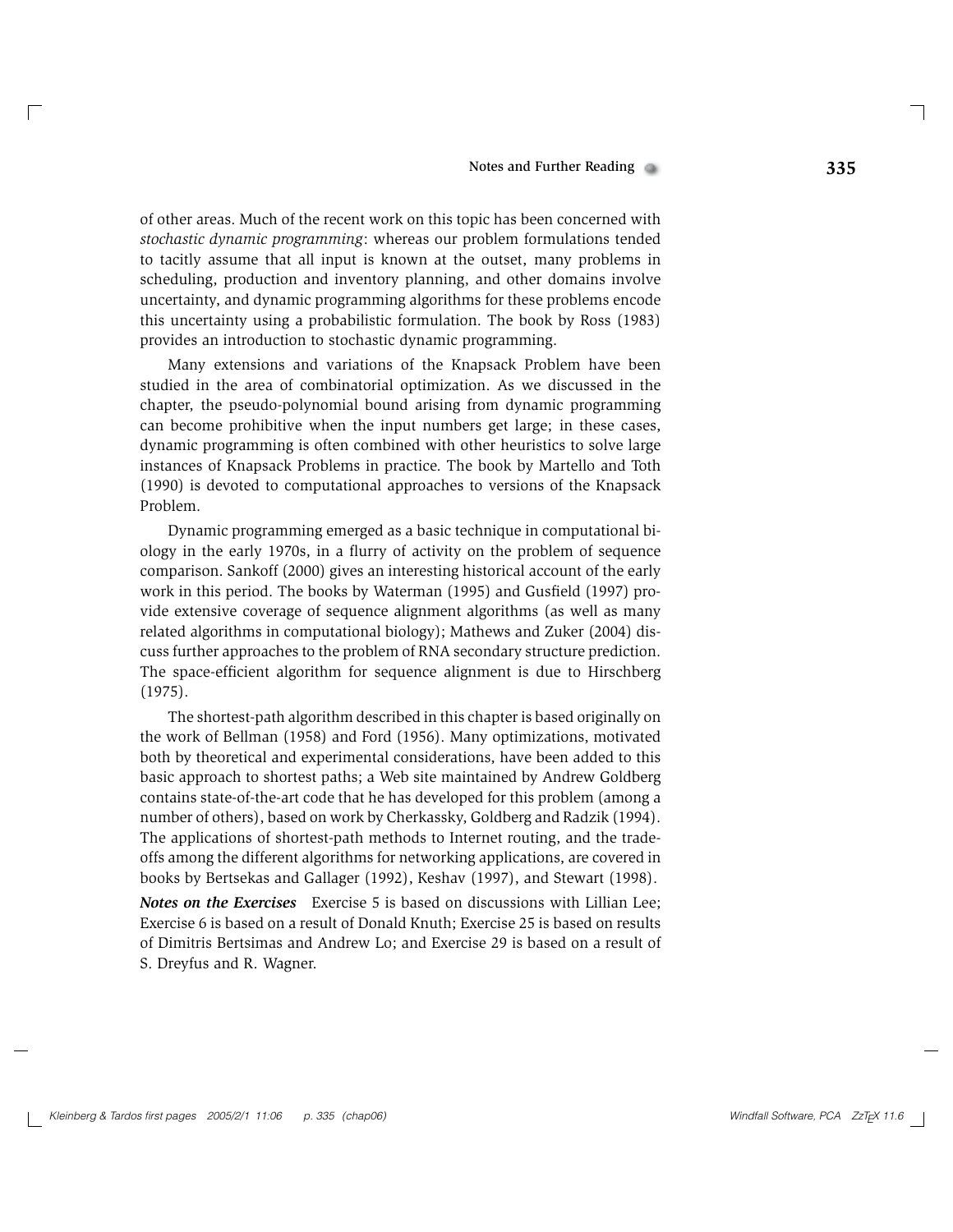of other areas. Much of the recent work on this topic has been concerned with *stochastic dynamic programming*: whereas our problem formulations tended to tacitly assume that all input is known at the outset, many problems in scheduling, production and inventory planning, and other domains involve uncertainty, and dynamic programming algorithms for these problems encode this uncertainty using a probabilistic formulation. The book by Ross (1983) provides an introduction to stochastic dynamic programming.

Many extensions and variations of the Knapsack Problem have been studied in the area of combinatorial optimization. As we discussed in the chapter, the pseudo-polynomial bound arising from dynamic programming can become prohibitive when the input numbers get large; in these cases, dynamic programming is often combined with other heuristics to solve large instances of Knapsack Problems in practice. The book by Martello and Toth (1990) is devoted to computational approaches to versions of the Knapsack Problem.

Dynamic programming emerged as a basic technique in computational biology in the early 1970s, in a flurry of activity on the problem of sequence comparison. Sankoff (2000) gives an interesting historical account of the early work in this period. The books by Waterman (1995) and Gusfield (1997) provide extensive coverage of sequence alignment algorithms (as well as many related algorithms in computational biology); Mathews and Zuker (2004) discuss further approaches to the problem of RNA secondary structure prediction. The space-efficient algorithm for sequence alignment is due to Hirschberg (1975).

The shortest-path algorithm described in this chapter is based originally on the work of Bellman (1958) and Ford (1956). Many optimizations, motivated both by theoretical and experimental considerations, have been added to this basic approach to shortest paths; a Web site maintained by Andrew Goldberg contains state-of-the-art code that he has developed for this problem (among a number of others), based on work by Cherkassky, Goldberg and Radzik (1994). The applications of shortest-path methods to Internet routing, and the trade-offs among the different algorithms for networking applications, are covered in books by Bertsekas and Gallager (1992), Keshav (1997), and Stewart (1998).

***Notes on the Exercises*** Exercise 5 is based on discussions with Lillian Lee; Exercise 6 is based on a result of Donald Knuth; Exercise 25 is based on results of Dimitris Bertsimas and Andrew Lo; and Exercise 29 is based on a result of S. Dreyfus and R. Wagner.